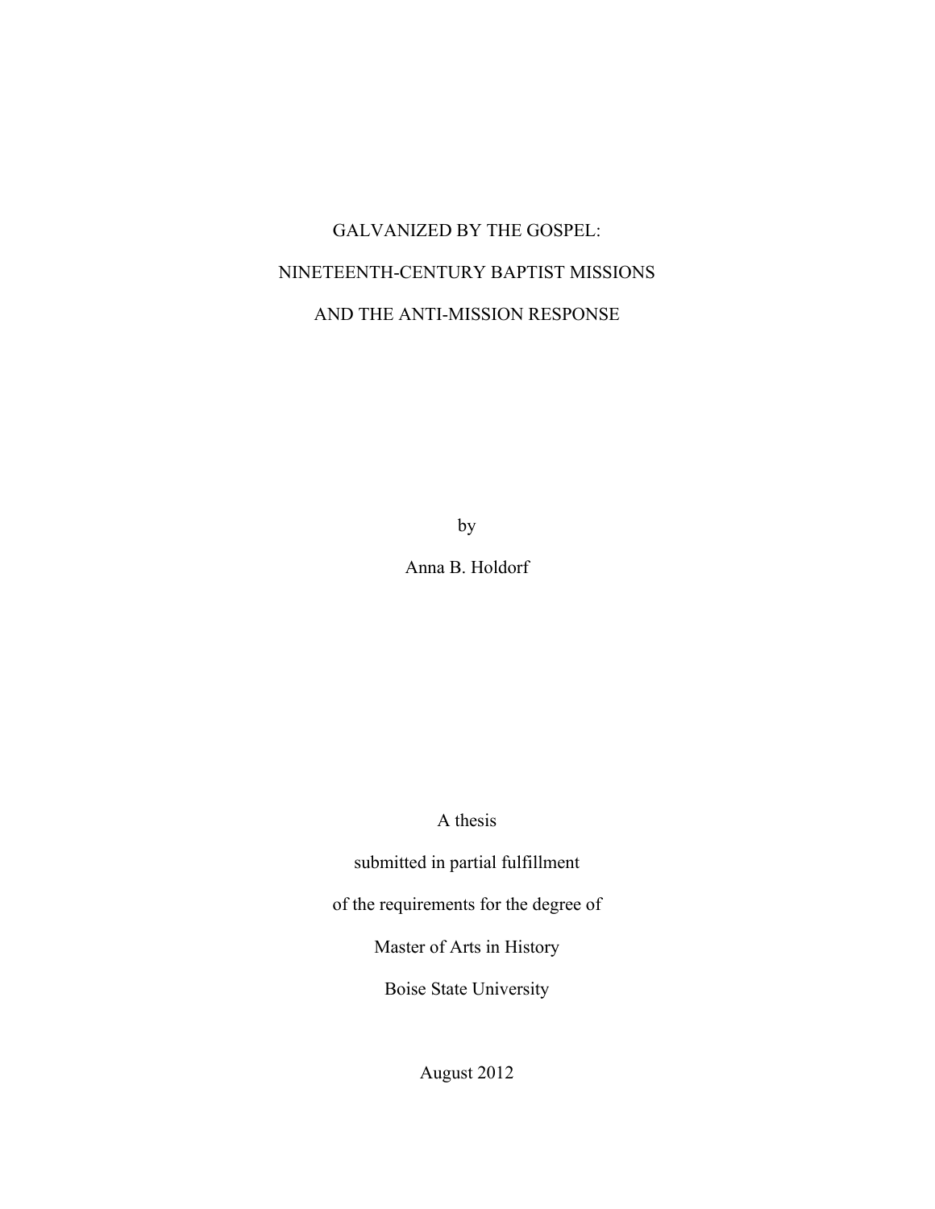# GALVANIZED BY THE GOSPEL:

# NINETEENTH-CENTURY BAPTIST MISSIONS

# AND THE ANTI-MISSION RESPONSE

by

Anna B. Holdorf

A thesis

submitted in partial fulfillment

of the requirements for the degree of

Master of Arts in History

Boise State University

August 2012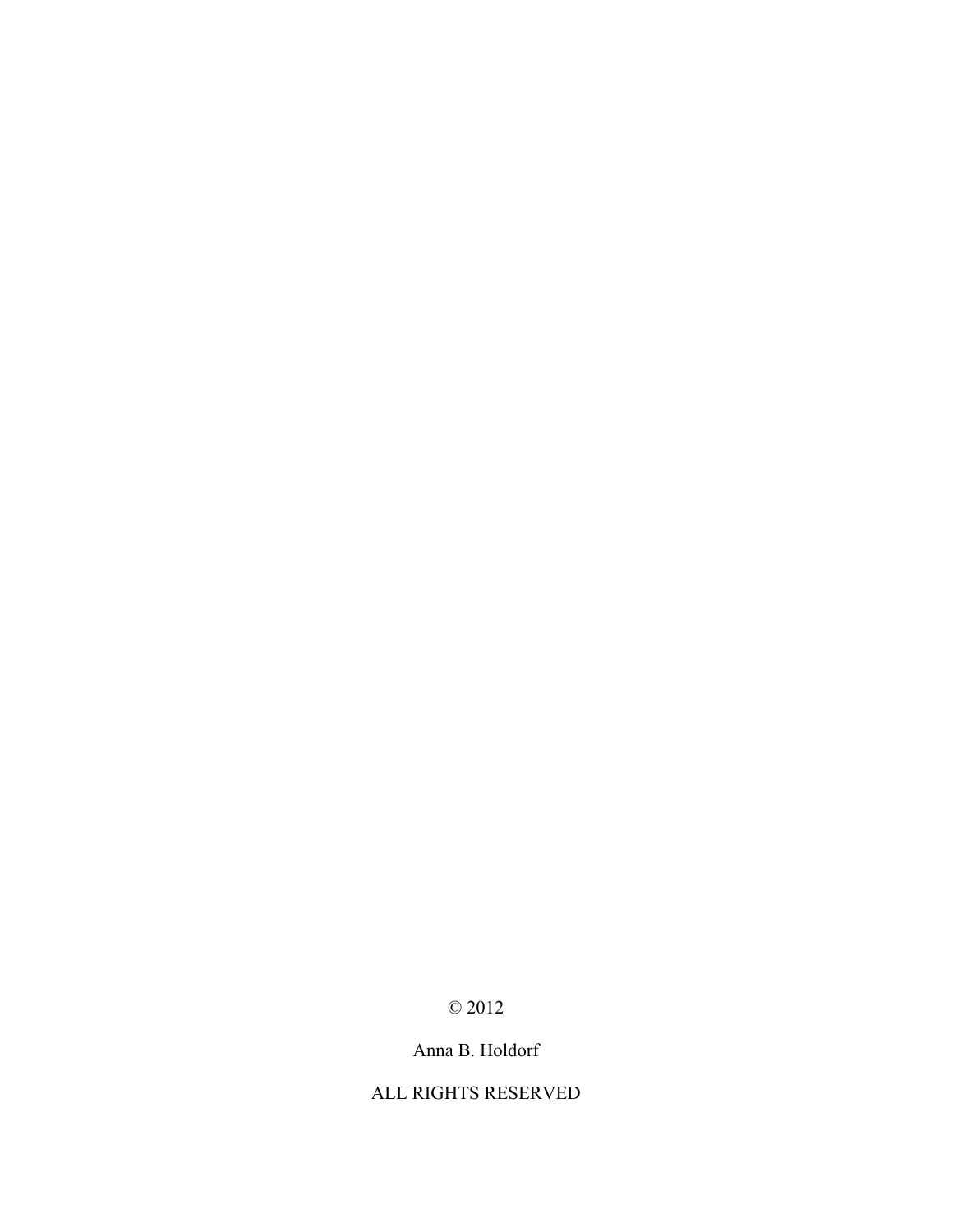© 2012

Anna B. Holdorf

ALL RIGHTS RESERVED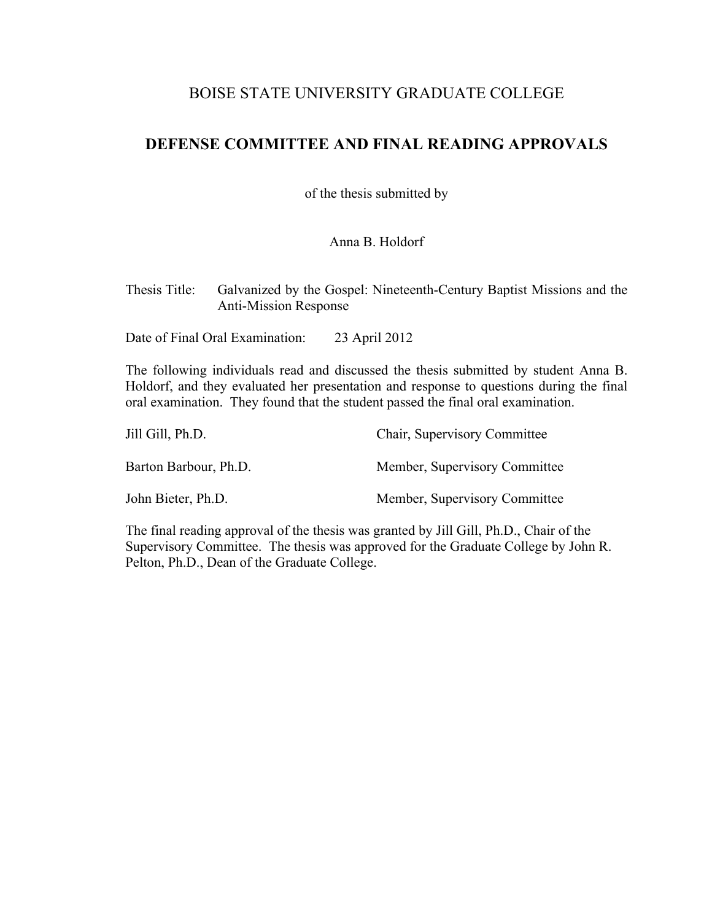# BOISE STATE UNIVERSITY GRADUATE COLLEGE

## DEFENSE COMMITTEE AND FINAL READING APPROVALS

of the thesis submitted by

Anna B. Holdorf

Thesis Title: Galvanized by the Gospel: Nineteenth-Century Baptist Missions and the Anti-Mission Response

Date of Final Oral Examination: 23 April 2012

The following individuals read and discussed the thesis submitted by student Anna B. Holdorf, and they evaluated her presentation and response to questions during the final oral examination. They found that the student passed the final oral examination.

| | |
|---|---|
| Jill Gill, Ph.D. | Chair, Supervisory Committee |
| Barton Barbour, Ph.D. | Member, Supervisory Committee |
| John Bieter, Ph.D. | Member, Supervisory Committee |

The final reading approval of the thesis was granted by Jill Gill, Ph.D., Chair of the Supervisory Committee. The thesis was approved for the Graduate College by John R. Pelton, Ph.D., Dean of the Graduate College.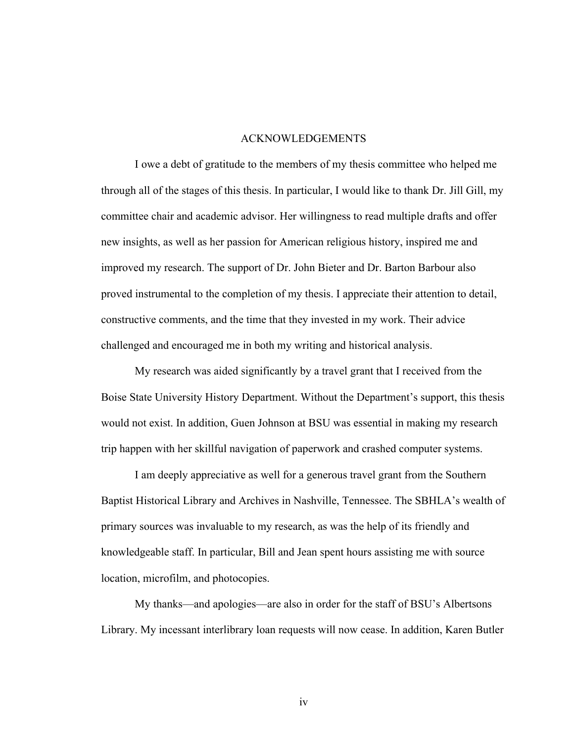# ACKNOWLEDGEMENTS

I owe a debt of gratitude to the members of my thesis committee who helped me through all of the stages of this thesis. In particular, I would like to thank Dr. Jill Gill, my committee chair and academic advisor. Her willingness to read multiple drafts and offer new insights, as well as her passion for American religious history, inspired me and improved my research. The support of Dr. John Bieter and Dr. Barton Barbour also proved instrumental to the completion of my thesis. I appreciate their attention to detail, constructive comments, and the time that they invested in my work. Their advice challenged and encouraged me in both my writing and historical analysis.

My research was aided significantly by a travel grant that I received from the Boise State University History Department. Without the Department's support, this thesis would not exist. In addition, Guen Johnson at BSU was essential in making my research trip happen with her skillful navigation of paperwork and crashed computer systems.

I am deeply appreciative as well for a generous travel grant from the Southern Baptist Historical Library and Archives in Nashville, Tennessee. The SBHLA's wealth of primary sources was invaluable to my research, as was the help of its friendly and knowledgeable staff. In particular, Bill and Jean spent hours assisting me with source location, microfilm, and photocopies.

My thanks—and apologies—are also in order for the staff of BSU's Albertsons Library. My incessant interlibrary loan requests will now cease. In addition, Karen Butler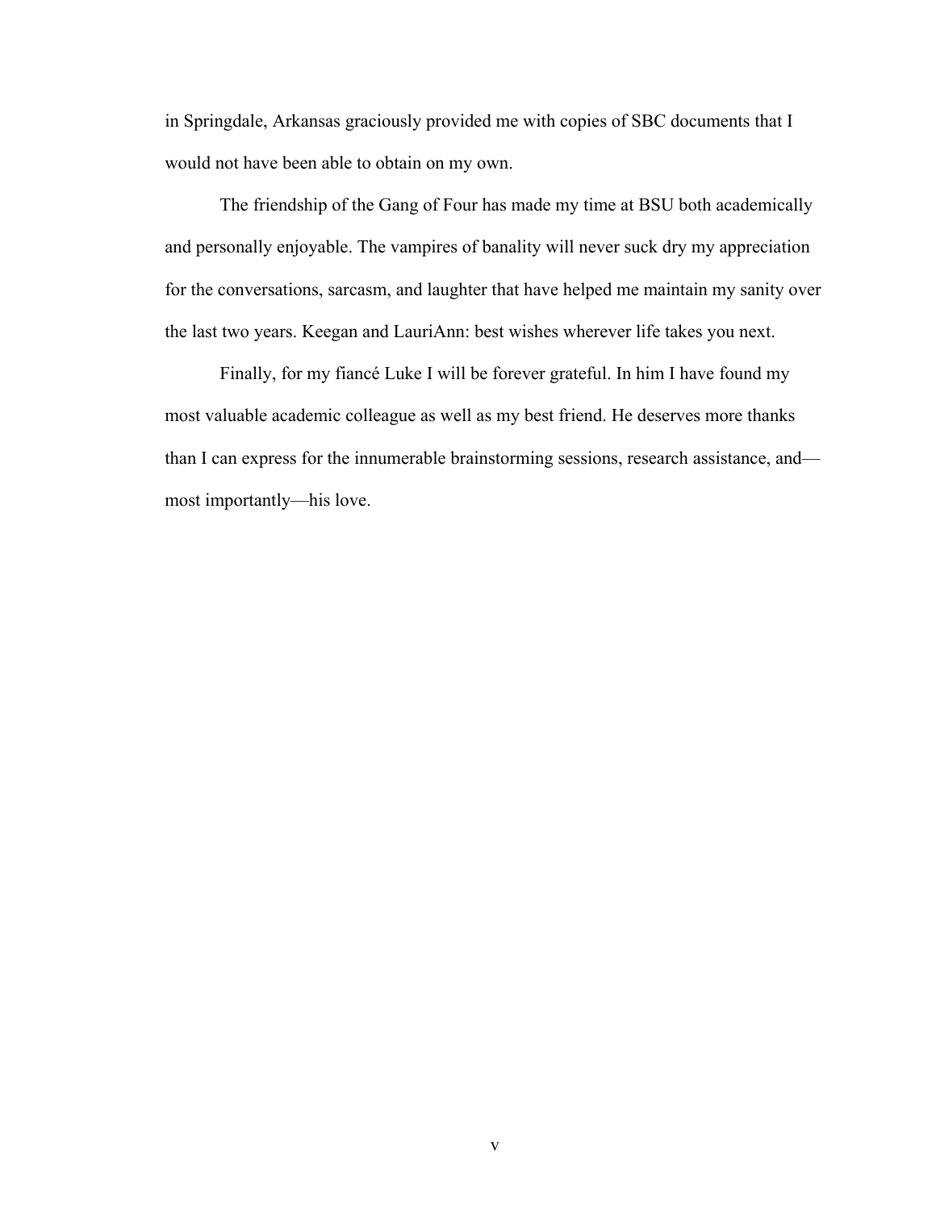in Springdale, Arkansas graciously provided me with copies of SBC documents that I would not have been able to obtain on my own.

The friendship of the Gang of Four has made my time at BSU both academically and personally enjoyable. The vampires of banality will never suck dry my appreciation for the conversations, sarcasm, and laughter that have helped me maintain my sanity over the last two years. Keegan and LauriAnn: best wishes wherever life takes you next.

Finally, for my fiancé Luke I will be forever grateful. In him I have found my most valuable academic colleague as well as my best friend. He deserves more thanks than I can express for the innumerable brainstorming sessions, research assistance, and—most importantly—his love.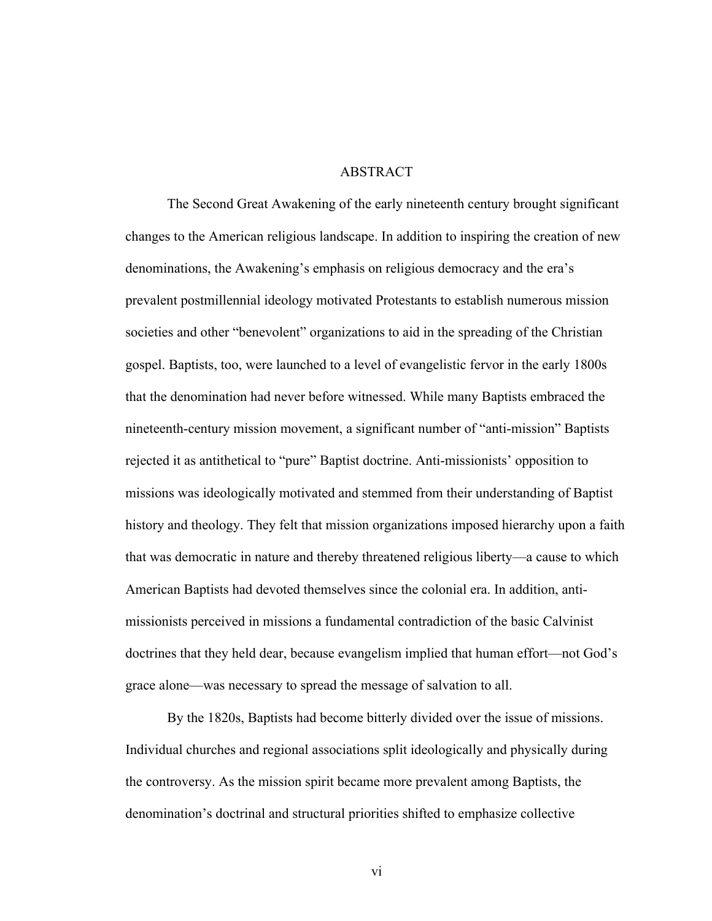## ABSTRACT

The Second Great Awakening of the early nineteenth century brought significant changes to the American religious landscape. In addition to inspiring the creation of new denominations, the Awakening's emphasis on religious democracy and the era's prevalent postmillennial ideology motivated Protestants to establish numerous mission societies and other "benevolent" organizations to aid in the spreading of the Christian gospel. Baptists, too, were launched to a level of evangelistic fervor in the early 1800s that the denomination had never before witnessed. While many Baptists embraced the nineteenth-century mission movement, a significant number of "anti-mission" Baptists rejected it as antithetical to "pure" Baptist doctrine. Anti-missionists' opposition to missions was ideologically motivated and stemmed from their understanding of Baptist history and theology. They felt that mission organizations imposed hierarchy upon a faith that was democratic in nature and thereby threatened religious liberty—a cause to which American Baptists had devoted themselves since the colonial era. In addition, anti-missionists perceived in missions a fundamental contradiction of the basic Calvinist doctrines that they held dear, because evangelism implied that human effort—not God's grace alone—was necessary to spread the message of salvation to all.

By the 1820s, Baptists had become bitterly divided over the issue of missions. Individual churches and regional associations split ideologically and physically during the controversy. As the mission spirit became more prevalent among Baptists, the denomination's doctrinal and structural priorities shifted to emphasize collective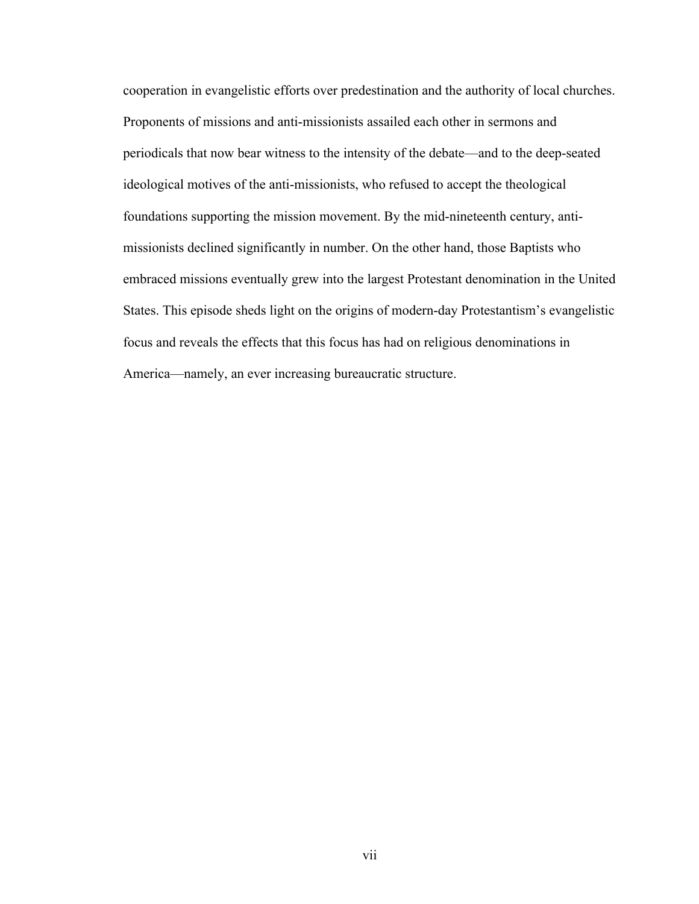cooperation in evangelistic efforts over predestination and the authority of local churches. Proponents of missions and anti-missionists assailed each other in sermons and periodicals that now bear witness to the intensity of the debate—and to the deep-seated ideological motives of the anti-missionists, who refused to accept the theological foundations supporting the mission movement. By the mid-nineteenth century, anti-missionists declined significantly in number. On the other hand, those Baptists who embraced missions eventually grew into the largest Protestant denomination in the United States. This episode sheds light on the origins of modern-day Protestantism's evangelistic focus and reveals the effects that this focus has had on religious denominations in America—namely, an ever increasing bureaucratic structure.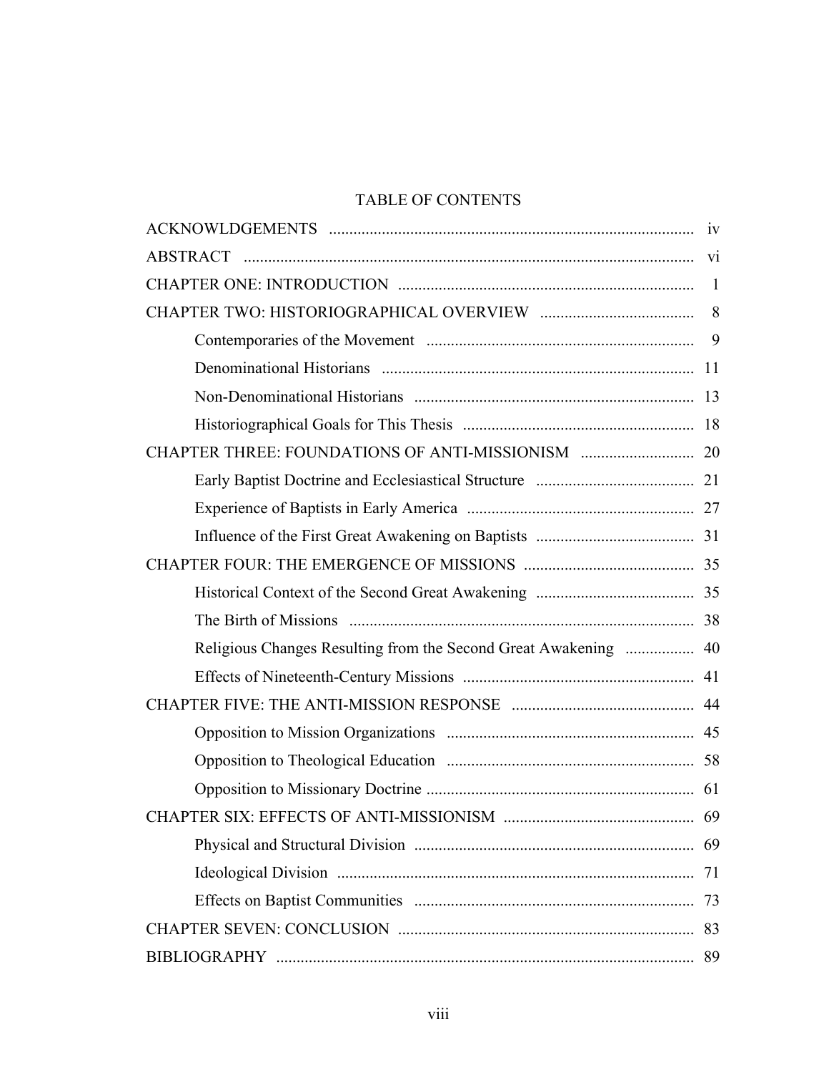# TABLE OF CONTENTS

ACKNOWLDGEMENTS .......................................................................................... iv

ABSTRACT ................................................................................................................ vi

CHAPTER ONE: INTRODUCTION ......................................................................... 1

CHAPTER TWO: HISTORIOGRAPHICAL OVERVIEW ...................................... 8

- Contemporaries of the Movement .................................................................. 9
- Denominational Historians ............................................................................. 11
- Non-Denominational Historians ..................................................................... 13
- Historiographical Goals for This Thesis ......................................................... 18

CHAPTER THREE: FOUNDATIONS OF ANTI-MISSIONISM ............................ 20

- Early Baptist Doctrine and Ecclesiastical Structure ....................................... 21
- Experience of Baptists in Early America ........................................................ 27
- Influence of the First Great Awakening on Baptists ....................................... 31

CHAPTER FOUR: THE EMERGENCE OF MISSIONS .......................................... 35

- Historical Context of the Second Great Awakening ....................................... 35
- The Birth of Missions ..................................................................................... 38
- Religious Changes Resulting from the Second Great Awakening ................. 40
- Effects of Nineteenth-Century Missions ......................................................... 41

CHAPTER FIVE: THE ANTI-MISSION RESPONSE ............................................. 44

- Opposition to Mission Organizations ............................................................. 45
- Opposition to Theological Education ............................................................. 58
- Opposition to Missionary Doctrine .................................................................. 61

CHAPTER SIX: EFFECTS OF ANTI-MISSIONISM ............................................... 69

- Physical and Structural Division ..................................................................... 69
- Ideological Division ........................................................................................ 71
- Effects on Baptist Communities ..................................................................... 73

CHAPTER SEVEN: CONCLUSION ......................................................................... 83

BIBLIOGRAPHY ....................................................................................................... 89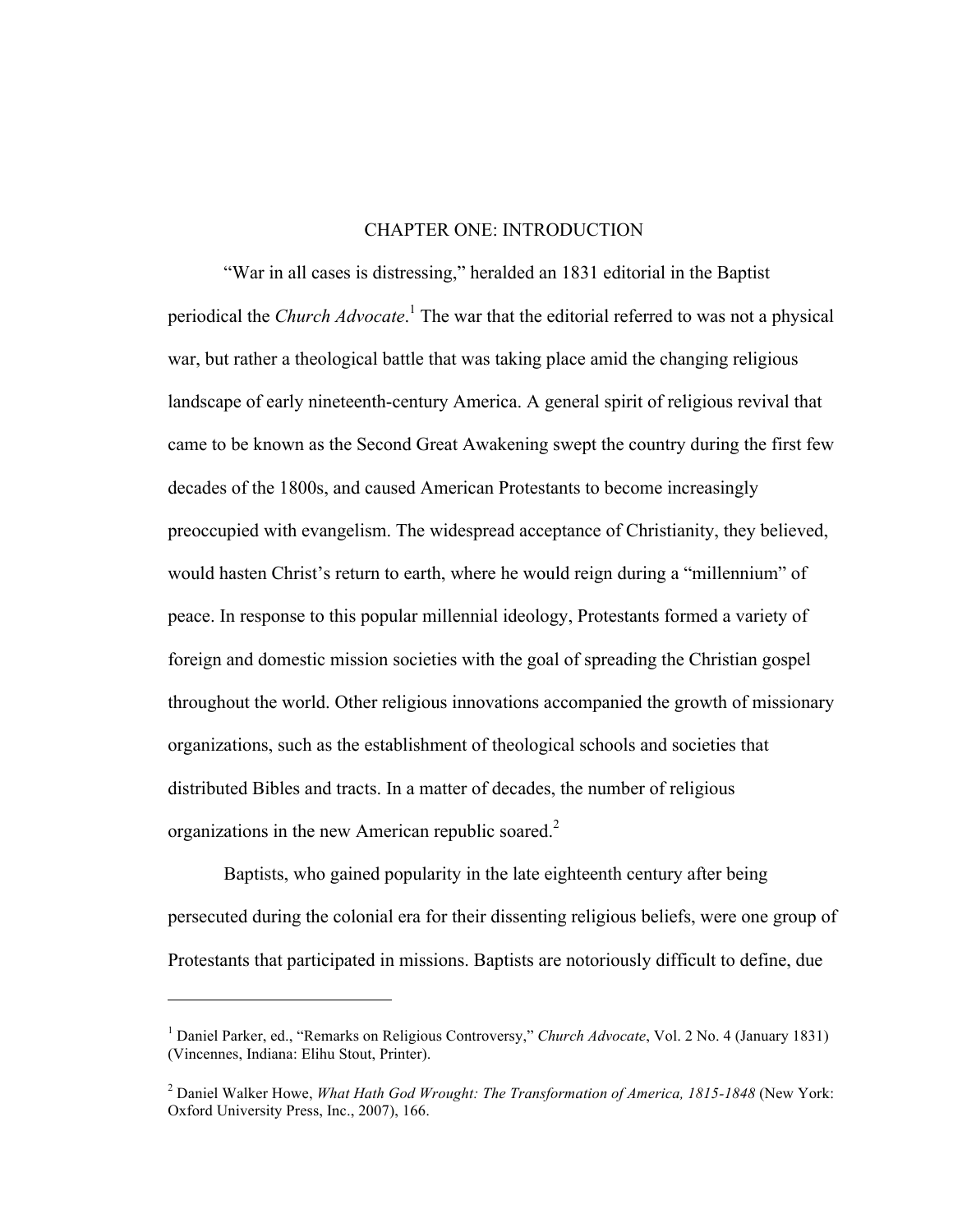# CHAPTER ONE: INTRODUCTION

"War in all cases is distressing," heralded an 1831 editorial in the Baptist periodical the *Church Advocate*.[1] The war that the editorial referred to was not a physical war, but rather a theological battle that was taking place amid the changing religious landscape of early nineteenth-century America. A general spirit of religious revival that came to be known as the Second Great Awakening swept the country during the first few decades of the 1800s, and caused American Protestants to become increasingly preoccupied with evangelism. The widespread acceptance of Christianity, they believed, would hasten Christ's return to earth, where he would reign during a "millennium" of peace. In response to this popular millennial ideology, Protestants formed a variety of foreign and domestic mission societies with the goal of spreading the Christian gospel throughout the world. Other religious innovations accompanied the growth of missionary organizations, such as the establishment of theological schools and societies that distributed Bibles and tracts. In a matter of decades, the number of religious organizations in the new American republic soared.[2]

Baptists, who gained popularity in the late eighteenth century after being persecuted during the colonial era for their dissenting religious beliefs, were one group of Protestants that participated in missions. Baptists are notoriously difficult to define, due

---

[1] Daniel Parker, ed., "Remarks on Religious Controversy," *Church Advocate*, Vol. 2 No. 4 (January 1831) (Vincennes, Indiana: Elihu Stout, Printer).

[2] Daniel Walker Howe, *What Hath God Wrought: The Transformation of America, 1815-1848* (New York: Oxford University Press, Inc., 2007), 166.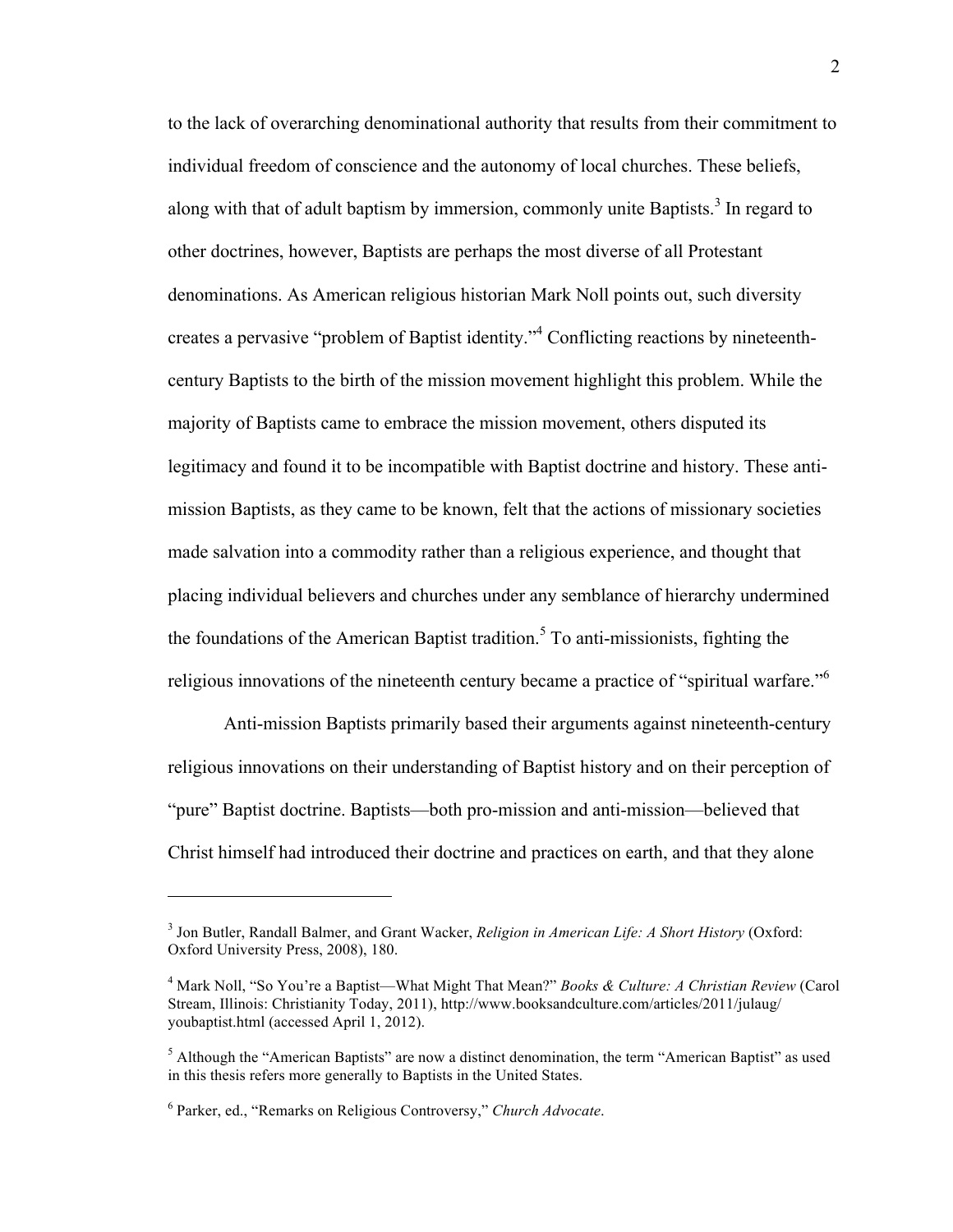to the lack of overarching denominational authority that results from their commitment to individual freedom of conscience and the autonomy of local churches. These beliefs, along with that of adult baptism by immersion, commonly unite Baptists.[3] In regard to other doctrines, however, Baptists are perhaps the most diverse of all Protestant denominations. As American religious historian Mark Noll points out, such diversity creates a pervasive "problem of Baptist identity."[4] Conflicting reactions by nineteenth-century Baptists to the birth of the mission movement highlight this problem. While the majority of Baptists came to embrace the mission movement, others disputed its legitimacy and found it to be incompatible with Baptist doctrine and history. These anti-mission Baptists, as they came to be known, felt that the actions of missionary societies made salvation into a commodity rather than a religious experience, and thought that placing individual believers and churches under any semblance of hierarchy undermined the foundations of the American Baptist tradition.[5] To anti-missionists, fighting the religious innovations of the nineteenth century became a practice of "spiritual warfare."[6]

Anti-mission Baptists primarily based their arguments against nineteenth-century religious innovations on their understanding of Baptist history and on their perception of "pure" Baptist doctrine. Baptists—both pro-mission and anti-mission—believed that Christ himself had introduced their doctrine and practices on earth, and that they alone

---

[3] Jon Butler, Randall Balmer, and Grant Wacker, *Religion in American Life: A Short History* (Oxford: Oxford University Press, 2008), 180.

[4] Mark Noll, "So You're a Baptist—What Might That Mean?" *Books & Culture: A Christian Review* (Carol Stream, Illinois: Christianity Today, 2011), http://www.booksandculture.com/articles/2011/julaug/youbaptist.html (accessed April 1, 2012).

[5] Although the "American Baptists" are now a distinct denomination, the term "American Baptist" as used in this thesis refers more generally to Baptists in the United States.

[6] Parker, ed., "Remarks on Religious Controversy," *Church Advocate*.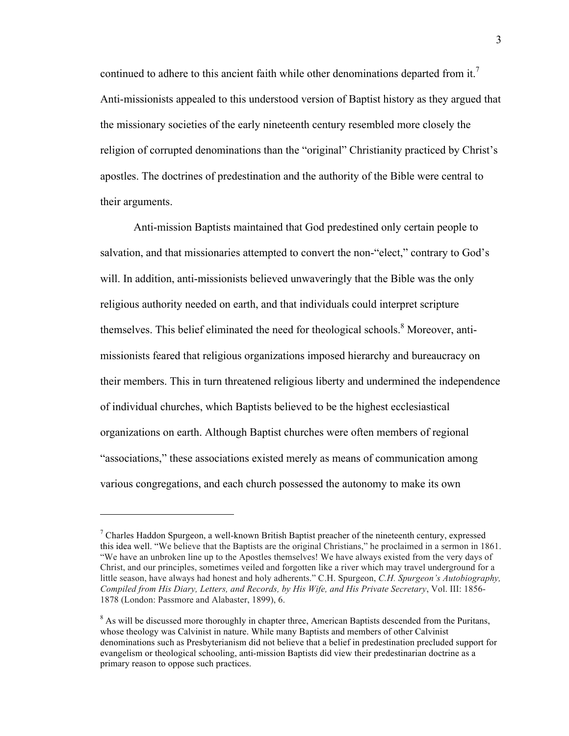continued to adhere to this ancient faith while other denominations departed from it.[7] Anti-missionists appealed to this understood version of Baptist history as they argued that the missionary societies of the early nineteenth century resembled more closely the religion of corrupted denominations than the "original" Christianity practiced by Christ's apostles. The doctrines of predestination and the authority of the Bible were central to their arguments.

Anti-mission Baptists maintained that God predestined only certain people to salvation, and that missionaries attempted to convert the non-"elect," contrary to God's will. In addition, anti-missionists believed unwaveringly that the Bible was the only religious authority needed on earth, and that individuals could interpret scripture themselves. This belief eliminated the need for theological schools.[8] Moreover, anti-missionists feared that religious organizations imposed hierarchy and bureaucracy on their members. This in turn threatened religious liberty and undermined the independence of individual churches, which Baptists believed to be the highest ecclesiastical organizations on earth. Although Baptist churches were often members of regional "associations," these associations existed merely as means of communication among various congregations, and each church possessed the autonomy to make its own

---

[7] Charles Haddon Spurgeon, a well-known British Baptist preacher of the nineteenth century, expressed this idea well. "We believe that the Baptists are the original Christians," he proclaimed in a sermon in 1861. "We have an unbroken line up to the Apostles themselves! We have always existed from the very days of Christ, and our principles, sometimes veiled and forgotten like a river which may travel underground for a little season, have always had honest and holy adherents." C.H. Spurgeon, *C.H. Spurgeon's Autobiography, Compiled from His Diary, Letters, and Records, by His Wife, and His Private Secretary*, Vol. III: 1856-1878 (London: Passmore and Alabaster, 1899), 6.

[8] As will be discussed more thoroughly in chapter three, American Baptists descended from the Puritans, whose theology was Calvinist in nature. While many Baptists and members of other Calvinist denominations such as Presbyterianism did not believe that a belief in predestination precluded support for evangelism or theological schooling, anti-mission Baptists did view their predestinarian doctrine as a primary reason to oppose such practices.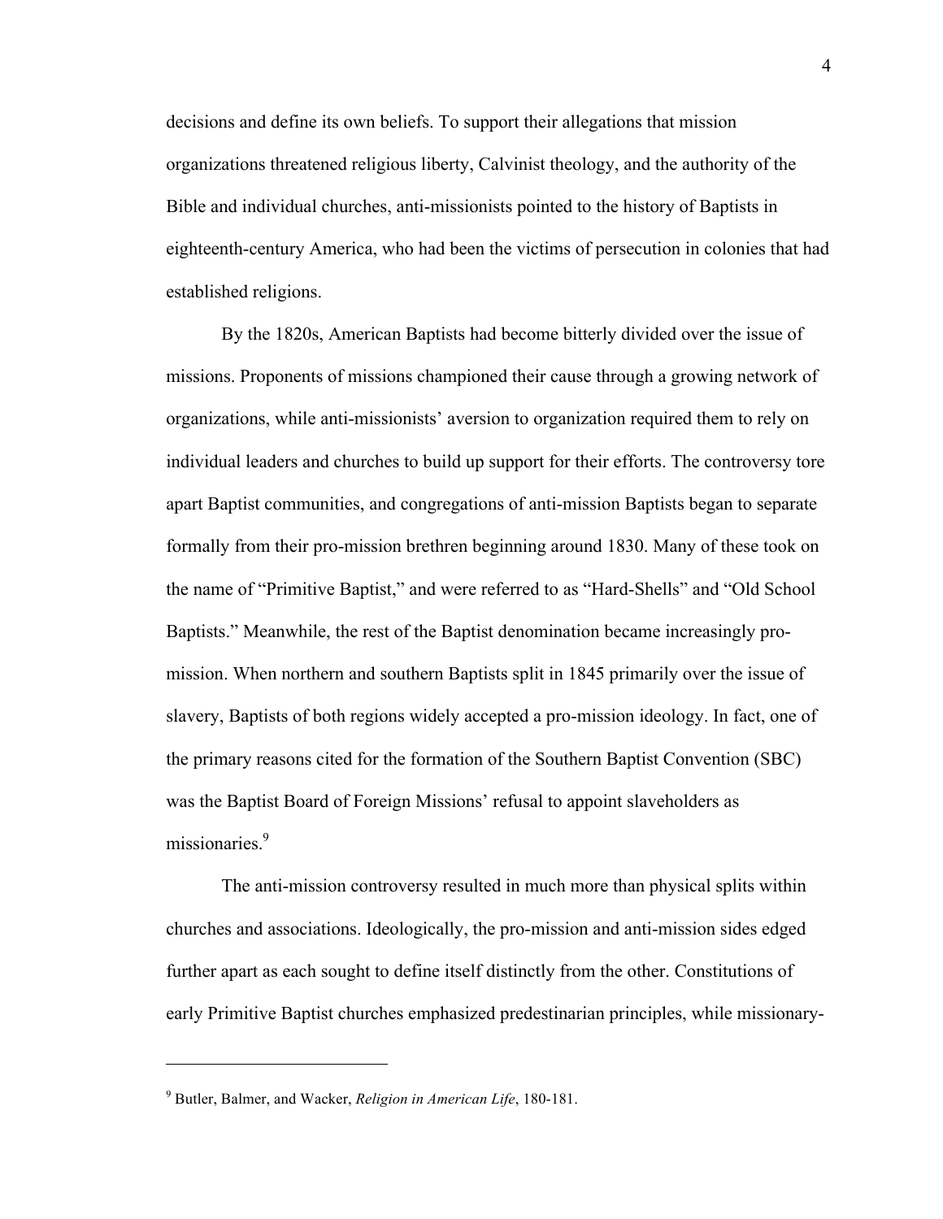decisions and define its own beliefs. To support their allegations that mission organizations threatened religious liberty, Calvinist theology, and the authority of the Bible and individual churches, anti-missionists pointed to the history of Baptists in eighteenth-century America, who had been the victims of persecution in colonies that had established religions.

By the 1820s, American Baptists had become bitterly divided over the issue of missions. Proponents of missions championed their cause through a growing network of organizations, while anti-missionists' aversion to organization required them to rely on individual leaders and churches to build up support for their efforts. The controversy tore apart Baptist communities, and congregations of anti-mission Baptists began to separate formally from their pro-mission brethren beginning around 1830. Many of these took on the name of "Primitive Baptist," and were referred to as "Hard-Shells" and "Old School Baptists." Meanwhile, the rest of the Baptist denomination became increasingly pro-mission. When northern and southern Baptists split in 1845 primarily over the issue of slavery, Baptists of both regions widely accepted a pro-mission ideology. In fact, one of the primary reasons cited for the formation of the Southern Baptist Convention (SBC) was the Baptist Board of Foreign Missions' refusal to appoint slaveholders as missionaries.[9]

The anti-mission controversy resulted in much more than physical splits within churches and associations. Ideologically, the pro-mission and anti-mission sides edged further apart as each sought to define itself distinctly from the other. Constitutions of early Primitive Baptist churches emphasized predestinarian principles, while missionary-

---

[9] Butler, Balmer, and Wacker, *Religion in American Life*, 180-181.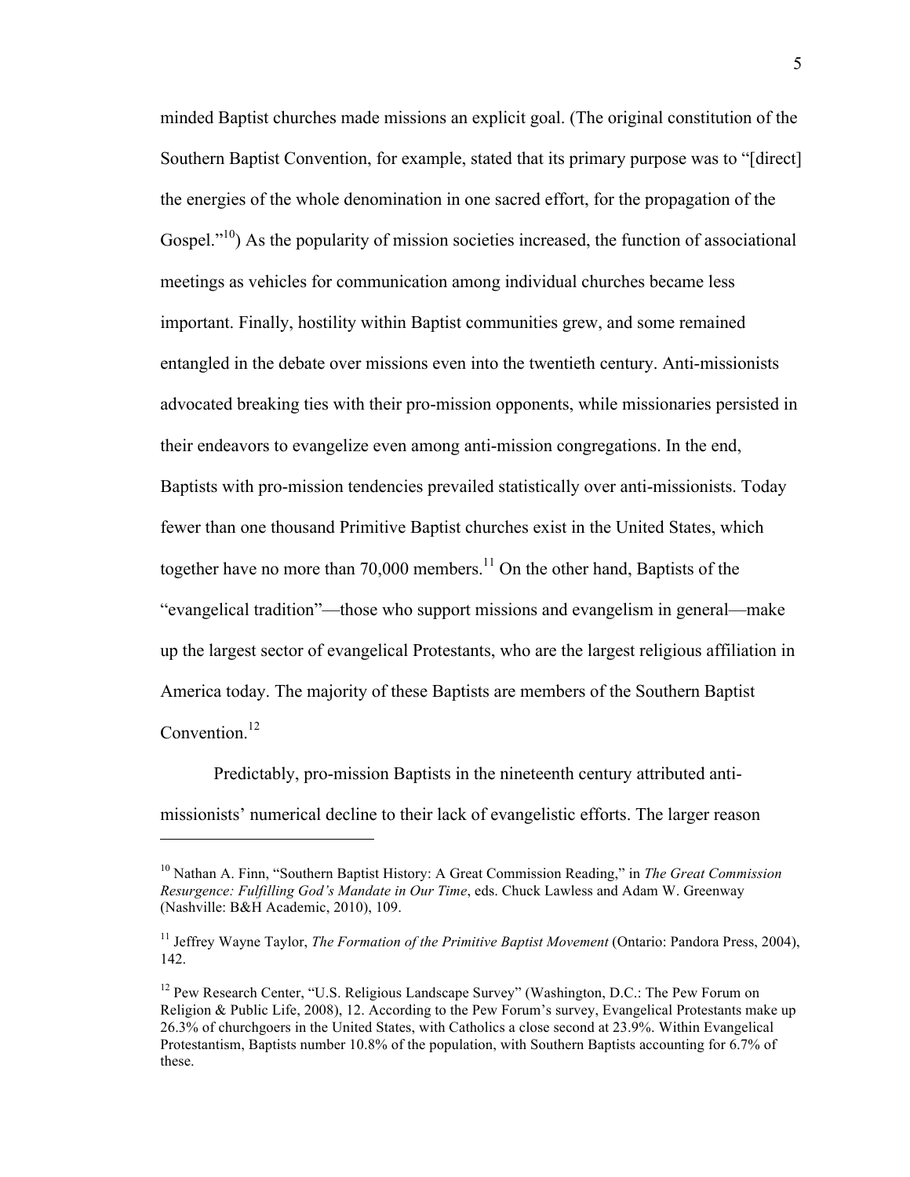minded Baptist churches made missions an explicit goal. (The original constitution of the Southern Baptist Convention, for example, stated that its primary purpose was to "[direct] the energies of the whole denomination in one sacred effort, for the propagation of the Gospel."[10]) As the popularity of mission societies increased, the function of associational meetings as vehicles for communication among individual churches became less important. Finally, hostility within Baptist communities grew, and some remained entangled in the debate over missions even into the twentieth century. Anti-missionists advocated breaking ties with their pro-mission opponents, while missionaries persisted in their endeavors to evangelize even among anti-mission congregations. In the end, Baptists with pro-mission tendencies prevailed statistically over anti-missionists. Today fewer than one thousand Primitive Baptist churches exist in the United States, which together have no more than 70,000 members.[11] On the other hand, Baptists of the "evangelical tradition"—those who support missions and evangelism in general—make up the largest sector of evangelical Protestants, who are the largest religious affiliation in America today. The majority of these Baptists are members of the Southern Baptist Convention.[12]

Predictably, pro-mission Baptists in the nineteenth century attributed anti-missionists' numerical decline to their lack of evangelistic efforts. The larger reason

---

[10] Nathan A. Finn, "Southern Baptist History: A Great Commission Reading," in *The Great Commission Resurgence: Fulfilling God's Mandate in Our Time*, eds. Chuck Lawless and Adam W. Greenway (Nashville: B&H Academic, 2010), 109.

[11] Jeffrey Wayne Taylor, *The Formation of the Primitive Baptist Movement* (Ontario: Pandora Press, 2004), 142.

[12] Pew Research Center, "U.S. Religious Landscape Survey" (Washington, D.C.: The Pew Forum on Religion & Public Life, 2008), 12. According to the Pew Forum's survey, Evangelical Protestants make up 26.3% of churchgoers in the United States, with Catholics a close second at 23.9%. Within Evangelical Protestantism, Baptists number 10.8% of the population, with Southern Baptists accounting for 6.7% of these.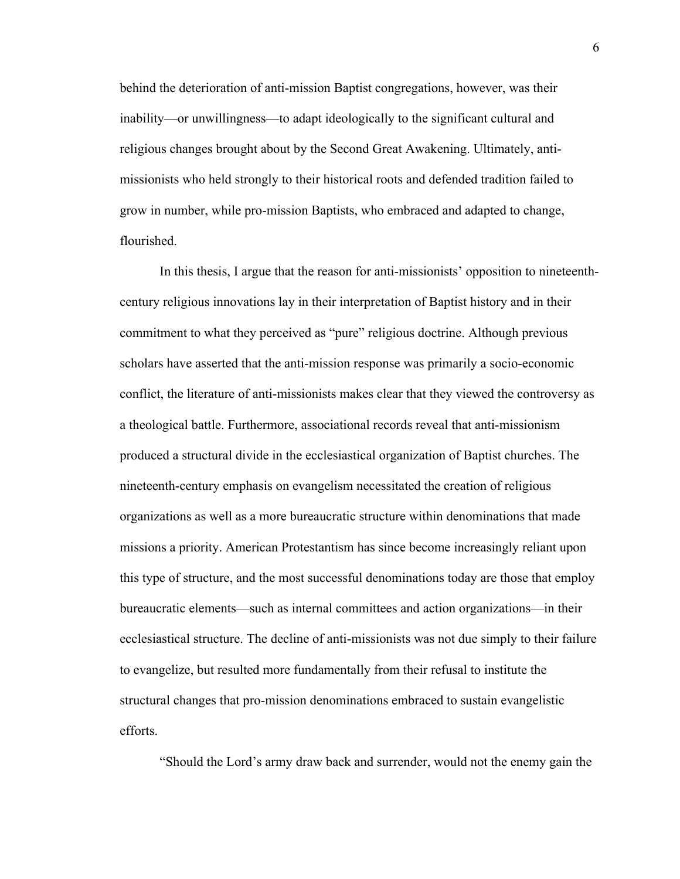behind the deterioration of anti-mission Baptist congregations, however, was their inability—or unwillingness—to adapt ideologically to the significant cultural and religious changes brought about by the Second Great Awakening. Ultimately, anti-missionists who held strongly to their historical roots and defended tradition failed to grow in number, while pro-mission Baptists, who embraced and adapted to change, flourished.

In this thesis, I argue that the reason for anti-missionists' opposition to nineteenth-century religious innovations lay in their interpretation of Baptist history and in their commitment to what they perceived as "pure" religious doctrine. Although previous scholars have asserted that the anti-mission response was primarily a socio-economic conflict, the literature of anti-missionists makes clear that they viewed the controversy as a theological battle. Furthermore, associational records reveal that anti-missionism produced a structural divide in the ecclesiastical organization of Baptist churches. The nineteenth-century emphasis on evangelism necessitated the creation of religious organizations as well as a more bureaucratic structure within denominations that made missions a priority. American Protestantism has since become increasingly reliant upon this type of structure, and the most successful denominations today are those that employ bureaucratic elements—such as internal committees and action organizations—in their ecclesiastical structure. The decline of anti-missionists was not due simply to their failure to evangelize, but resulted more fundamentally from their refusal to institute the structural changes that pro-mission denominations embraced to sustain evangelistic efforts.

"Should the Lord's army draw back and surrender, would not the enemy gain the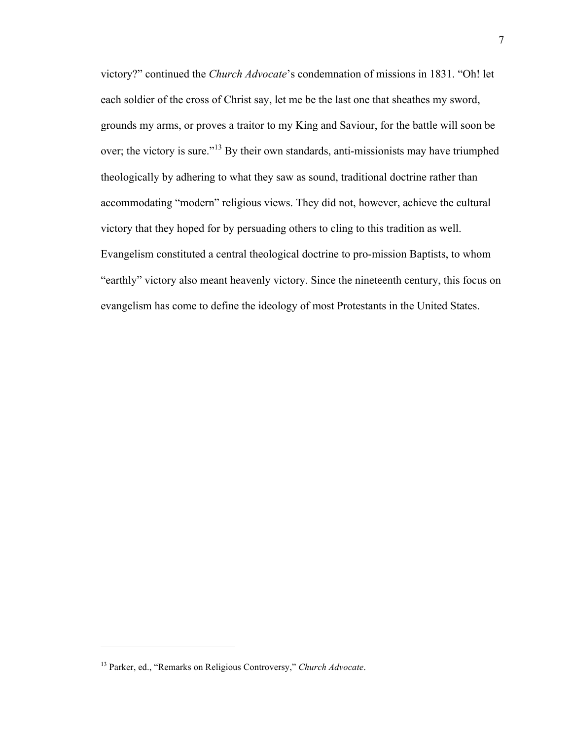victory?" continued the *Church Advocate*'s condemnation of missions in 1831. "Oh! let each soldier of the cross of Christ say, let me be the last one that sheathes my sword, grounds my arms, or proves a traitor to my King and Saviour, for the battle will soon be over; the victory is sure."[13] By their own standards, anti-missionists may have triumphed theologically by adhering to what they saw as sound, traditional doctrine rather than accommodating "modern" religious views. They did not, however, achieve the cultural victory that they hoped for by persuading others to cling to this tradition as well. Evangelism constituted a central theological doctrine to pro-mission Baptists, to whom "earthly" victory also meant heavenly victory. Since the nineteenth century, this focus on evangelism has come to define the ideology of most Protestants in the United States.

---

[13] Parker, ed., "Remarks on Religious Controversy," *Church Advocate*.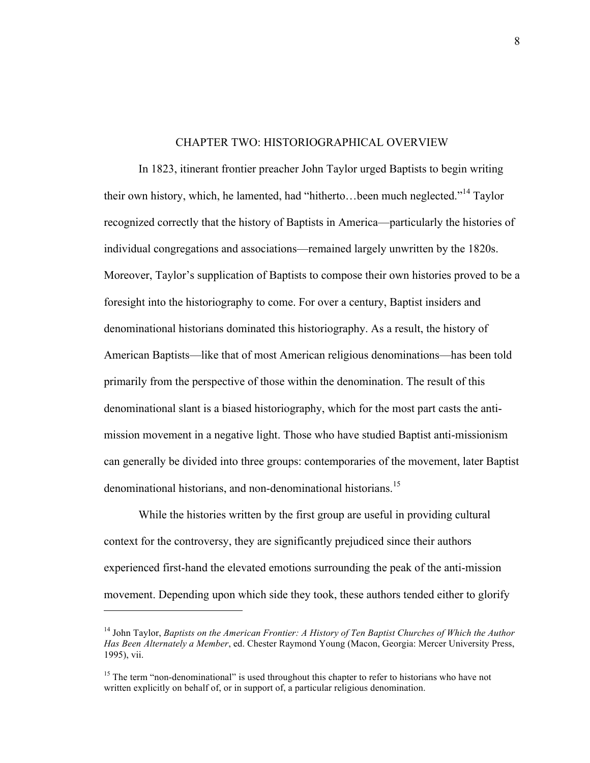## CHAPTER TWO: HISTORIOGRAPHICAL OVERVIEW

In 1823, itinerant frontier preacher John Taylor urged Baptists to begin writing their own history, which, he lamented, had "hitherto…been much neglected."[14] Taylor recognized correctly that the history of Baptists in America—particularly the histories of individual congregations and associations—remained largely unwritten by the 1820s. Moreover, Taylor's supplication of Baptists to compose their own histories proved to be a foresight into the historiography to come. For over a century, Baptist insiders and denominational historians dominated this historiography. As a result, the history of American Baptists—like that of most American religious denominations—has been told primarily from the perspective of those within the denomination. The result of this denominational slant is a biased historiography, which for the most part casts the anti-mission movement in a negative light. Those who have studied Baptist anti-missionism can generally be divided into three groups: contemporaries of the movement, later Baptist denominational historians, and non-denominational historians.[15]

While the histories written by the first group are useful in providing cultural context for the controversy, they are significantly prejudiced since their authors experienced first-hand the elevated emotions surrounding the peak of the anti-mission movement. Depending upon which side they took, these authors tended either to glorify

---

[14] John Taylor, *Baptists on the American Frontier: A History of Ten Baptist Churches of Which the Author Has Been Alternately a Member*, ed. Chester Raymond Young (Macon, Georgia: Mercer University Press, 1995), vii.

[15] The term "non-denominational" is used throughout this chapter to refer to historians who have not written explicitly on behalf of, or in support of, a particular religious denomination.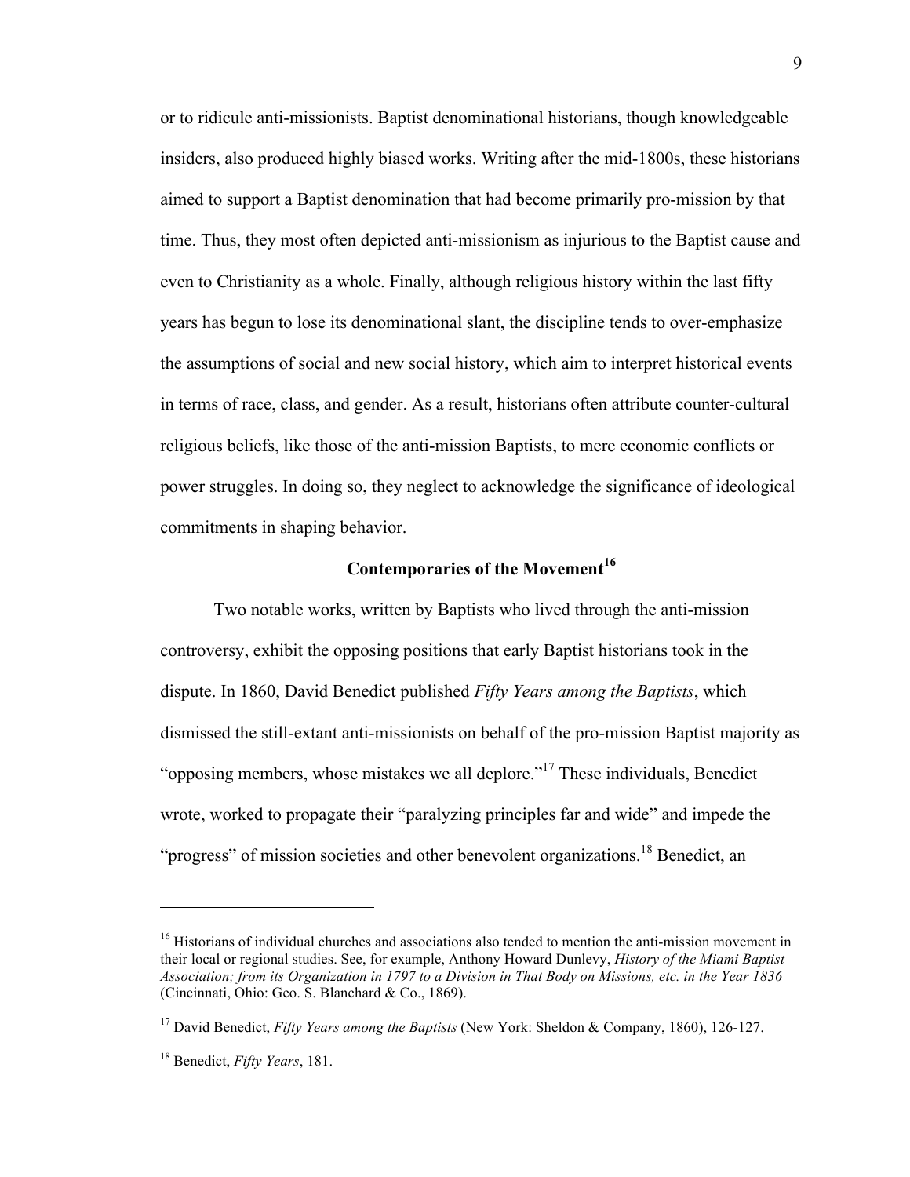or to ridicule anti-missionists. Baptist denominational historians, though knowledgeable insiders, also produced highly biased works. Writing after the mid-1800s, these historians aimed to support a Baptist denomination that had become primarily pro-mission by that time. Thus, they most often depicted anti-missionism as injurious to the Baptist cause and even to Christianity as a whole. Finally, although religious history within the last fifty years has begun to lose its denominational slant, the discipline tends to over-emphasize the assumptions of social and new social history, which aim to interpret historical events in terms of race, class, and gender. As a result, historians often attribute counter-cultural religious beliefs, like those of the anti-mission Baptists, to mere economic conflicts or power struggles. In doing so, they neglect to acknowledge the significance of ideological commitments in shaping behavior.

## Contemporaries of the Movement[16]

Two notable works, written by Baptists who lived through the anti-mission controversy, exhibit the opposing positions that early Baptist historians took in the dispute. In 1860, David Benedict published *Fifty Years among the Baptists*, which dismissed the still-extant anti-missionists on behalf of the pro-mission Baptist majority as "opposing members, whose mistakes we all deplore."[17] These individuals, Benedict wrote, worked to propagate their "paralyzing principles far and wide" and impede the "progress" of mission societies and other benevolent organizations.[18] Benedict, an

---

[16] Historians of individual churches and associations also tended to mention the anti-mission movement in their local or regional studies. See, for example, Anthony Howard Dunlevy, *History of the Miami Baptist Association; from its Organization in 1797 to a Division in That Body on Missions, etc. in the Year 1836* (Cincinnati, Ohio: Geo. S. Blanchard & Co., 1869).

[17] David Benedict, *Fifty Years among the Baptists* (New York: Sheldon & Company, 1860), 126-127.

[18] Benedict, *Fifty Years*, 181.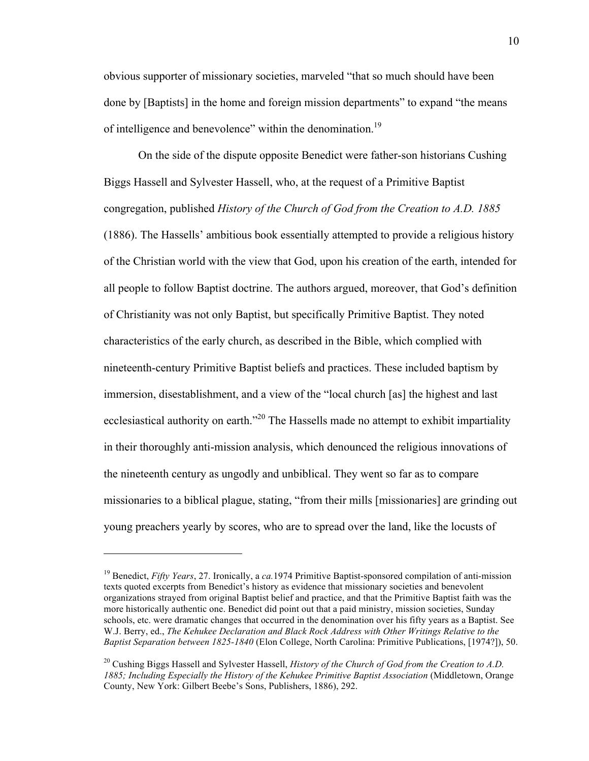obvious supporter of missionary societies, marveled "that so much should have been done by [Baptists] in the home and foreign mission departments" to expand "the means of intelligence and benevolence" within the denomination.[19]

On the side of the dispute opposite Benedict were father-son historians Cushing Biggs Hassell and Sylvester Hassell, who, at the request of a Primitive Baptist congregation, published *History of the Church of God from the Creation to A.D. 1885* (1886). The Hassells' ambitious book essentially attempted to provide a religious history of the Christian world with the view that God, upon his creation of the earth, intended for all people to follow Baptist doctrine. The authors argued, moreover, that God's definition of Christianity was not only Baptist, but specifically Primitive Baptist. They noted characteristics of the early church, as described in the Bible, which complied with nineteenth-century Primitive Baptist beliefs and practices. These included baptism by immersion, disestablishment, and a view of the "local church [as] the highest and last ecclesiastical authority on earth."[20] The Hassells made no attempt to exhibit impartiality in their thoroughly anti-mission analysis, which denounced the religious innovations of the nineteenth century as ungodly and unbiblical. They went so far as to compare missionaries to a biblical plague, stating, "from their mills [missionaries] are grinding out young preachers yearly by scores, who are to spread over the land, like the locusts of

---

[19] Benedict, *Fifty Years*, 27. Ironically, a *ca.*1974 Primitive Baptist-sponsored compilation of anti-mission texts quoted excerpts from Benedict's history as evidence that missionary societies and benevolent organizations strayed from original Baptist belief and practice, and that the Primitive Baptist faith was the more historically authentic one. Benedict did point out that a paid ministry, mission societies, Sunday schools, etc. were dramatic changes that occurred in the denomination over his fifty years as a Baptist. See W.J. Berry, ed., *The Kehukee Declaration and Black Rock Address with Other Writings Relative to the Baptist Separation between 1825-1840* (Elon College, North Carolina: Primitive Publications, [1974?]), 50.

[20] Cushing Biggs Hassell and Sylvester Hassell, *History of the Church of God from the Creation to A.D. 1885; Including Especially the History of the Kehukee Primitive Baptist Association* (Middletown, Orange County, New York: Gilbert Beebe's Sons, Publishers, 1886), 292.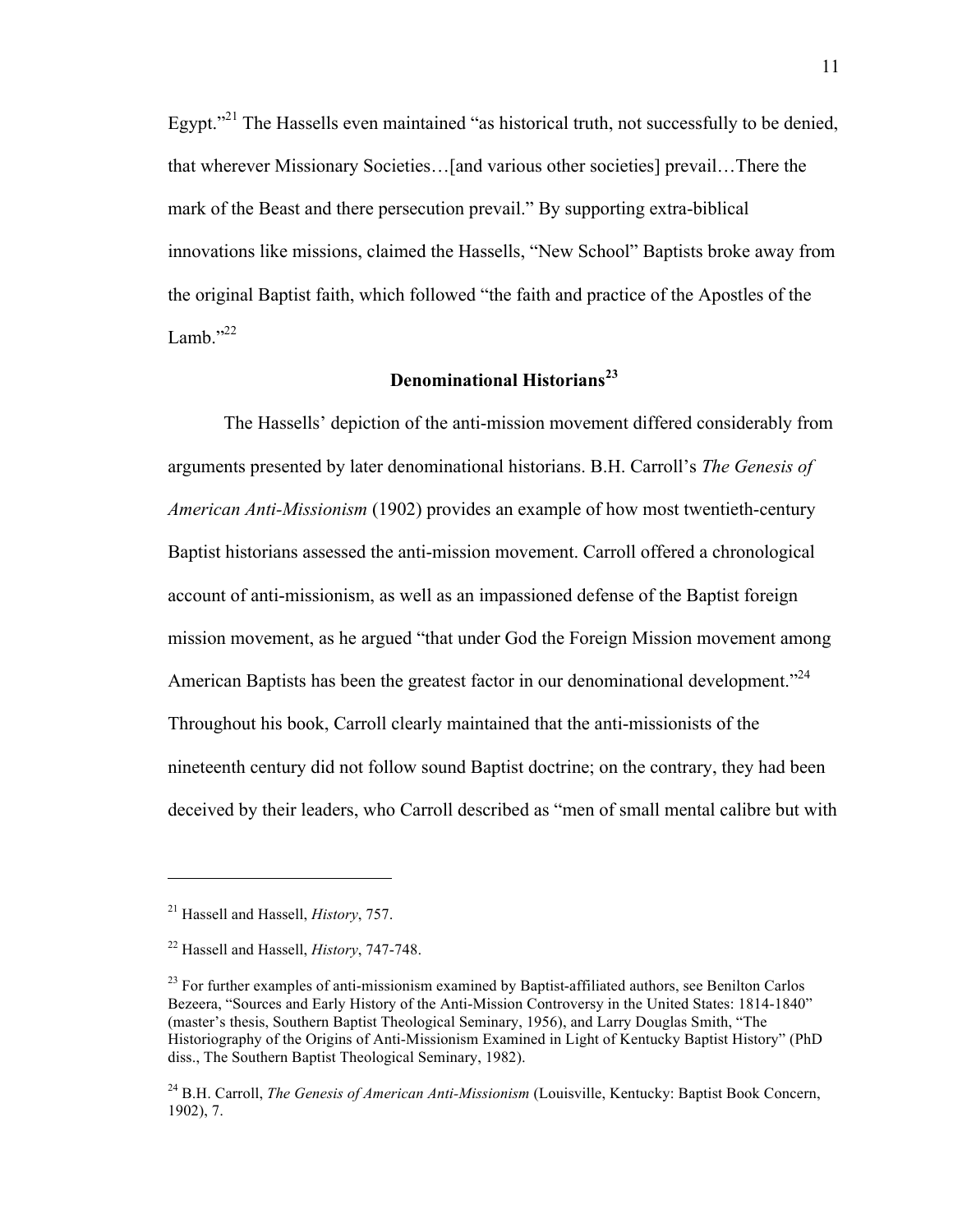Egypt."[21] The Hassells even maintained "as historical truth, not successfully to be denied, that wherever Missionary Societies…[and various other societies] prevail…There the mark of the Beast and there persecution prevail." By supporting extra-biblical innovations like missions, claimed the Hassells, "New School" Baptists broke away from the original Baptist faith, which followed "the faith and practice of the Apostles of the Lamb."[22]

## Denominational Historians[23]

The Hassells' depiction of the anti-mission movement differed considerably from arguments presented by later denominational historians. B.H. Carroll's *The Genesis of American Anti-Missionism* (1902) provides an example of how most twentieth-century Baptist historians assessed the anti-mission movement. Carroll offered a chronological account of anti-missionism, as well as an impassioned defense of the Baptist foreign mission movement, as he argued "that under God the Foreign Mission movement among American Baptists has been the greatest factor in our denominational development."[24] Throughout his book, Carroll clearly maintained that the anti-missionists of the nineteenth century did not follow sound Baptist doctrine; on the contrary, they had been deceived by their leaders, who Carroll described as "men of small mental calibre but with

---

[21] Hassell and Hassell, *History*, 757.

[22] Hassell and Hassell, *History*, 747-748.

[23] For further examples of anti-missionism examined by Baptist-affiliated authors, see Benilton Carlos Bezeera, "Sources and Early History of the Anti-Mission Controversy in the United States: 1814-1840" (master's thesis, Southern Baptist Theological Seminary, 1956), and Larry Douglas Smith, "The Historiography of the Origins of Anti-Missionism Examined in Light of Kentucky Baptist History" (PhD diss., The Southern Baptist Theological Seminary, 1982).

[24] B.H. Carroll, *The Genesis of American Anti-Missionism* (Louisville, Kentucky: Baptist Book Concern, 1902), 7.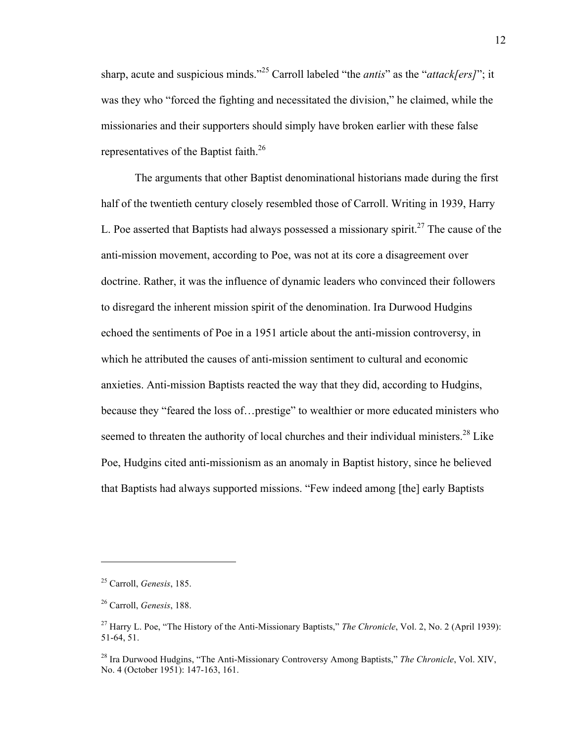sharp, acute and suspicious minds."[25] Carroll labeled "the *antis*" as the "*attack[ers]*"; it was they who "forced the fighting and necessitated the division," he claimed, while the missionaries and their supporters should simply have broken earlier with these false representatives of the Baptist faith.[26]

The arguments that other Baptist denominational historians made during the first half of the twentieth century closely resembled those of Carroll. Writing in 1939, Harry L. Poe asserted that Baptists had always possessed a missionary spirit.[27] The cause of the anti-mission movement, according to Poe, was not at its core a disagreement over doctrine. Rather, it was the influence of dynamic leaders who convinced their followers to disregard the inherent mission spirit of the denomination. Ira Durwood Hudgins echoed the sentiments of Poe in a 1951 article about the anti-mission controversy, in which he attributed the causes of anti-mission sentiment to cultural and economic anxieties. Anti-mission Baptists reacted the way that they did, according to Hudgins, because they "feared the loss of…prestige" to wealthier or more educated ministers who seemed to threaten the authority of local churches and their individual ministers.[28] Like Poe, Hudgins cited anti-missionism as an anomaly in Baptist history, since he believed that Baptists had always supported missions. "Few indeed among [the] early Baptists

---

[25] Carroll, *Genesis*, 185.

[26] Carroll, *Genesis*, 188.

[27] Harry L. Poe, "The History of the Anti-Missionary Baptists," *The Chronicle*, Vol. 2, No. 2 (April 1939): 51-64, 51.

[28] Ira Durwood Hudgins, "The Anti-Missionary Controversy Among Baptists," *The Chronicle*, Vol. XIV, No. 4 (October 1951): 147-163, 161.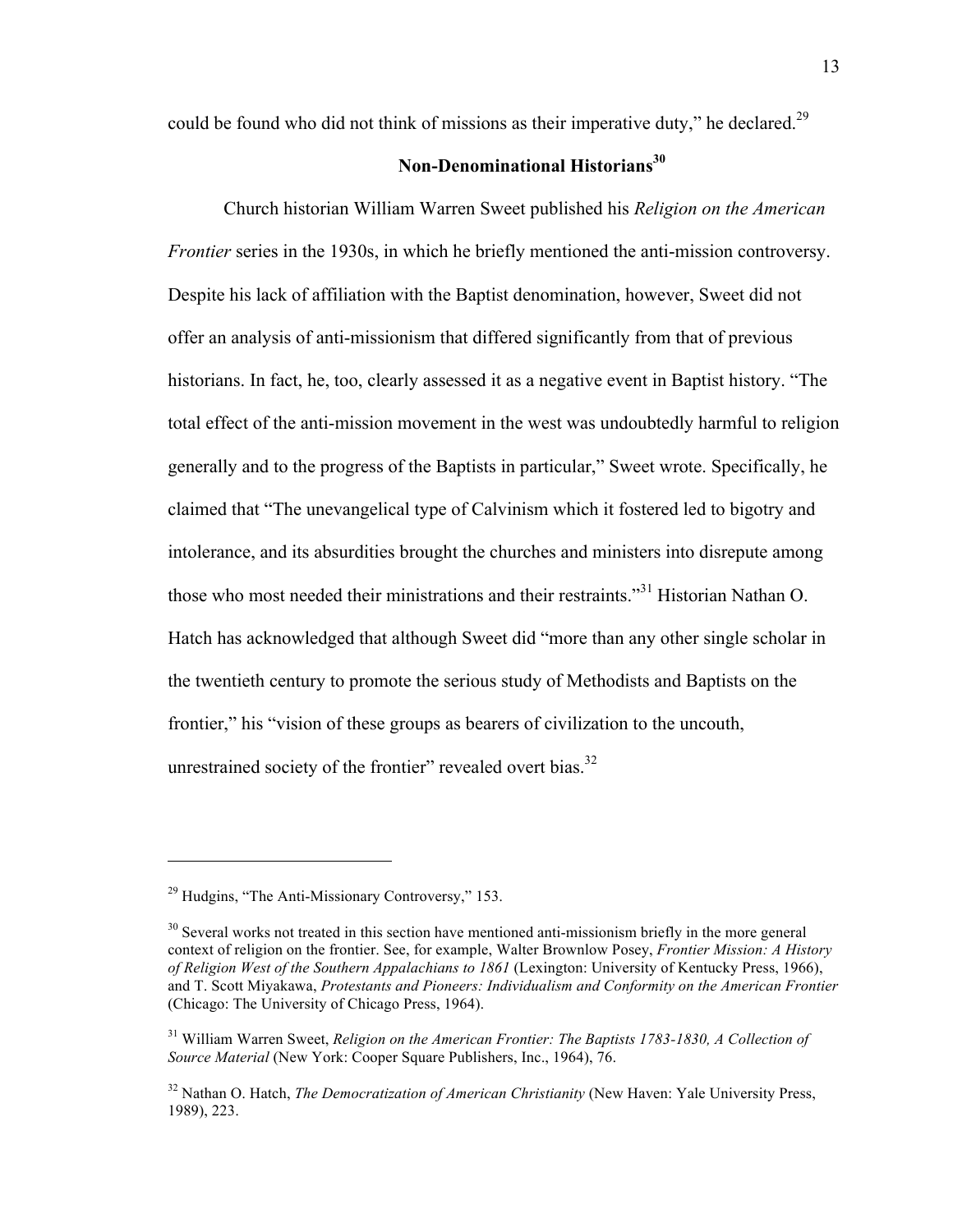could be found who did not think of missions as their imperative duty," he declared.[29]

## Non-Denominational Historians[30]

Church historian William Warren Sweet published his *Religion on the American Frontier* series in the 1930s, in which he briefly mentioned the anti-mission controversy. Despite his lack of affiliation with the Baptist denomination, however, Sweet did not offer an analysis of anti-missionism that differed significantly from that of previous historians. In fact, he, too, clearly assessed it as a negative event in Baptist history. "The total effect of the anti-mission movement in the west was undoubtedly harmful to religion generally and to the progress of the Baptists in particular," Sweet wrote. Specifically, he claimed that "The unevangelical type of Calvinism which it fostered led to bigotry and intolerance, and its absurdities brought the churches and ministers into disrepute among those who most needed their ministrations and their restraints."[31] Historian Nathan O. Hatch has acknowledged that although Sweet did "more than any other single scholar in the twentieth century to promote the serious study of Methodists and Baptists on the frontier," his "vision of these groups as bearers of civilization to the uncouth, unrestrained society of the frontier" revealed overt bias.[32]

---

[29] Hudgins, "The Anti-Missionary Controversy," 153.

[30] Several works not treated in this section have mentioned anti-missionism briefly in the more general context of religion on the frontier. See, for example, Walter Brownlow Posey, *Frontier Mission: A History of Religion West of the Southern Appalachians to 1861* (Lexington: University of Kentucky Press, 1966), and T. Scott Miyakawa, *Protestants and Pioneers: Individualism and Conformity on the American Frontier* (Chicago: The University of Chicago Press, 1964).

[31] William Warren Sweet, *Religion on the American Frontier: The Baptists 1783-1830, A Collection of Source Material* (New York: Cooper Square Publishers, Inc., 1964), 76.

[32] Nathan O. Hatch, *The Democratization of American Christianity* (New Haven: Yale University Press, 1989), 223.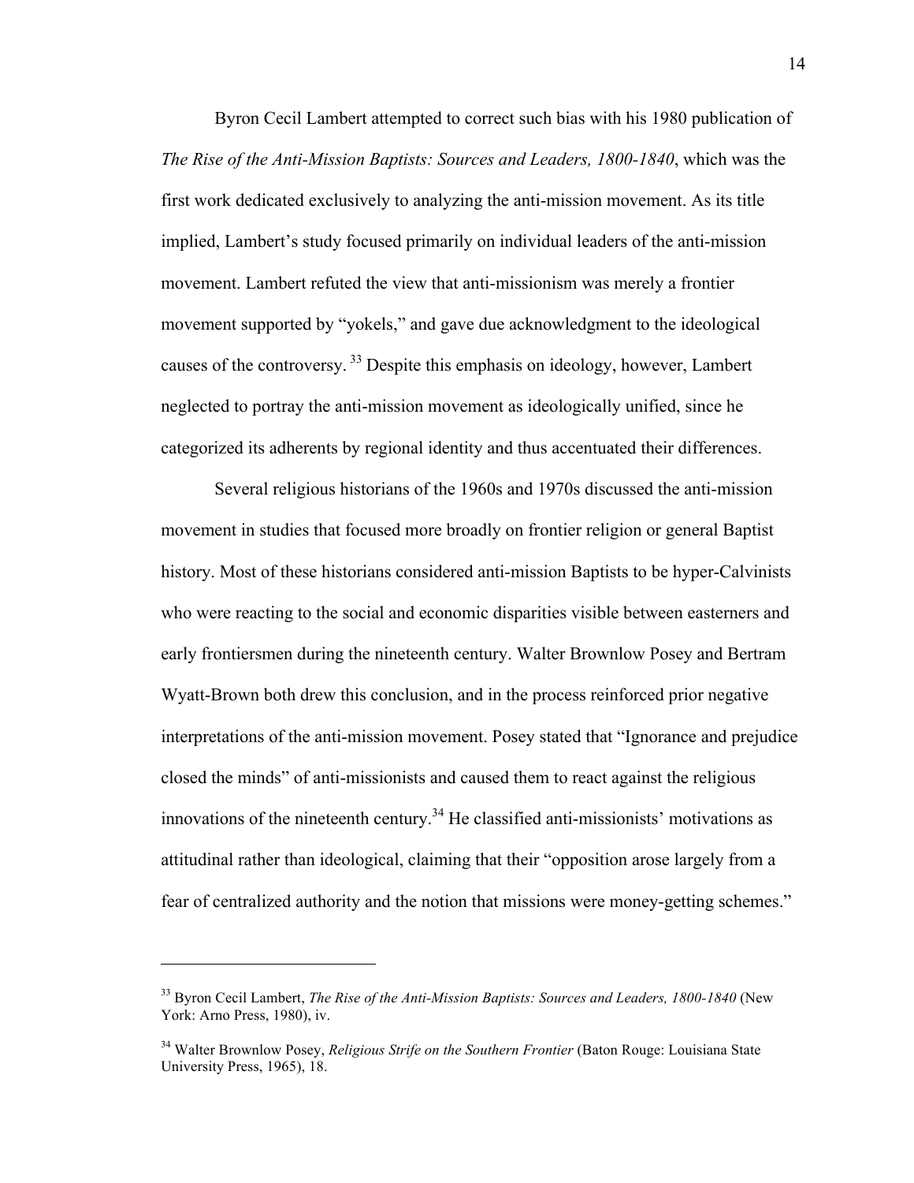Byron Cecil Lambert attempted to correct such bias with his 1980 publication of *The Rise of the Anti-Mission Baptists: Sources and Leaders, 1800-1840*, which was the first work dedicated exclusively to analyzing the anti-mission movement. As its title implied, Lambert's study focused primarily on individual leaders of the anti-mission movement. Lambert refuted the view that anti-missionism was merely a frontier movement supported by "yokels," and gave due acknowledgment to the ideological causes of the controversy. [33] Despite this emphasis on ideology, however, Lambert neglected to portray the anti-mission movement as ideologically unified, since he categorized its adherents by regional identity and thus accentuated their differences.

Several religious historians of the 1960s and 1970s discussed the anti-mission movement in studies that focused more broadly on frontier religion or general Baptist history. Most of these historians considered anti-mission Baptists to be hyper-Calvinists who were reacting to the social and economic disparities visible between easterners and early frontiersmen during the nineteenth century. Walter Brownlow Posey and Bertram Wyatt-Brown both drew this conclusion, and in the process reinforced prior negative interpretations of the anti-mission movement. Posey stated that "Ignorance and prejudice closed the minds" of anti-missionists and caused them to react against the religious innovations of the nineteenth century.[34] He classified anti-missionists' motivations as attitudinal rather than ideological, claiming that their "opposition arose largely from a fear of centralized authority and the notion that missions were money-getting schemes."

---

[33] Byron Cecil Lambert, *The Rise of the Anti-Mission Baptists: Sources and Leaders, 1800-1840* (New York: Arno Press, 1980), iv.

[34] Walter Brownlow Posey, *Religious Strife on the Southern Frontier* (Baton Rouge: Louisiana State University Press, 1965), 18.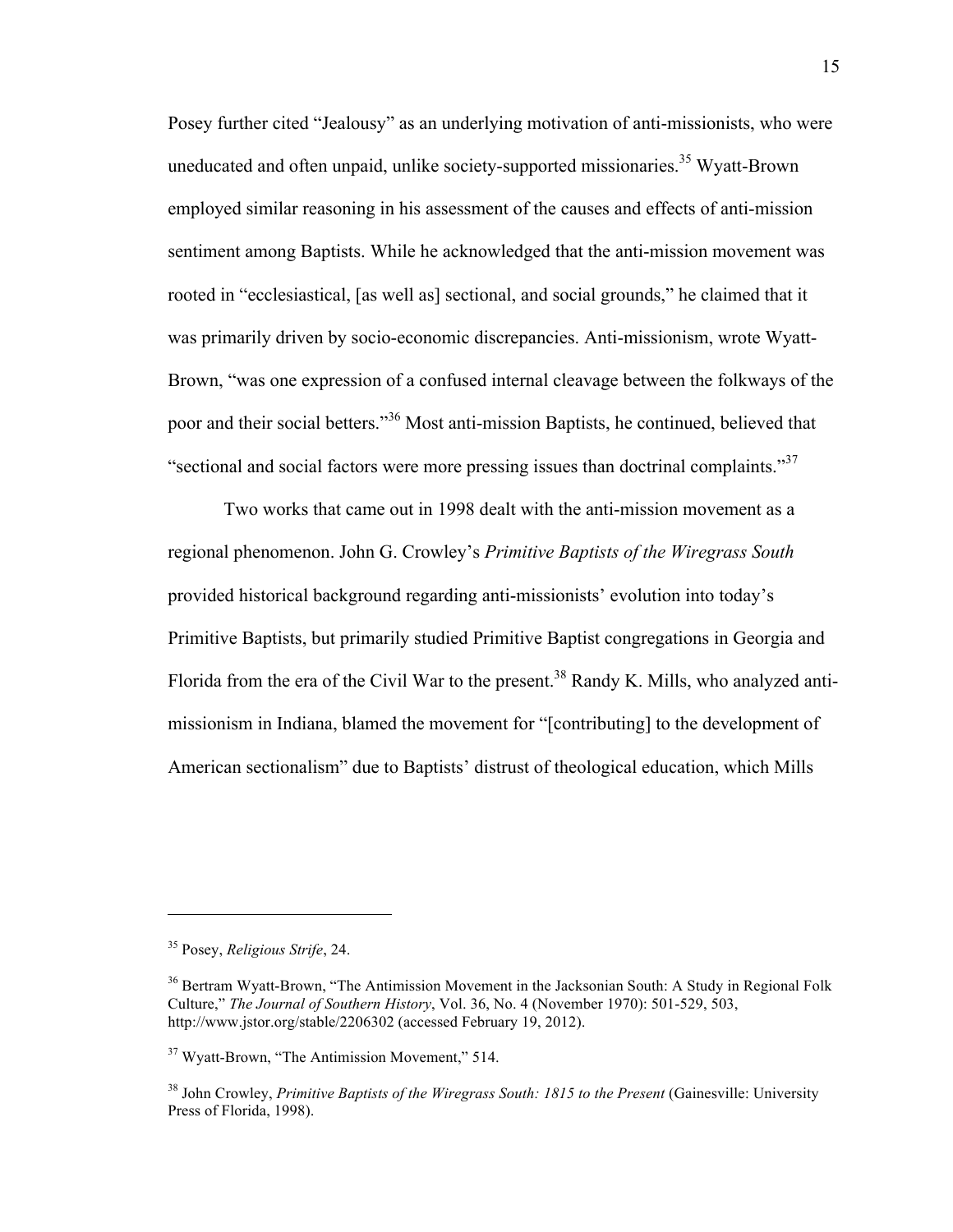Posey further cited "Jealousy" as an underlying motivation of anti-missionists, who were uneducated and often unpaid, unlike society-supported missionaries.[35] Wyatt-Brown employed similar reasoning in his assessment of the causes and effects of anti-mission sentiment among Baptists. While he acknowledged that the anti-mission movement was rooted in "ecclesiastical, [as well as] sectional, and social grounds," he claimed that it was primarily driven by socio-economic discrepancies. Anti-missionism, wrote Wyatt-Brown, "was one expression of a confused internal cleavage between the folkways of the poor and their social betters."[36] Most anti-mission Baptists, he continued, believed that "sectional and social factors were more pressing issues than doctrinal complaints."[37]

Two works that came out in 1998 dealt with the anti-mission movement as a regional phenomenon. John G. Crowley's *Primitive Baptists of the Wiregrass South* provided historical background regarding anti-missionists' evolution into today's Primitive Baptists, but primarily studied Primitive Baptist congregations in Georgia and Florida from the era of the Civil War to the present.[38] Randy K. Mills, who analyzed anti-missionism in Indiana, blamed the movement for "[contributing] to the development of American sectionalism" due to Baptists' distrust of theological education, which Mills

---

[35] Posey, *Religious Strife*, 24.

[36] Bertram Wyatt-Brown, "The Antimission Movement in the Jacksonian South: A Study in Regional Folk Culture," *The Journal of Southern History*, Vol. 36, No. 4 (November 1970): 501-529, 503, http://www.jstor.org/stable/2206302 (accessed February 19, 2012).

[37] Wyatt-Brown, "The Antimission Movement," 514.

[38] John Crowley, *Primitive Baptists of the Wiregrass South: 1815 to the Present* (Gainesville: University Press of Florida, 1998).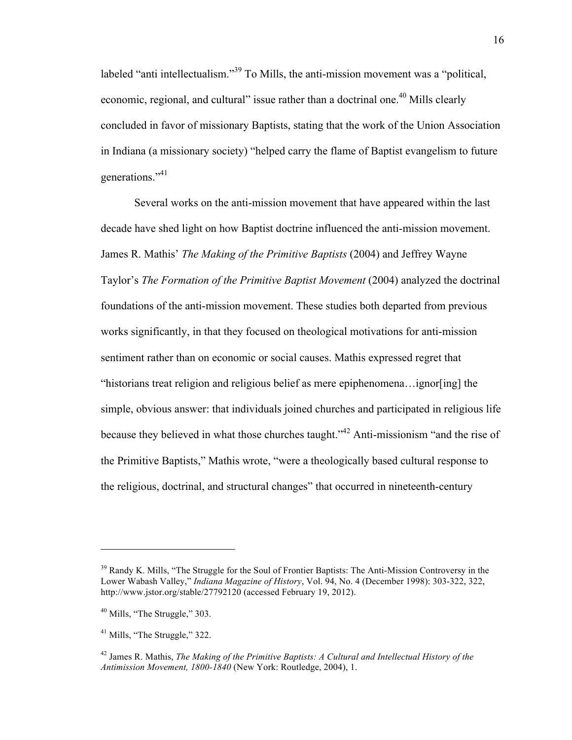labeled "anti intellectualism."[39] To Mills, the anti-mission movement was a "political, economic, regional, and cultural" issue rather than a doctrinal one.[40] Mills clearly concluded in favor of missionary Baptists, stating that the work of the Union Association in Indiana (a missionary society) "helped carry the flame of Baptist evangelism to future generations."[41]

Several works on the anti-mission movement that have appeared within the last decade have shed light on how Baptist doctrine influenced the anti-mission movement. James R. Mathis' *The Making of the Primitive Baptists* (2004) and Jeffrey Wayne Taylor's *The Formation of the Primitive Baptist Movement* (2004) analyzed the doctrinal foundations of the anti-mission movement. These studies both departed from previous works significantly, in that they focused on theological motivations for anti-mission sentiment rather than on economic or social causes. Mathis expressed regret that "historians treat religion and religious belief as mere epiphenomena…ignor[ing] the simple, obvious answer: that individuals joined churches and participated in religious life because they believed in what those churches taught."[42] Anti-missionism "and the rise of the Primitive Baptists," Mathis wrote, "were a theologically based cultural response to the religious, doctrinal, and structural changes" that occurred in nineteenth-century

---

[39] Randy K. Mills, "The Struggle for the Soul of Frontier Baptists: The Anti-Mission Controversy in the Lower Wabash Valley," *Indiana Magazine of History*, Vol. 94, No. 4 (December 1998): 303-322, 322, http://www.jstor.org/stable/27792120 (accessed February 19, 2012).

[40] Mills, "The Struggle," 303.

[41] Mills, "The Struggle," 322.

[42] James R. Mathis, *The Making of the Primitive Baptists: A Cultural and Intellectual History of the Antimission Movement, 1800-1840* (New York: Routledge, 2004), 1.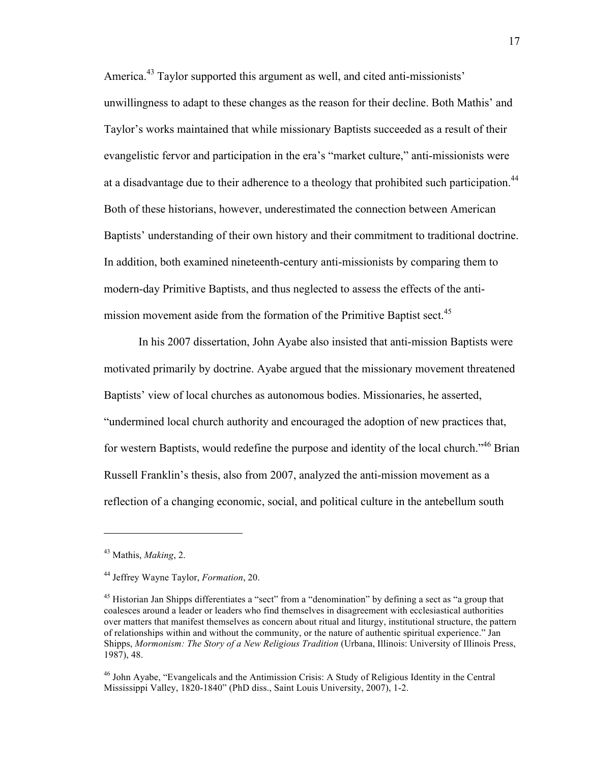America.[43] Taylor supported this argument as well, and cited anti-missionists' unwillingness to adapt to these changes as the reason for their decline. Both Mathis' and Taylor's works maintained that while missionary Baptists succeeded as a result of their evangelistic fervor and participation in the era's "market culture," anti-missionists were at a disadvantage due to their adherence to a theology that prohibited such participation.[44] Both of these historians, however, underestimated the connection between American Baptists' understanding of their own history and their commitment to traditional doctrine. In addition, both examined nineteenth-century anti-missionists by comparing them to modern-day Primitive Baptists, and thus neglected to assess the effects of the anti-mission movement aside from the formation of the Primitive Baptist sect.[45]

In his 2007 dissertation, John Ayabe also insisted that anti-mission Baptists were motivated primarily by doctrine. Ayabe argued that the missionary movement threatened Baptists' view of local churches as autonomous bodies. Missionaries, he asserted, "undermined local church authority and encouraged the adoption of new practices that, for western Baptists, would redefine the purpose and identity of the local church."[46] Brian Russell Franklin's thesis, also from 2007, analyzed the anti-mission movement as a reflection of a changing economic, social, and political culture in the antebellum south

---

[43] Mathis, *Making*, 2.

[44] Jeffrey Wayne Taylor, *Formation*, 20.

[45] Historian Jan Shipps differentiates a "sect" from a "denomination" by defining a sect as "a group that coalesces around a leader or leaders who find themselves in disagreement with ecclesiastical authorities over matters that manifest themselves as concern about ritual and liturgy, institutional structure, the pattern of relationships within and without the community, or the nature of authentic spiritual experience." Jan Shipps, *Mormonism: The Story of a New Religious Tradition* (Urbana, Illinois: University of Illinois Press, 1987), 48.

[46] John Ayabe, "Evangelicals and the Antimission Crisis: A Study of Religious Identity in the Central Mississippi Valley, 1820-1840" (PhD diss., Saint Louis University, 2007), 1-2.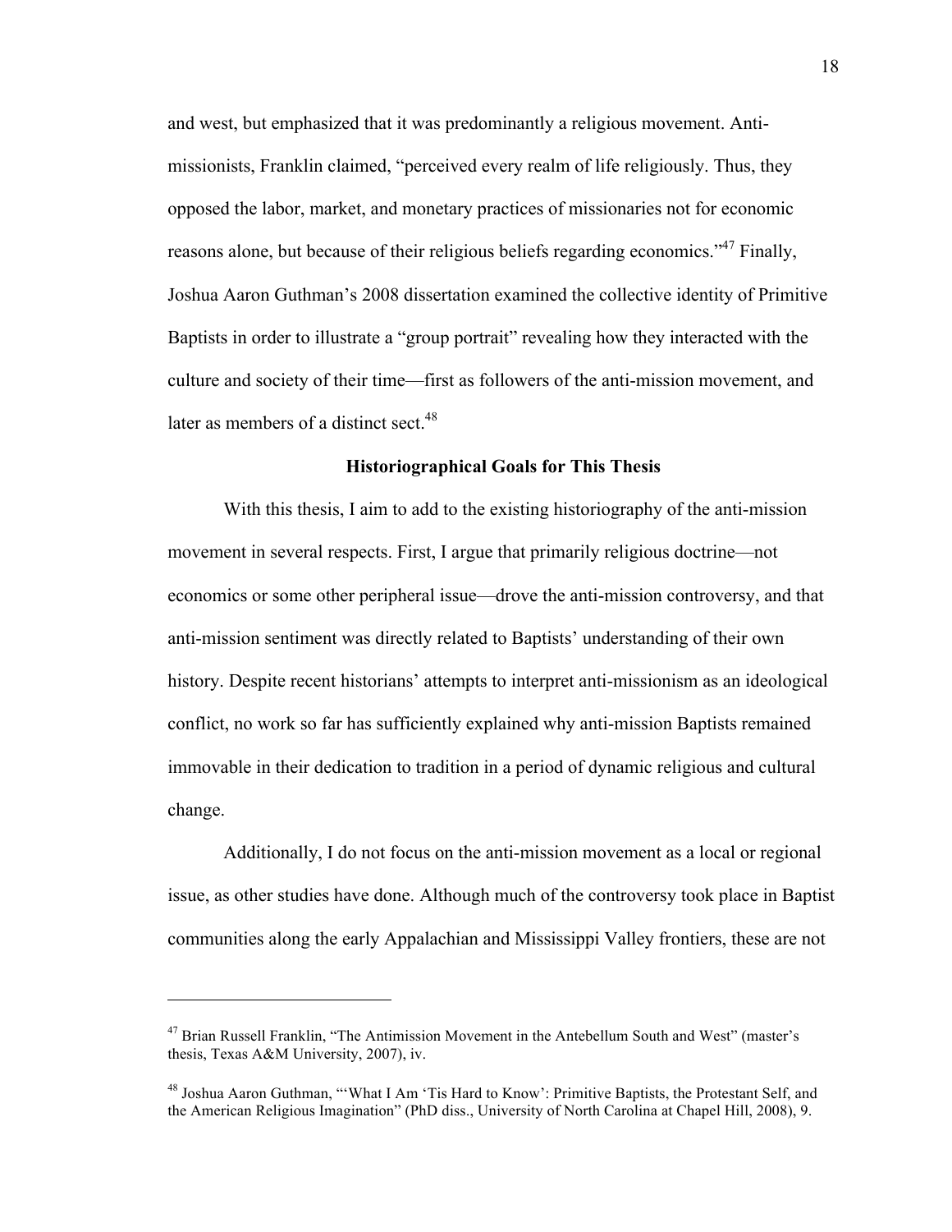and west, but emphasized that it was predominantly a religious movement. Anti-missionists, Franklin claimed, "perceived every realm of life religiously. Thus, they opposed the labor, market, and monetary practices of missionaries not for economic reasons alone, but because of their religious beliefs regarding economics."[47] Finally, Joshua Aaron Guthman's 2008 dissertation examined the collective identity of Primitive Baptists in order to illustrate a "group portrait" revealing how they interacted with the culture and society of their time—first as followers of the anti-mission movement, and later as members of a distinct sect.[48]

### Historiographical Goals for This Thesis

With this thesis, I aim to add to the existing historiography of the anti-mission movement in several respects. First, I argue that primarily religious doctrine—not economics or some other peripheral issue—drove the anti-mission controversy, and that anti-mission sentiment was directly related to Baptists' understanding of their own history. Despite recent historians' attempts to interpret anti-missionism as an ideological conflict, no work so far has sufficiently explained why anti-mission Baptists remained immovable in their dedication to tradition in a period of dynamic religious and cultural change.

Additionally, I do not focus on the anti-mission movement as a local or regional issue, as other studies have done. Although much of the controversy took place in Baptist communities along the early Appalachian and Mississippi Valley frontiers, these are not

---

[47] Brian Russell Franklin, "The Antimission Movement in the Antebellum South and West" (master's thesis, Texas A&M University, 2007), iv.

[48] Joshua Aaron Guthman, "'What I Am 'Tis Hard to Know': Primitive Baptists, the Protestant Self, and the American Religious Imagination" (PhD diss., University of North Carolina at Chapel Hill, 2008), 9.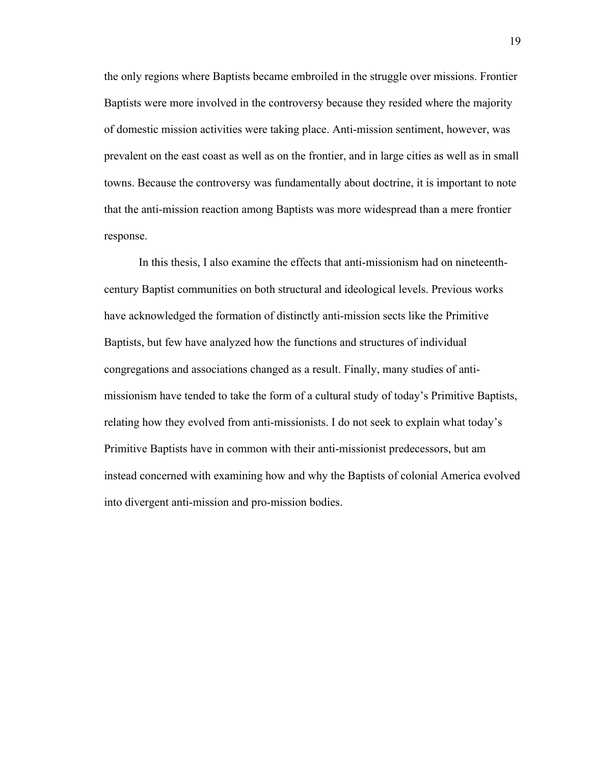the only regions where Baptists became embroiled in the struggle over missions. Frontier Baptists were more involved in the controversy because they resided where the majority of domestic mission activities were taking place. Anti-mission sentiment, however, was prevalent on the east coast as well as on the frontier, and in large cities as well as in small towns. Because the controversy was fundamentally about doctrine, it is important to note that the anti-mission reaction among Baptists was more widespread than a mere frontier response.

In this thesis, I also examine the effects that anti-missionism had on nineteenth-century Baptist communities on both structural and ideological levels. Previous works have acknowledged the formation of distinctly anti-mission sects like the Primitive Baptists, but few have analyzed how the functions and structures of individual congregations and associations changed as a result. Finally, many studies of anti-missionism have tended to take the form of a cultural study of today's Primitive Baptists, relating how they evolved from anti-missionists. I do not seek to explain what today's Primitive Baptists have in common with their anti-missionist predecessors, but am instead concerned with examining how and why the Baptists of colonial America evolved into divergent anti-mission and pro-mission bodies.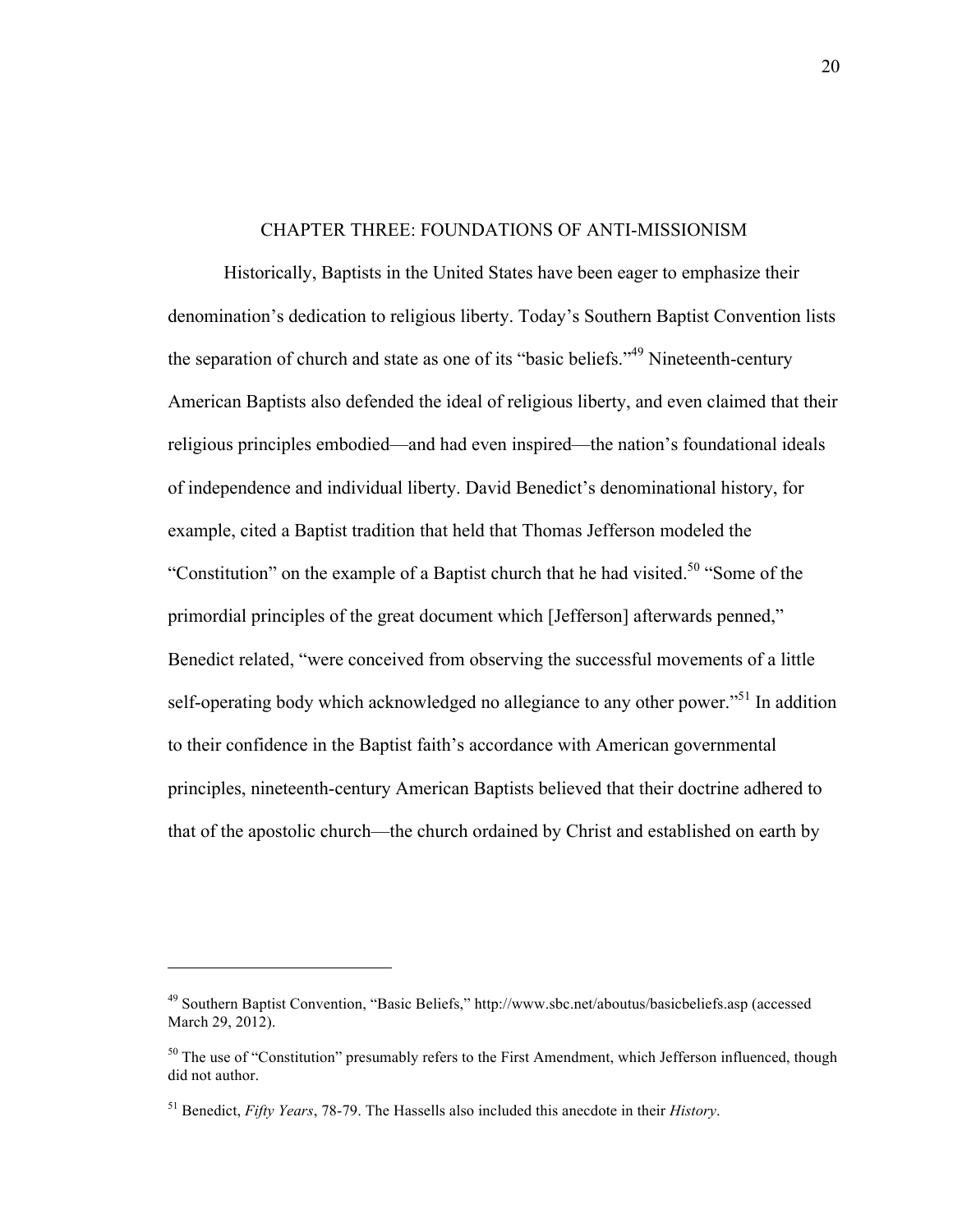# CHAPTER THREE: FOUNDATIONS OF ANTI-MISSIONISM

Historically, Baptists in the United States have been eager to emphasize their denomination's dedication to religious liberty. Today's Southern Baptist Convention lists the separation of church and state as one of its "basic beliefs."[49] Nineteenth-century American Baptists also defended the ideal of religious liberty, and even claimed that their religious principles embodied—and had even inspired—the nation's foundational ideals of independence and individual liberty. David Benedict's denominational history, for example, cited a Baptist tradition that held that Thomas Jefferson modeled the "Constitution" on the example of a Baptist church that he had visited.[50] "Some of the primordial principles of the great document which [Jefferson] afterwards penned," Benedict related, "were conceived from observing the successful movements of a little self-operating body which acknowledged no allegiance to any other power."[51] In addition to their confidence in the Baptist faith's accordance with American governmental principles, nineteenth-century American Baptists believed that their doctrine adhered to that of the apostolic church—the church ordained by Christ and established on earth by

---

[49] Southern Baptist Convention, "Basic Beliefs," http://www.sbc.net/aboutus/basicbeliefs.asp (accessed March 29, 2012).

[50] The use of "Constitution" presumably refers to the First Amendment, which Jefferson influenced, though did not author.

[51] Benedict, *Fifty Years*, 78-79. The Hassells also included this anecdote in their *History*.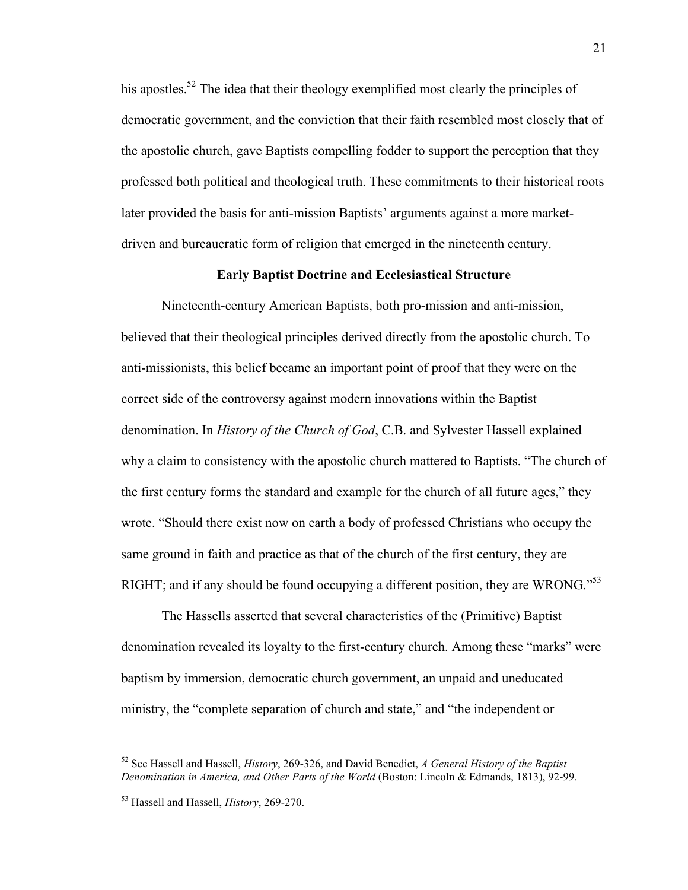his apostles.[52] The idea that their theology exemplified most clearly the principles of democratic government, and the conviction that their faith resembled most closely that of the apostolic church, gave Baptists compelling fodder to support the perception that they professed both political and theological truth. These commitments to their historical roots later provided the basis for anti-mission Baptists' arguments against a more market-driven and bureaucratic form of religion that emerged in the nineteenth century.

### Early Baptist Doctrine and Ecclesiastical Structure

Nineteenth-century American Baptists, both pro-mission and anti-mission, believed that their theological principles derived directly from the apostolic church. To anti-missionists, this belief became an important point of proof that they were on the correct side of the controversy against modern innovations within the Baptist denomination. In *History of the Church of God*, C.B. and Sylvester Hassell explained why a claim to consistency with the apostolic church mattered to Baptists. "The church of the first century forms the standard and example for the church of all future ages," they wrote. "Should there exist now on earth a body of professed Christians who occupy the same ground in faith and practice as that of the church of the first century, they are RIGHT; and if any should be found occupying a different position, they are WRONG."[53]

The Hassells asserted that several characteristics of the (Primitive) Baptist denomination revealed its loyalty to the first-century church. Among these "marks" were baptism by immersion, democratic church government, an unpaid and uneducated ministry, the "complete separation of church and state," and "the independent or

---

[52] See Hassell and Hassell, *History*, 269-326, and David Benedict, *A General History of the Baptist Denomination in America, and Other Parts of the World* (Boston: Lincoln & Edmands, 1813), 92-99.

[53] Hassell and Hassell, *History*, 269-270.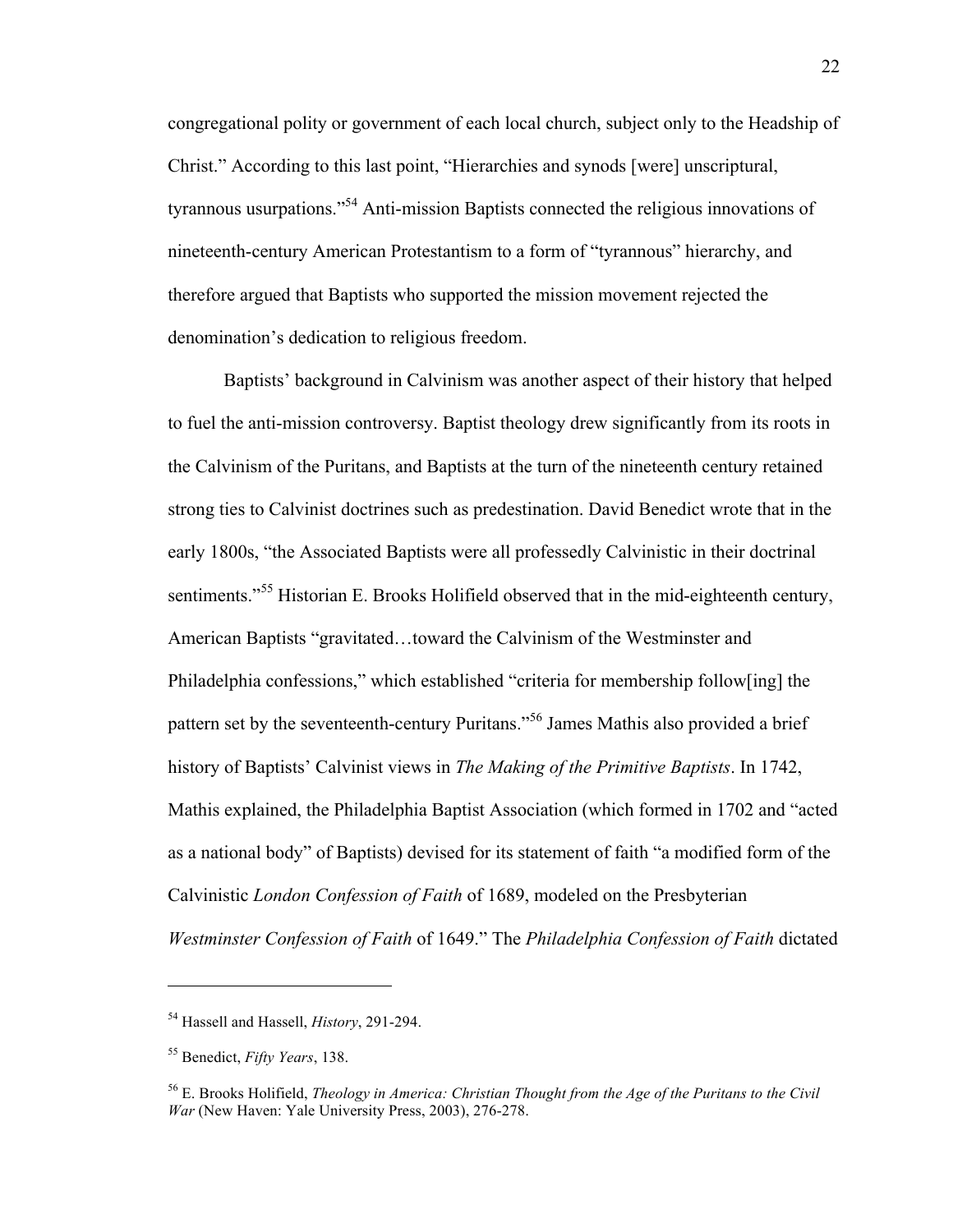congregational polity or government of each local church, subject only to the Headship of Christ." According to this last point, "Hierarchies and synods [were] unscriptural, tyrannous usurpations."[54] Anti-mission Baptists connected the religious innovations of nineteenth-century American Protestantism to a form of "tyrannous" hierarchy, and therefore argued that Baptists who supported the mission movement rejected the denomination's dedication to religious freedom.

Baptists' background in Calvinism was another aspect of their history that helped to fuel the anti-mission controversy. Baptist theology drew significantly from its roots in the Calvinism of the Puritans, and Baptists at the turn of the nineteenth century retained strong ties to Calvinist doctrines such as predestination. David Benedict wrote that in the early 1800s, "the Associated Baptists were all professedly Calvinistic in their doctrinal sentiments."[55] Historian E. Brooks Holifield observed that in the mid-eighteenth century, American Baptists "gravitated…toward the Calvinism of the Westminster and Philadelphia confessions," which established "criteria for membership follow[ing] the pattern set by the seventeenth-century Puritans."[56] James Mathis also provided a brief history of Baptists' Calvinist views in *The Making of the Primitive Baptists*. In 1742, Mathis explained, the Philadelphia Baptist Association (which formed in 1702 and "acted as a national body" of Baptists) devised for its statement of faith "a modified form of the Calvinistic *London Confession of Faith* of 1689, modeled on the Presbyterian *Westminster Confession of Faith* of 1649." The *Philadelphia Confession of Faith* dictated

---

[54] Hassell and Hassell, *History*, 291-294.

[55] Benedict, *Fifty Years*, 138.

[56] E. Brooks Holifield, *Theology in America: Christian Thought from the Age of the Puritans to the Civil War* (New Haven: Yale University Press, 2003), 276-278.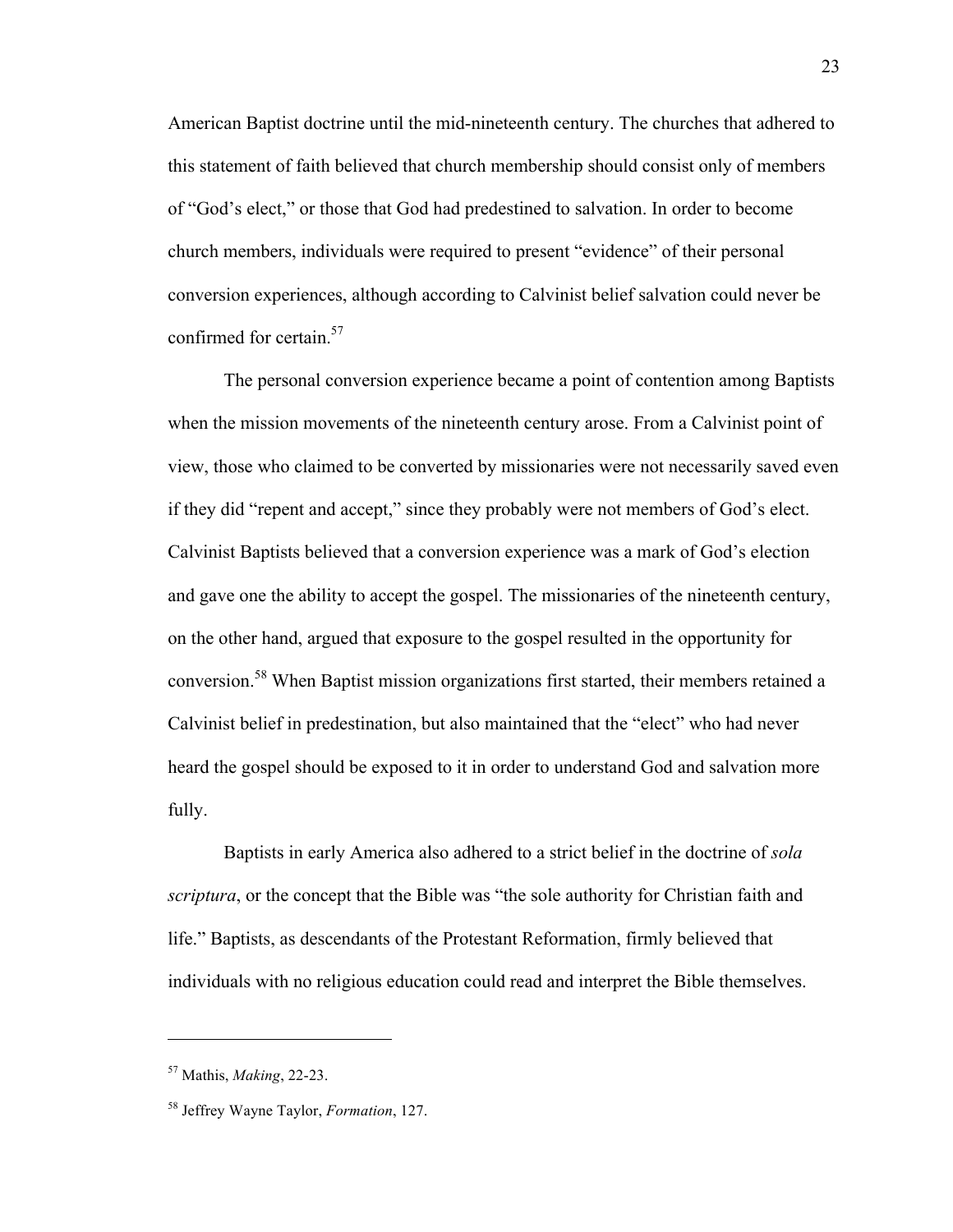American Baptist doctrine until the mid-nineteenth century. The churches that adhered to this statement of faith believed that church membership should consist only of members of “God’s elect,” or those that God had predestined to salvation. In order to become church members, individuals were required to present “evidence” of their personal conversion experiences, although according to Calvinist belief salvation could never be confirmed for certain.[57]

The personal conversion experience became a point of contention among Baptists when the mission movements of the nineteenth century arose. From a Calvinist point of view, those who claimed to be converted by missionaries were not necessarily saved even if they did “repent and accept,” since they probably were not members of God’s elect. Calvinist Baptists believed that a conversion experience was a mark of God’s election and gave one the ability to accept the gospel. The missionaries of the nineteenth century, on the other hand, argued that exposure to the gospel resulted in the opportunity for conversion.[58] When Baptist mission organizations first started, their members retained a Calvinist belief in predestination, but also maintained that the “elect” who had never heard the gospel should be exposed to it in order to understand God and salvation more fully.

Baptists in early America also adhered to a strict belief in the doctrine of *sola scriptura*, or the concept that the Bible was “the sole authority for Christian faith and life.” Baptists, as descendants of the Protestant Reformation, firmly believed that individuals with no religious education could read and interpret the Bible themselves.

---

[57] Mathis, *Making*, 22-23.

[58] Jeffrey Wayne Taylor, *Formation*, 127.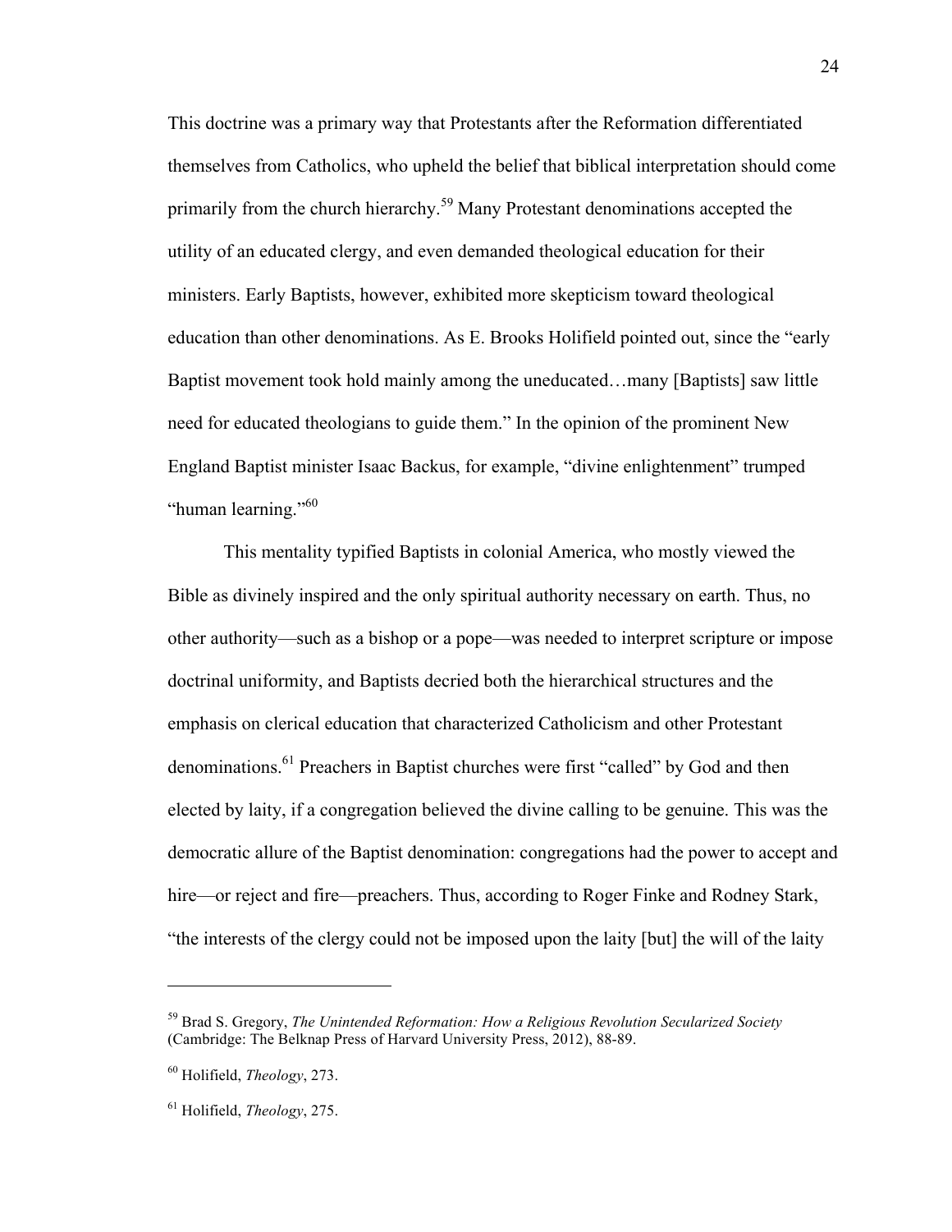This doctrine was a primary way that Protestants after the Reformation differentiated themselves from Catholics, who upheld the belief that biblical interpretation should come primarily from the church hierarchy.[59] Many Protestant denominations accepted the utility of an educated clergy, and even demanded theological education for their ministers. Early Baptists, however, exhibited more skepticism toward theological education than other denominations. As E. Brooks Holifield pointed out, since the "early Baptist movement took hold mainly among the uneducated…many [Baptists] saw little need for educated theologians to guide them." In the opinion of the prominent New England Baptist minister Isaac Backus, for example, "divine enlightenment" trumped "human learning."[60]

This mentality typified Baptists in colonial America, who mostly viewed the Bible as divinely inspired and the only spiritual authority necessary on earth. Thus, no other authority—such as a bishop or a pope—was needed to interpret scripture or impose doctrinal uniformity, and Baptists decried both the hierarchical structures and the emphasis on clerical education that characterized Catholicism and other Protestant denominations.[61] Preachers in Baptist churches were first "called" by God and then elected by laity, if a congregation believed the divine calling to be genuine. This was the democratic allure of the Baptist denomination: congregations had the power to accept and hire—or reject and fire—preachers. Thus, according to Roger Finke and Rodney Stark, "the interests of the clergy could not be imposed upon the laity [but] the will of the laity

---

[59] Brad S. Gregory, *The Unintended Reformation: How a Religious Revolution Secularized Society* (Cambridge: The Belknap Press of Harvard University Press, 2012), 88-89.

[60] Holifield, *Theology*, 273.

[61] Holifield, *Theology*, 275.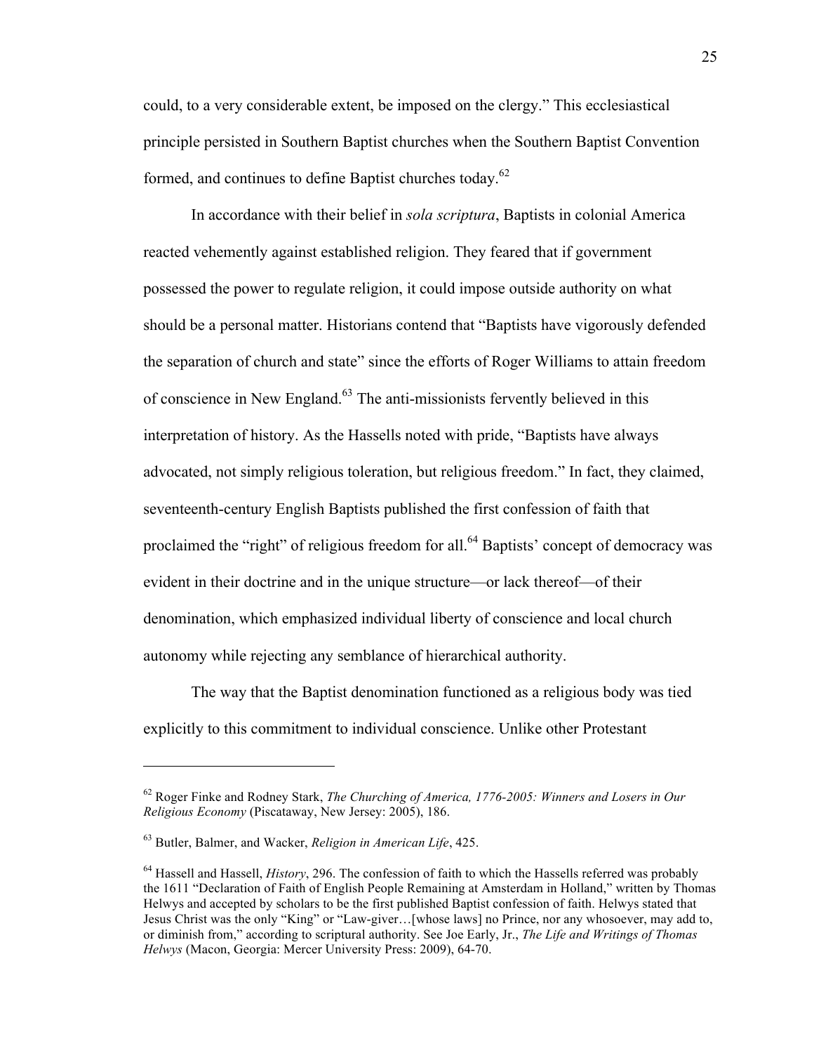could, to a very considerable extent, be imposed on the clergy." This ecclesiastical principle persisted in Southern Baptist churches when the Southern Baptist Convention formed, and continues to define Baptist churches today.[62]

In accordance with their belief in *sola scriptura*, Baptists in colonial America reacted vehemently against established religion. They feared that if government possessed the power to regulate religion, it could impose outside authority on what should be a personal matter. Historians contend that "Baptists have vigorously defended the separation of church and state" since the efforts of Roger Williams to attain freedom of conscience in New England.[63] The anti-missionists fervently believed in this interpretation of history. As the Hassells noted with pride, "Baptists have always advocated, not simply religious toleration, but religious freedom." In fact, they claimed, seventeenth-century English Baptists published the first confession of faith that proclaimed the "right" of religious freedom for all.[64] Baptists' concept of democracy was evident in their doctrine and in the unique structure—or lack thereof—of their denomination, which emphasized individual liberty of conscience and local church autonomy while rejecting any semblance of hierarchical authority.

The way that the Baptist denomination functioned as a religious body was tied explicitly to this commitment to individual conscience. Unlike other Protestant

---

[62] Roger Finke and Rodney Stark, *The Churching of America, 1776-2005: Winners and Losers in Our Religious Economy* (Piscataway, New Jersey: 2005), 186.

[63] Butler, Balmer, and Wacker, *Religion in American Life*, 425.

[64] Hassell and Hassell, *History*, 296. The confession of faith to which the Hassells referred was probably the 1611 "Declaration of Faith of English People Remaining at Amsterdam in Holland," written by Thomas Helwys and accepted by scholars to be the first published Baptist confession of faith. Helwys stated that Jesus Christ was the only "King" or "Law-giver…[whose laws] no Prince, nor any whosoever, may add to, or diminish from," according to scriptural authority. See Joe Early, Jr., *The Life and Writings of Thomas Helwys* (Macon, Georgia: Mercer University Press: 2009), 64-70.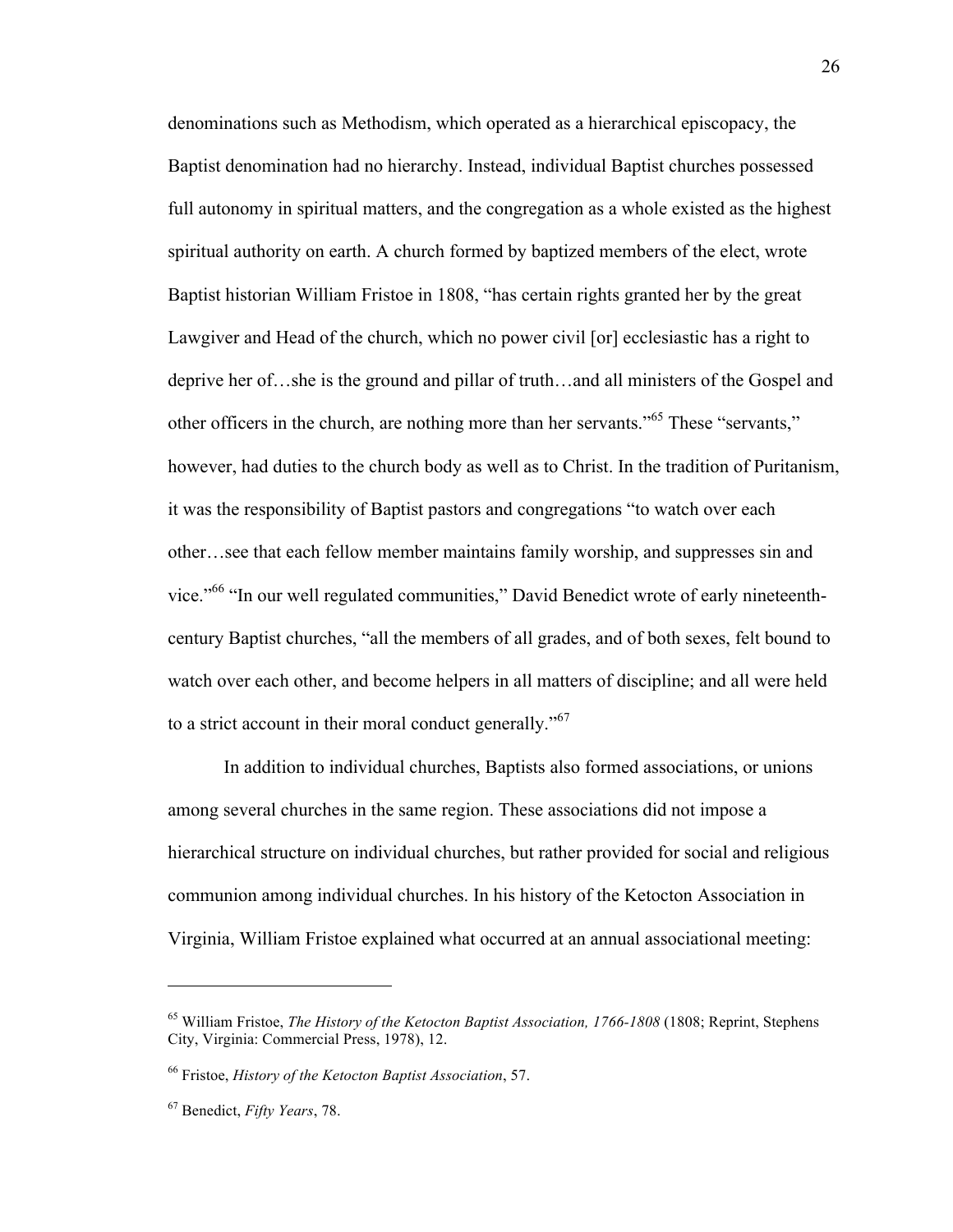denominations such as Methodism, which operated as a hierarchical episcopacy, the Baptist denomination had no hierarchy. Instead, individual Baptist churches possessed full autonomy in spiritual matters, and the congregation as a whole existed as the highest spiritual authority on earth. A church formed by baptized members of the elect, wrote Baptist historian William Fristoe in 1808, "has certain rights granted her by the great Lawgiver and Head of the church, which no power civil [or] ecclesiastic has a right to deprive her of…she is the ground and pillar of truth…and all ministers of the Gospel and other officers in the church, are nothing more than her servants."[65] These "servants," however, had duties to the church body as well as to Christ. In the tradition of Puritanism, it was the responsibility of Baptist pastors and congregations "to watch over each other…see that each fellow member maintains family worship, and suppresses sin and vice."[66] "In our well regulated communities," David Benedict wrote of early nineteenth-century Baptist churches, "all the members of all grades, and of both sexes, felt bound to watch over each other, and become helpers in all matters of discipline; and all were held to a strict account in their moral conduct generally."[67]

In addition to individual churches, Baptists also formed associations, or unions among several churches in the same region. These associations did not impose a hierarchical structure on individual churches, but rather provided for social and religious communion among individual churches. In his history of the Ketocton Association in Virginia, William Fristoe explained what occurred at an annual associational meeting:

---

[65] William Fristoe, *The History of the Ketocton Baptist Association, 1766-1808* (1808; Reprint, Stephens City, Virginia: Commercial Press, 1978), 12.

[66] Fristoe, *History of the Ketocton Baptist Association*, 57.

[67] Benedict, *Fifty Years*, 78.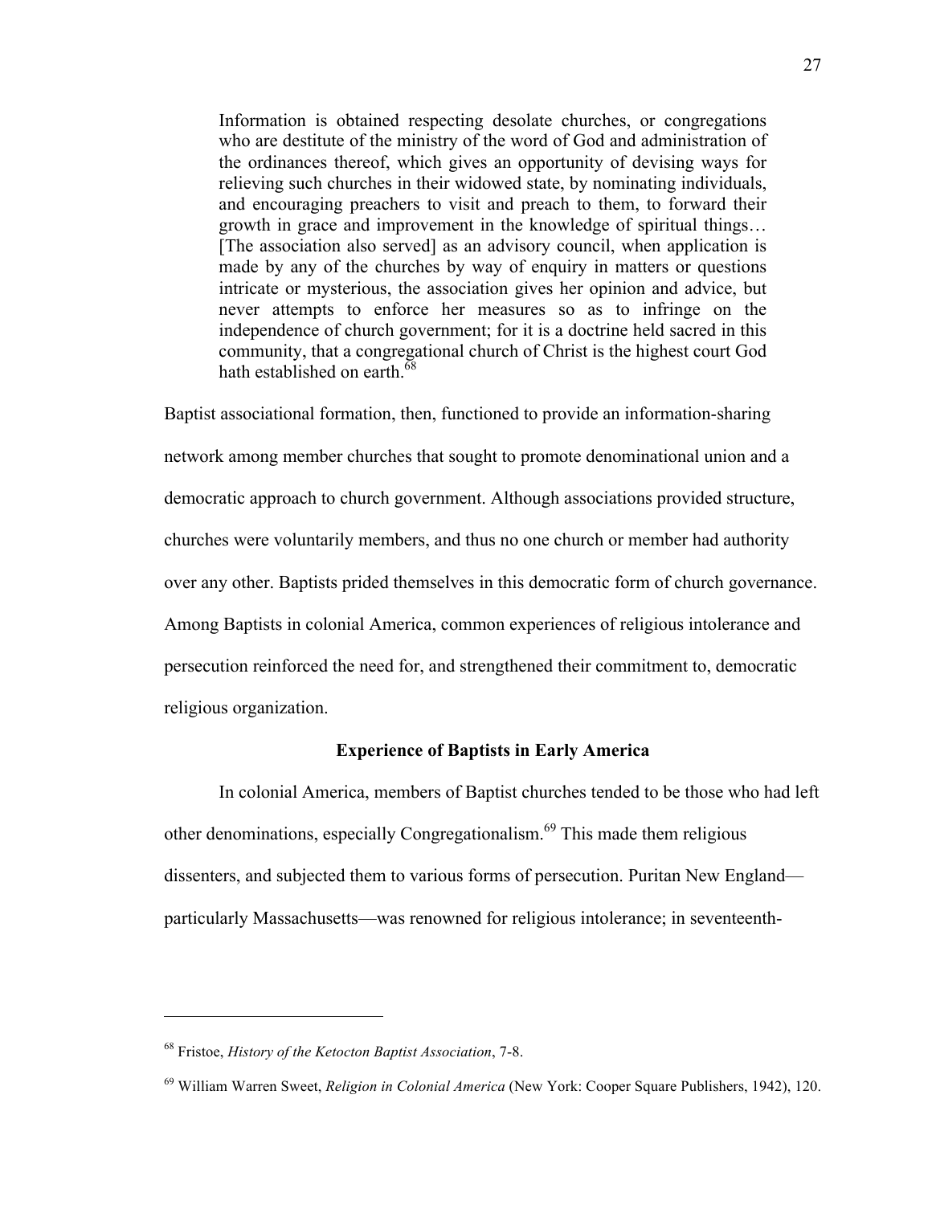> Information is obtained respecting desolate churches, or congregations who are destitute of the ministry of the word of God and administration of the ordinances thereof, which gives an opportunity of devising ways for relieving such churches in their widowed state, by nominating individuals, and encouraging preachers to visit and preach to them, to forward their growth in grace and improvement in the knowledge of spiritual things… [The association also served] as an advisory council, when application is made by any of the churches by way of enquiry in matters or questions intricate or mysterious, the association gives her opinion and advice, but never attempts to enforce her measures so as to infringe on the independence of church government; for it is a doctrine held sacred in this community, that a congregational church of Christ is the highest court God hath established on earth.[68]

Baptist associational formation, then, functioned to provide an information-sharing network among member churches that sought to promote denominational union and a democratic approach to church government. Although associations provided structure, churches were voluntarily members, and thus no one church or member had authority over any other. Baptists prided themselves in this democratic form of church governance. Among Baptists in colonial America, common experiences of religious intolerance and persecution reinforced the need for, and strengthened their commitment to, democratic religious organization.

### Experience of Baptists in Early America

In colonial America, members of Baptist churches tended to be those who had left other denominations, especially Congregationalism.[69] This made them religious dissenters, and subjected them to various forms of persecution. Puritan New England—particularly Massachusetts—was renowned for religious intolerance; in seventeenth-

---

[68] Fristoe, *History of the Ketocton Baptist Association*, 7-8.

[69] William Warren Sweet, *Religion in Colonial America* (New York: Cooper Square Publishers, 1942), 120.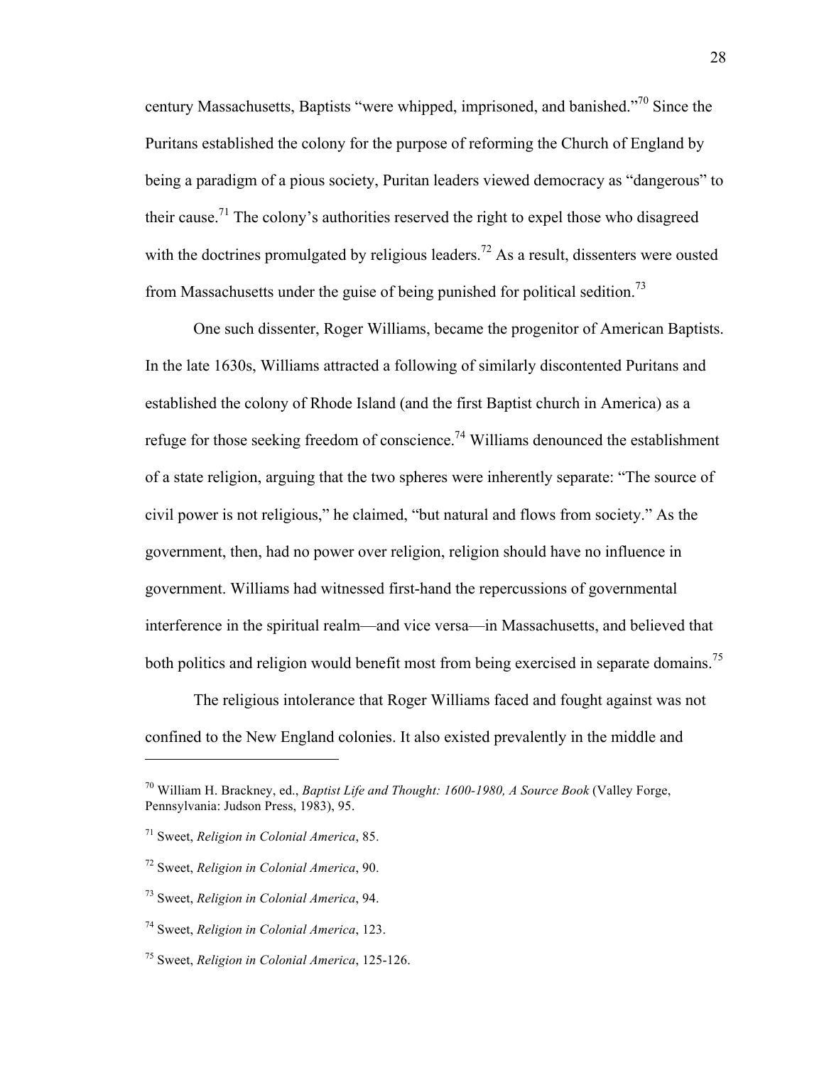century Massachusetts, Baptists "were whipped, imprisoned, and banished."[70] Since the Puritans established the colony for the purpose of reforming the Church of England by being a paradigm of a pious society, Puritan leaders viewed democracy as "dangerous" to their cause.[71] The colony's authorities reserved the right to expel those who disagreed with the doctrines promulgated by religious leaders.[72] As a result, dissenters were ousted from Massachusetts under the guise of being punished for political sedition.[73]

One such dissenter, Roger Williams, became the progenitor of American Baptists. In the late 1630s, Williams attracted a following of similarly discontented Puritans and established the colony of Rhode Island (and the first Baptist church in America) as a refuge for those seeking freedom of conscience.[74] Williams denounced the establishment of a state religion, arguing that the two spheres were inherently separate: "The source of civil power is not religious," he claimed, "but natural and flows from society." As the government, then, had no power over religion, religion should have no influence in government. Williams had witnessed first-hand the repercussions of governmental interference in the spiritual realm—and vice versa—in Massachusetts, and believed that both politics and religion would benefit most from being exercised in separate domains.[75]

The religious intolerance that Roger Williams faced and fought against was not confined to the New England colonies. It also existed prevalently in the middle and

---

[70] William H. Brackney, ed., *Baptist Life and Thought: 1600-1980, A Source Book* (Valley Forge, Pennsylvania: Judson Press, 1983), 95.

[71] Sweet, *Religion in Colonial America*, 85.

[72] Sweet, *Religion in Colonial America*, 90.

[73] Sweet, *Religion in Colonial America*, 94.

[74] Sweet, *Religion in Colonial America*, 123.

[75] Sweet, *Religion in Colonial America*, 125-126.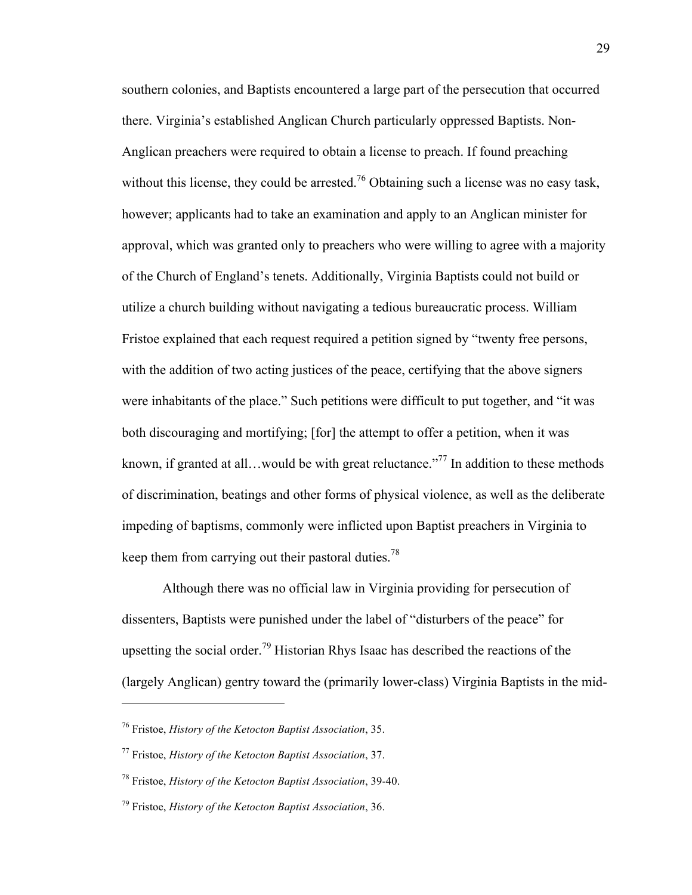southern colonies, and Baptists encountered a large part of the persecution that occurred there. Virginia's established Anglican Church particularly oppressed Baptists. Non-Anglican preachers were required to obtain a license to preach. If found preaching without this license, they could be arrested.[76] Obtaining such a license was no easy task, however; applicants had to take an examination and apply to an Anglican minister for approval, which was granted only to preachers who were willing to agree with a majority of the Church of England's tenets. Additionally, Virginia Baptists could not build or utilize a church building without navigating a tedious bureaucratic process. William Fristoe explained that each request required a petition signed by "twenty free persons, with the addition of two acting justices of the peace, certifying that the above signers were inhabitants of the place." Such petitions were difficult to put together, and "it was both discouraging and mortifying; [for] the attempt to offer a petition, when it was known, if granted at all…would be with great reluctance."[77] In addition to these methods of discrimination, beatings and other forms of physical violence, as well as the deliberate impeding of baptisms, commonly were inflicted upon Baptist preachers in Virginia to keep them from carrying out their pastoral duties.[78]

Although there was no official law in Virginia providing for persecution of dissenters, Baptists were punished under the label of "disturbers of the peace" for upsetting the social order.[79] Historian Rhys Isaac has described the reactions of the (largely Anglican) gentry toward the (primarily lower-class) Virginia Baptists in the mid-

---

[76] Fristoe, *History of the Ketocton Baptist Association*, 35.

[77] Fristoe, *History of the Ketocton Baptist Association*, 37.

[78] Fristoe, *History of the Ketocton Baptist Association*, 39-40.

[79] Fristoe, *History of the Ketocton Baptist Association*, 36.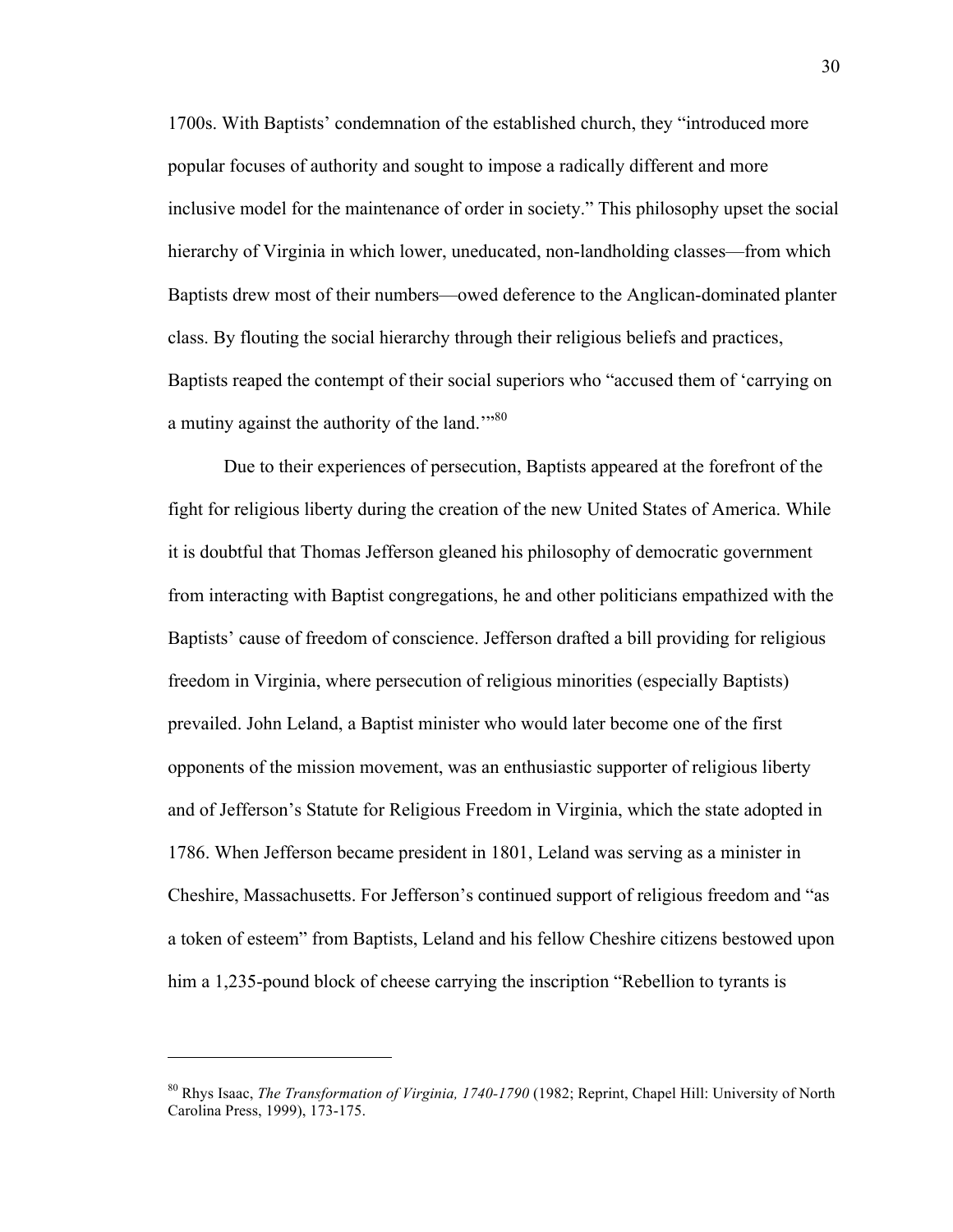1700s. With Baptists' condemnation of the established church, they "introduced more popular focuses of authority and sought to impose a radically different and more inclusive model for the maintenance of order in society." This philosophy upset the social hierarchy of Virginia in which lower, uneducated, non-landholding classes—from which Baptists drew most of their numbers—owed deference to the Anglican-dominated planter class. By flouting the social hierarchy through their religious beliefs and practices, Baptists reaped the contempt of their social superiors who "accused them of 'carrying on a mutiny against the authority of the land.'"[80]

Due to their experiences of persecution, Baptists appeared at the forefront of the fight for religious liberty during the creation of the new United States of America. While it is doubtful that Thomas Jefferson gleaned his philosophy of democratic government from interacting with Baptist congregations, he and other politicians empathized with the Baptists' cause of freedom of conscience. Jefferson drafted a bill providing for religious freedom in Virginia, where persecution of religious minorities (especially Baptists) prevailed. John Leland, a Baptist minister who would later become one of the first opponents of the mission movement, was an enthusiastic supporter of religious liberty and of Jefferson's Statute for Religious Freedom in Virginia, which the state adopted in 1786. When Jefferson became president in 1801, Leland was serving as a minister in Cheshire, Massachusetts. For Jefferson's continued support of religious freedom and "as a token of esteem" from Baptists, Leland and his fellow Cheshire citizens bestowed upon him a 1,235-pound block of cheese carrying the inscription "Rebellion to tyrants is

---

[80] Rhys Isaac, *The Transformation of Virginia, 1740-1790* (1982; Reprint, Chapel Hill: University of North Carolina Press, 1999), 173-175.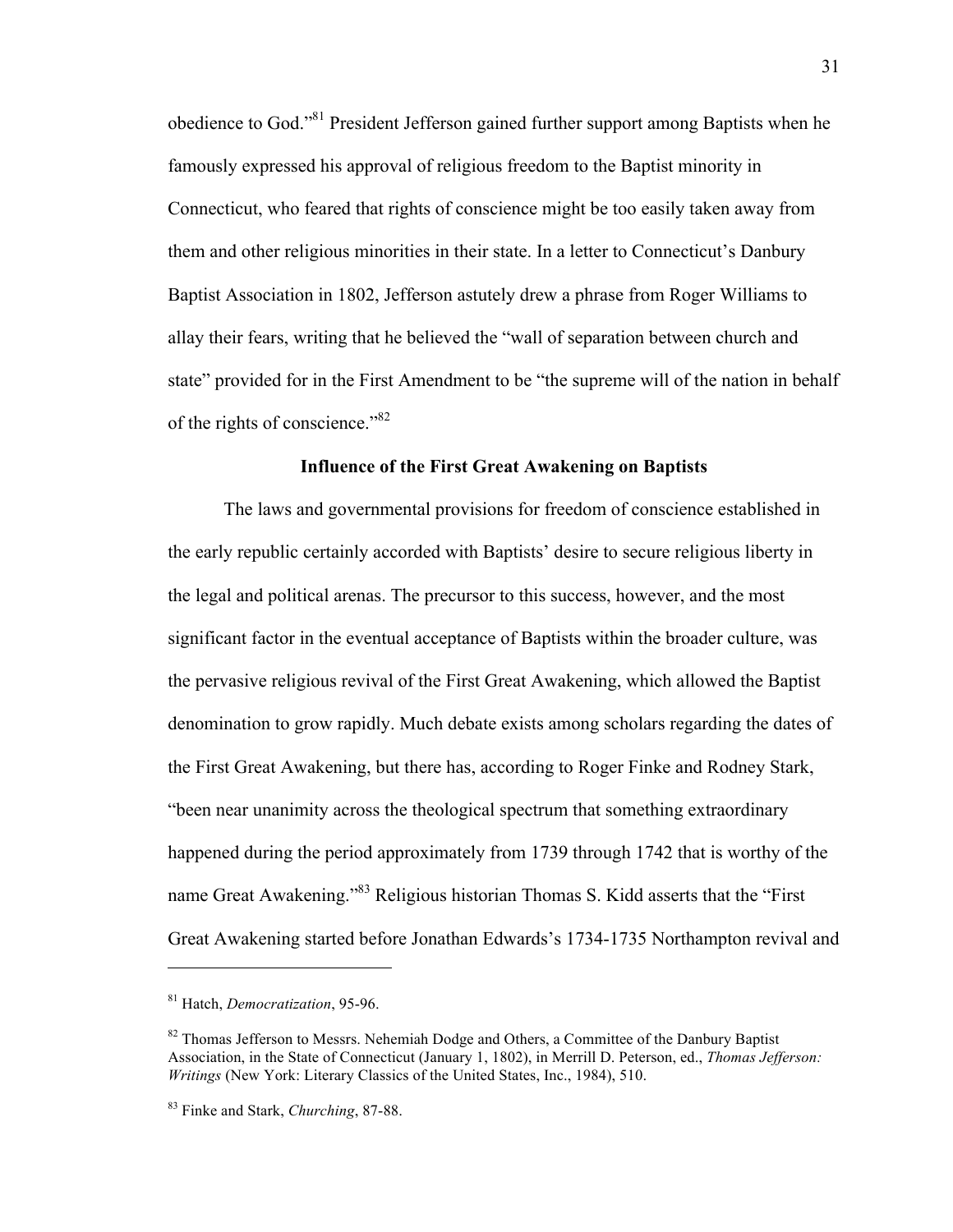obedience to God."[81] President Jefferson gained further support among Baptists when he famously expressed his approval of religious freedom to the Baptist minority in Connecticut, who feared that rights of conscience might be too easily taken away from them and other religious minorities in their state. In a letter to Connecticut's Danbury Baptist Association in 1802, Jefferson astutely drew a phrase from Roger Williams to allay their fears, writing that he believed the "wall of separation between church and state" provided for in the First Amendment to be "the supreme will of the nation in behalf of the rights of conscience."[82]

### Influence of the First Great Awakening on Baptists

The laws and governmental provisions for freedom of conscience established in the early republic certainly accorded with Baptists' desire to secure religious liberty in the legal and political arenas. The precursor to this success, however, and the most significant factor in the eventual acceptance of Baptists within the broader culture, was the pervasive religious revival of the First Great Awakening, which allowed the Baptist denomination to grow rapidly. Much debate exists among scholars regarding the dates of the First Great Awakening, but there has, according to Roger Finke and Rodney Stark, "been near unanimity across the theological spectrum that something extraordinary happened during the period approximately from 1739 through 1742 that is worthy of the name Great Awakening."[83] Religious historian Thomas S. Kidd asserts that the "First Great Awakening started before Jonathan Edwards's 1734-1735 Northampton revival and

---

[81] Hatch, *Democratization*, 95-96.

[82] Thomas Jefferson to Messrs. Nehemiah Dodge and Others, a Committee of the Danbury Baptist Association, in the State of Connecticut (January 1, 1802), in Merrill D. Peterson, ed., *Thomas Jefferson: Writings* (New York: Literary Classics of the United States, Inc., 1984), 510.

[83] Finke and Stark, *Churching*, 87-88.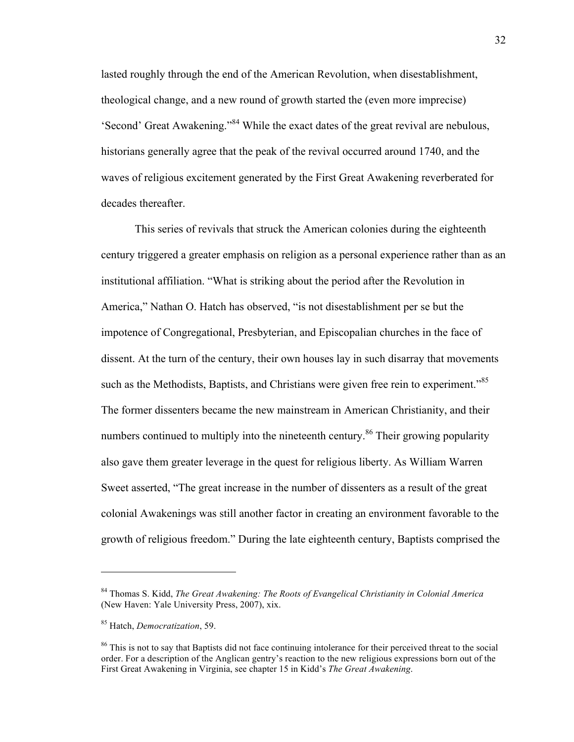lasted roughly through the end of the American Revolution, when disestablishment, theological change, and a new round of growth started the (even more imprecise) 'Second' Great Awakening."[84] While the exact dates of the great revival are nebulous, historians generally agree that the peak of the revival occurred around 1740, and the waves of religious excitement generated by the First Great Awakening reverberated for decades thereafter.

This series of revivals that struck the American colonies during the eighteenth century triggered a greater emphasis on religion as a personal experience rather than as an institutional affiliation. "What is striking about the period after the Revolution in America," Nathan O. Hatch has observed, "is not disestablishment per se but the impotence of Congregational, Presbyterian, and Episcopalian churches in the face of dissent. At the turn of the century, their own houses lay in such disarray that movements such as the Methodists, Baptists, and Christians were given free rein to experiment."[85] The former dissenters became the new mainstream in American Christianity, and their numbers continued to multiply into the nineteenth century.[86] Their growing popularity also gave them greater leverage in the quest for religious liberty. As William Warren Sweet asserted, "The great increase in the number of dissenters as a result of the great colonial Awakenings was still another factor in creating an environment favorable to the growth of religious freedom." During the late eighteenth century, Baptists comprised the

---

[84] Thomas S. Kidd, *The Great Awakening: The Roots of Evangelical Christianity in Colonial America* (New Haven: Yale University Press, 2007), xix.

[85] Hatch, *Democratization*, 59.

[86] This is not to say that Baptists did not face continuing intolerance for their perceived threat to the social order. For a description of the Anglican gentry's reaction to the new religious expressions born out of the First Great Awakening in Virginia, see chapter 15 in Kidd's *The Great Awakening*.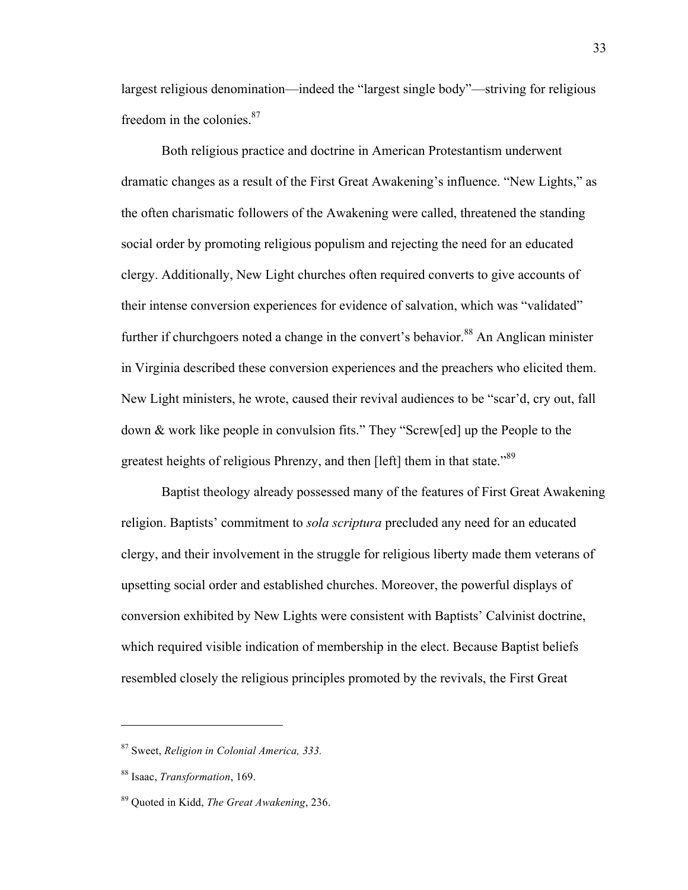largest religious denomination—indeed the "largest single body"—striving for religious freedom in the colonies.[87]

Both religious practice and doctrine in American Protestantism underwent dramatic changes as a result of the First Great Awakening's influence. "New Lights," as the often charismatic followers of the Awakening were called, threatened the standing social order by promoting religious populism and rejecting the need for an educated clergy. Additionally, New Light churches often required converts to give accounts of their intense conversion experiences for evidence of salvation, which was "validated" further if churchgoers noted a change in the convert's behavior.[88] An Anglican minister in Virginia described these conversion experiences and the preachers who elicited them. New Light ministers, he wrote, caused their revival audiences to be "scar'd, cry out, fall down & work like people in convulsion fits." They "Screw[ed] up the People to the greatest heights of religious Phrenzy, and then [left] them in that state."[89]

Baptist theology already possessed many of the features of First Great Awakening religion. Baptists' commitment to *sola scriptura* precluded any need for an educated clergy, and their involvement in the struggle for religious liberty made them veterans of upsetting social order and established churches. Moreover, the powerful displays of conversion exhibited by New Lights were consistent with Baptists' Calvinist doctrine, which required visible indication of membership in the elect. Because Baptist beliefs resembled closely the religious principles promoted by the revivals, the First Great

---

[87] Sweet, *Religion in Colonial America, 333.*

[88] Isaac, *Transformation*, 169.

[89] Quoted in Kidd, *The Great Awakening*, 236.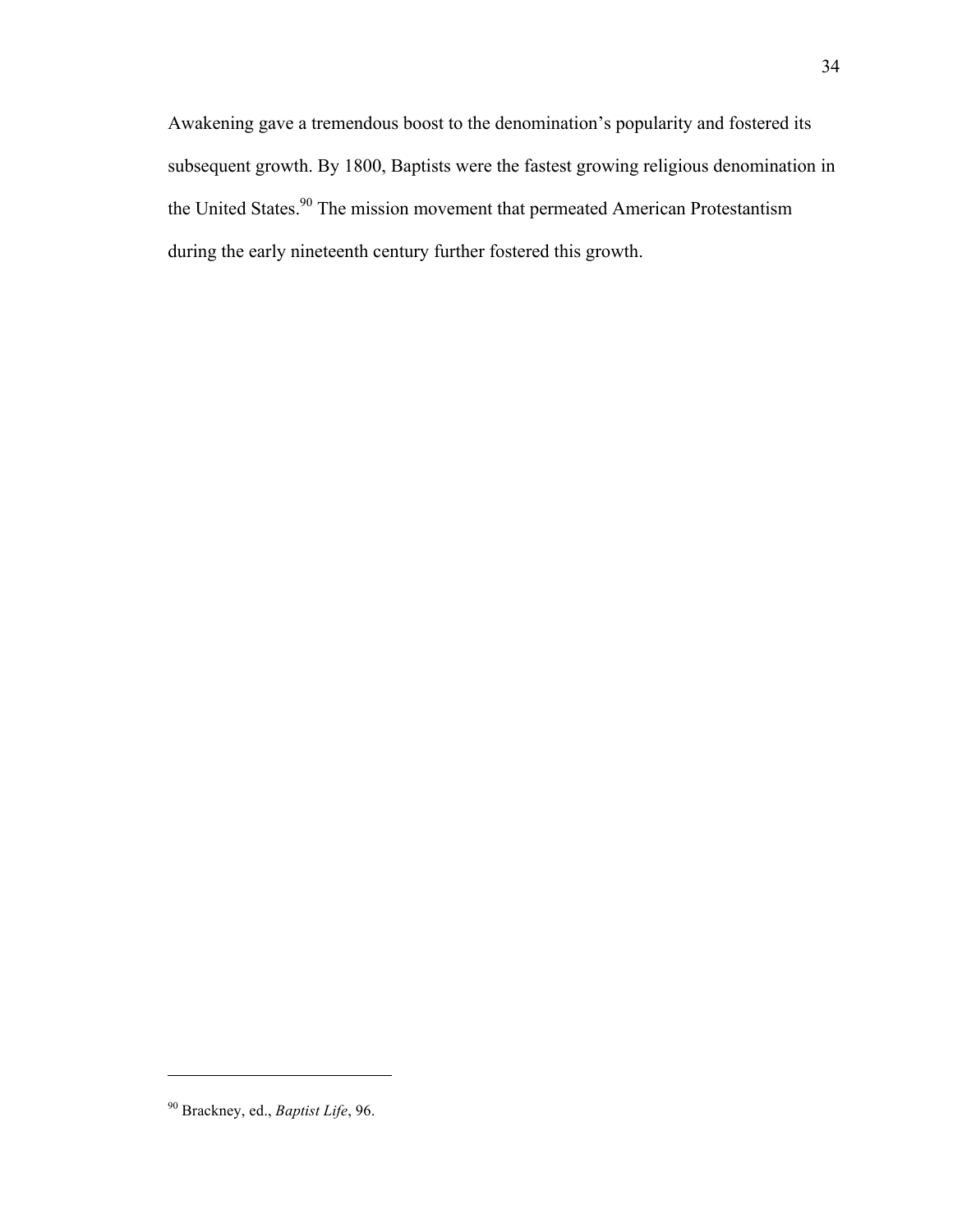Awakening gave a tremendous boost to the denomination's popularity and fostered its subsequent growth. By 1800, Baptists were the fastest growing religious denomination in the United States.[90] The mission movement that permeated American Protestantism during the early nineteenth century further fostered this growth.

---

[90] Brackney, ed., *Baptist Life*, 96.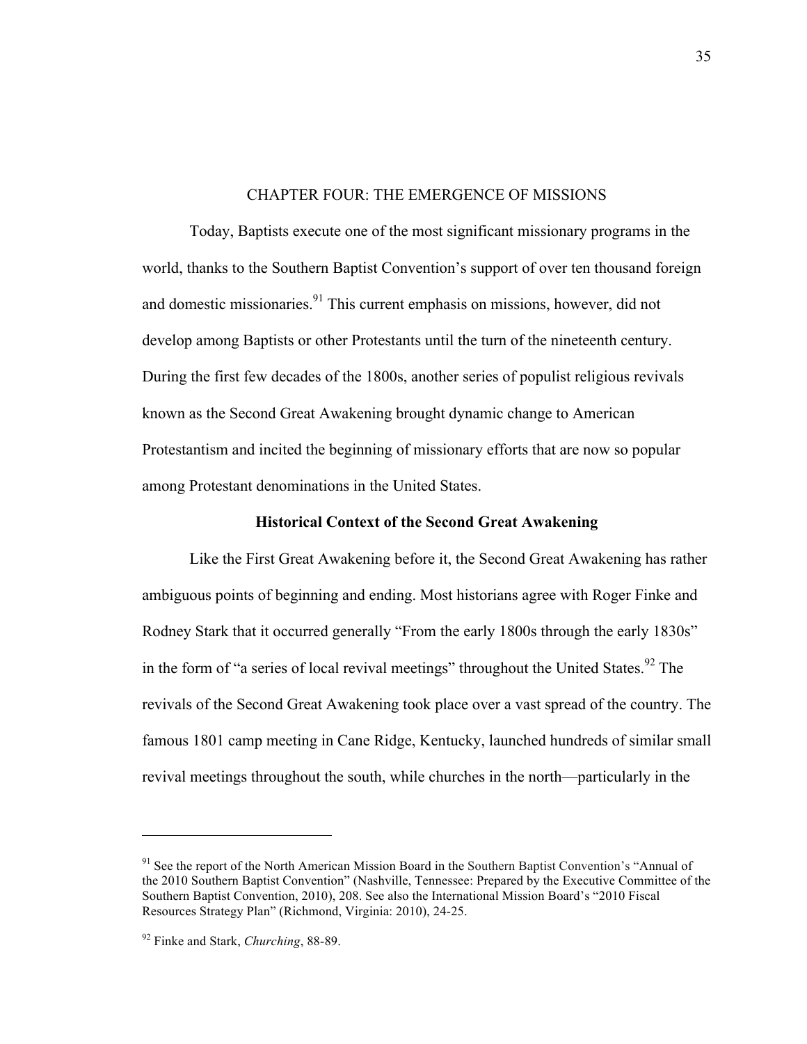# CHAPTER FOUR: THE EMERGENCE OF MISSIONS

Today, Baptists execute one of the most significant missionary programs in the world, thanks to the Southern Baptist Convention's support of over ten thousand foreign and domestic missionaries.[91] This current emphasis on missions, however, did not develop among Baptists or other Protestants until the turn of the nineteenth century. During the first few decades of the 1800s, another series of populist religious revivals known as the Second Great Awakening brought dynamic change to American Protestantism and incited the beginning of missionary efforts that are now so popular among Protestant denominations in the United States.

## Historical Context of the Second Great Awakening

Like the First Great Awakening before it, the Second Great Awakening has rather ambiguous points of beginning and ending. Most historians agree with Roger Finke and Rodney Stark that it occurred generally "From the early 1800s through the early 1830s" in the form of "a series of local revival meetings" throughout the United States.[92] The revivals of the Second Great Awakening took place over a vast spread of the country. The famous 1801 camp meeting in Cane Ridge, Kentucky, launched hundreds of similar small revival meetings throughout the south, while churches in the north—particularly in the

---

[91] See the report of the North American Mission Board in the Southern Baptist Convention's "Annual of the 2010 Southern Baptist Convention" (Nashville, Tennessee: Prepared by the Executive Committee of the Southern Baptist Convention, 2010), 208. See also the International Mission Board's "2010 Fiscal Resources Strategy Plan" (Richmond, Virginia: 2010), 24-25.

[92] Finke and Stark, *Churching*, 88-89.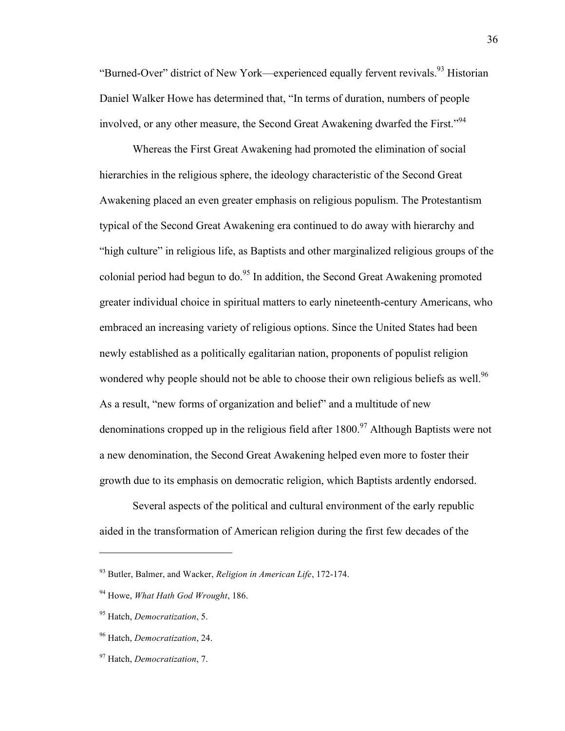"Burned-Over" district of New York—experienced equally fervent revivals.[93] Historian Daniel Walker Howe has determined that, "In terms of duration, numbers of people involved, or any other measure, the Second Great Awakening dwarfed the First."[94]

Whereas the First Great Awakening had promoted the elimination of social hierarchies in the religious sphere, the ideology characteristic of the Second Great Awakening placed an even greater emphasis on religious populism. The Protestantism typical of the Second Great Awakening era continued to do away with hierarchy and "high culture" in religious life, as Baptists and other marginalized religious groups of the colonial period had begun to do.[95] In addition, the Second Great Awakening promoted greater individual choice in spiritual matters to early nineteenth-century Americans, who embraced an increasing variety of religious options. Since the United States had been newly established as a politically egalitarian nation, proponents of populist religion wondered why people should not be able to choose their own religious beliefs as well.[96] As a result, "new forms of organization and belief" and a multitude of new denominations cropped up in the religious field after 1800.[97] Although Baptists were not a new denomination, the Second Great Awakening helped even more to foster their growth due to its emphasis on democratic religion, which Baptists ardently endorsed.

Several aspects of the political and cultural environment of the early republic aided in the transformation of American religion during the first few decades of the

---

[93] Butler, Balmer, and Wacker, *Religion in American Life*, 172-174.

[94] Howe, *What Hath God Wrought*, 186.

[95] Hatch, *Democratization*, 5.

[96] Hatch, *Democratization*, 24.

[97] Hatch, *Democratization*, 7.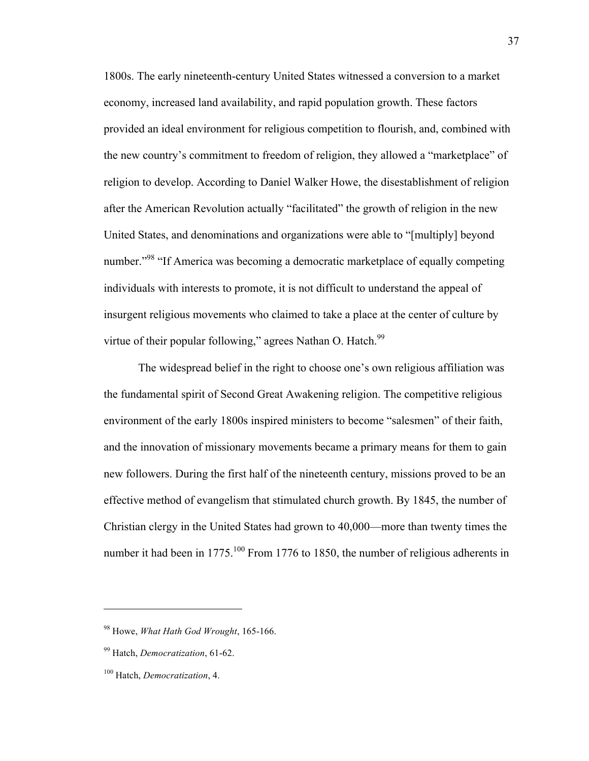1800s. The early nineteenth-century United States witnessed a conversion to a market economy, increased land availability, and rapid population growth. These factors provided an ideal environment for religious competition to flourish, and, combined with the new country's commitment to freedom of religion, they allowed a "marketplace" of religion to develop. According to Daniel Walker Howe, the disestablishment of religion after the American Revolution actually "facilitated" the growth of religion in the new United States, and denominations and organizations were able to "[multiply] beyond number."[98] "If America was becoming a democratic marketplace of equally competing individuals with interests to promote, it is not difficult to understand the appeal of insurgent religious movements who claimed to take a place at the center of culture by virtue of their popular following," agrees Nathan O. Hatch.[99]

The widespread belief in the right to choose one's own religious affiliation was the fundamental spirit of Second Great Awakening religion. The competitive religious environment of the early 1800s inspired ministers to become "salesmen" of their faith, and the innovation of missionary movements became a primary means for them to gain new followers. During the first half of the nineteenth century, missions proved to be an effective method of evangelism that stimulated church growth. By 1845, the number of Christian clergy in the United States had grown to 40,000—more than twenty times the number it had been in 1775.[100] From 1776 to 1850, the number of religious adherents in

---

[98] Howe, *What Hath God Wrought*, 165-166.

[99] Hatch, *Democratization*, 61-62.

[100] Hatch, *Democratization*, 4.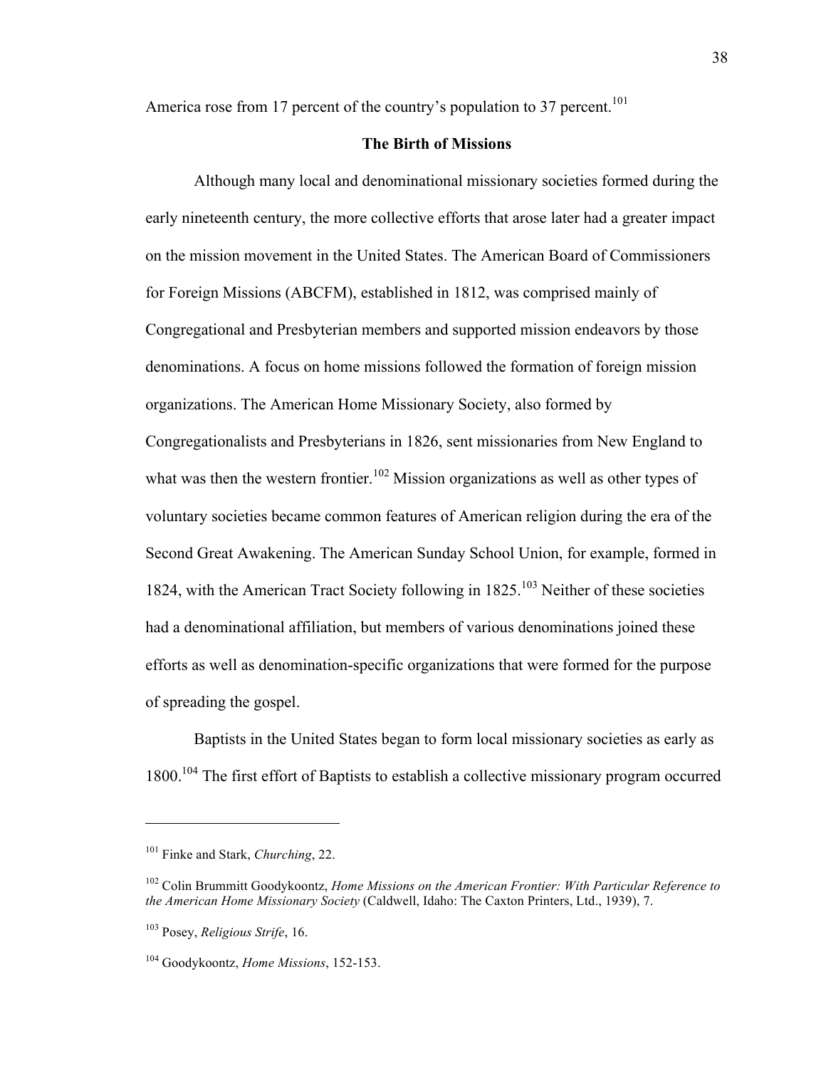America rose from 17 percent of the country's population to 37 percent.[101]

## The Birth of Missions

Although many local and denominational missionary societies formed during the early nineteenth century, the more collective efforts that arose later had a greater impact on the mission movement in the United States. The American Board of Commissioners for Foreign Missions (ABCFM), established in 1812, was comprised mainly of Congregational and Presbyterian members and supported mission endeavors by those denominations. A focus on home missions followed the formation of foreign mission organizations. The American Home Missionary Society, also formed by Congregationalists and Presbyterians in 1826, sent missionaries from New England to what was then the western frontier.[102] Mission organizations as well as other types of voluntary societies became common features of American religion during the era of the Second Great Awakening. The American Sunday School Union, for example, formed in 1824, with the American Tract Society following in 1825.[103] Neither of these societies had a denominational affiliation, but members of various denominations joined these efforts as well as denomination-specific organizations that were formed for the purpose of spreading the gospel.

Baptists in the United States began to form local missionary societies as early as 1800.[104] The first effort of Baptists to establish a collective missionary program occurred

---

[101] Finke and Stark, *Churching*, 22.

[102] Colin Brummitt Goodykoontz, *Home Missions on the American Frontier: With Particular Reference to the American Home Missionary Society* (Caldwell, Idaho: The Caxton Printers, Ltd., 1939), 7.

[103] Posey, *Religious Strife*, 16.

[104] Goodykoontz, *Home Missions*, 152-153.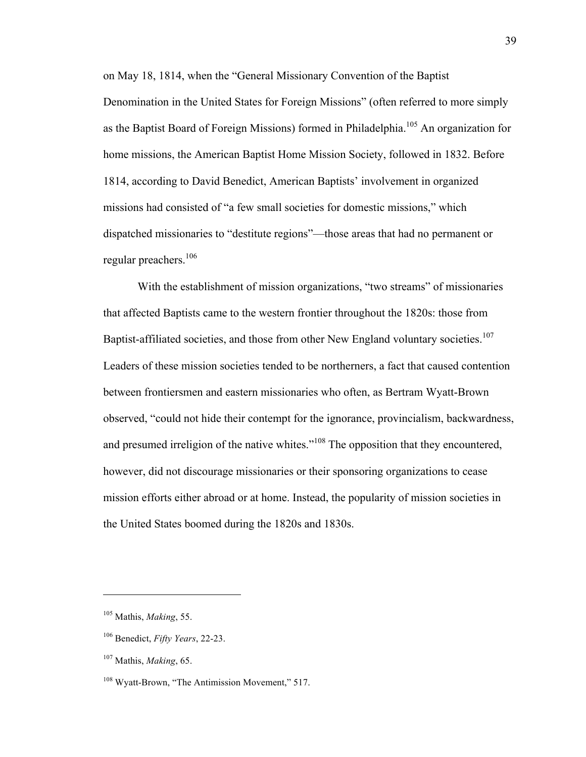on May 18, 1814, when the "General Missionary Convention of the Baptist Denomination in the United States for Foreign Missions" (often referred to more simply as the Baptist Board of Foreign Missions) formed in Philadelphia.[105] An organization for home missions, the American Baptist Home Mission Society, followed in 1832. Before 1814, according to David Benedict, American Baptists' involvement in organized missions had consisted of "a few small societies for domestic missions," which dispatched missionaries to "destitute regions"—those areas that had no permanent or regular preachers.[106]

With the establishment of mission organizations, "two streams" of missionaries that affected Baptists came to the western frontier throughout the 1820s: those from Baptist-affiliated societies, and those from other New England voluntary societies.[107] Leaders of these mission societies tended to be northerners, a fact that caused contention between frontiersmen and eastern missionaries who often, as Bertram Wyatt-Brown observed, "could not hide their contempt for the ignorance, provincialism, backwardness, and presumed irreligion of the native whites."[108] The opposition that they encountered, however, did not discourage missionaries or their sponsoring organizations to cease mission efforts either abroad or at home. Instead, the popularity of mission societies in the United States boomed during the 1820s and 1830s.

---

[105] Mathis, *Making*, 55.

[106] Benedict, *Fifty Years*, 22-23.

[107] Mathis, *Making*, 65.

[108] Wyatt-Brown, "The Antimission Movement," 517.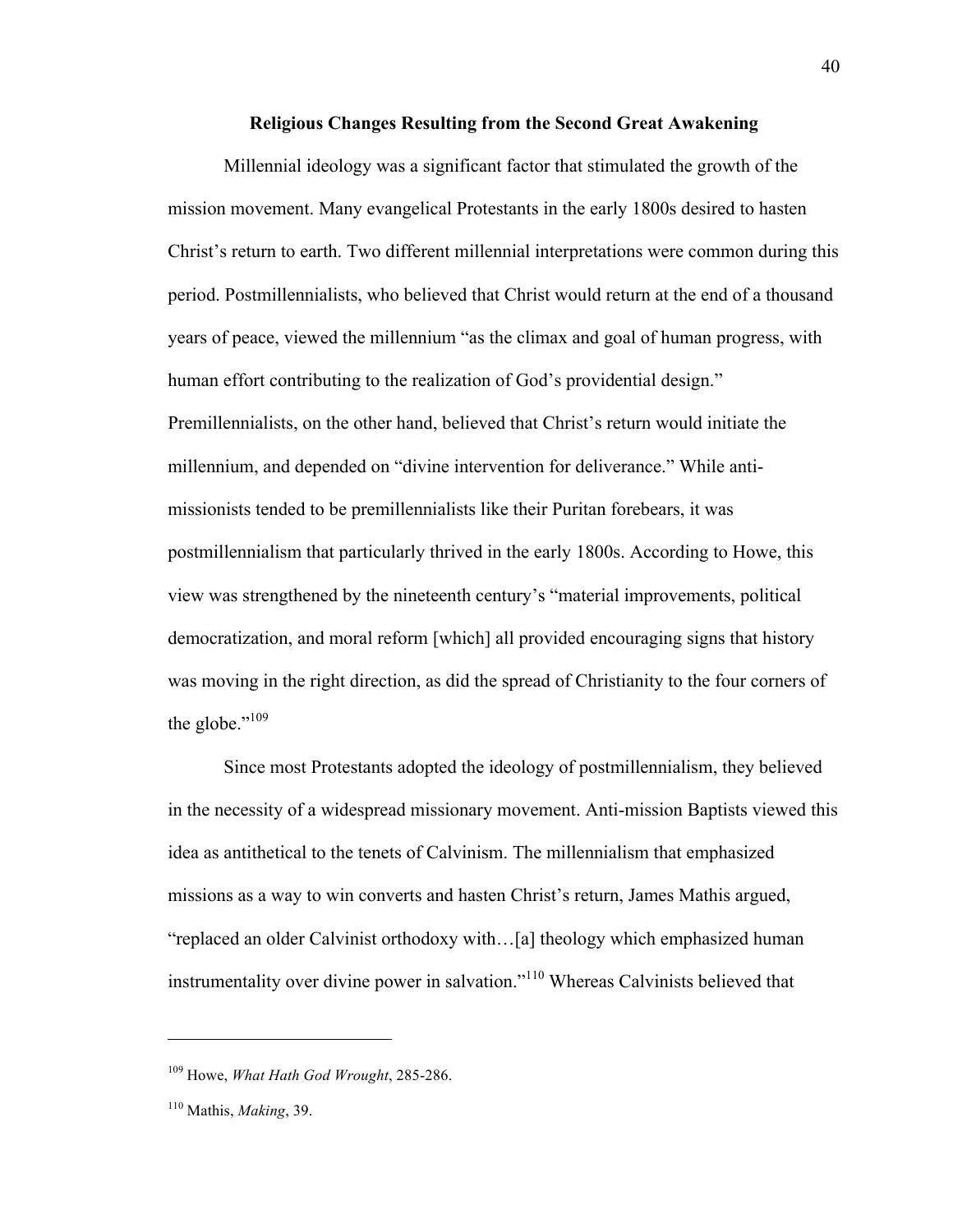## Religious Changes Resulting from the Second Great Awakening

Millennial ideology was a significant factor that stimulated the growth of the mission movement. Many evangelical Protestants in the early 1800s desired to hasten Christ's return to earth. Two different millennial interpretations were common during this period. Postmillennialists, who believed that Christ would return at the end of a thousand years of peace, viewed the millennium "as the climax and goal of human progress, with human effort contributing to the realization of God's providential design." Premillennialists, on the other hand, believed that Christ's return would initiate the millennium, and depended on "divine intervention for deliverance." While anti-missionists tended to be premillennialists like their Puritan forebears, it was postmillennialism that particularly thrived in the early 1800s. According to Howe, this view was strengthened by the nineteenth century's "material improvements, political democratization, and moral reform [which] all provided encouraging signs that history was moving in the right direction, as did the spread of Christianity to the four corners of the globe."[109]

Since most Protestants adopted the ideology of postmillennialism, they believed in the necessity of a widespread missionary movement. Anti-mission Baptists viewed this idea as antithetical to the tenets of Calvinism. The millennialism that emphasized missions as a way to win converts and hasten Christ's return, James Mathis argued, "replaced an older Calvinist orthodoxy with…[a] theology which emphasized human instrumentality over divine power in salvation."[110] Whereas Calvinists believed that

---

[109] Howe, *What Hath God Wrought*, 285-286.

[110] Mathis, *Making*, 39.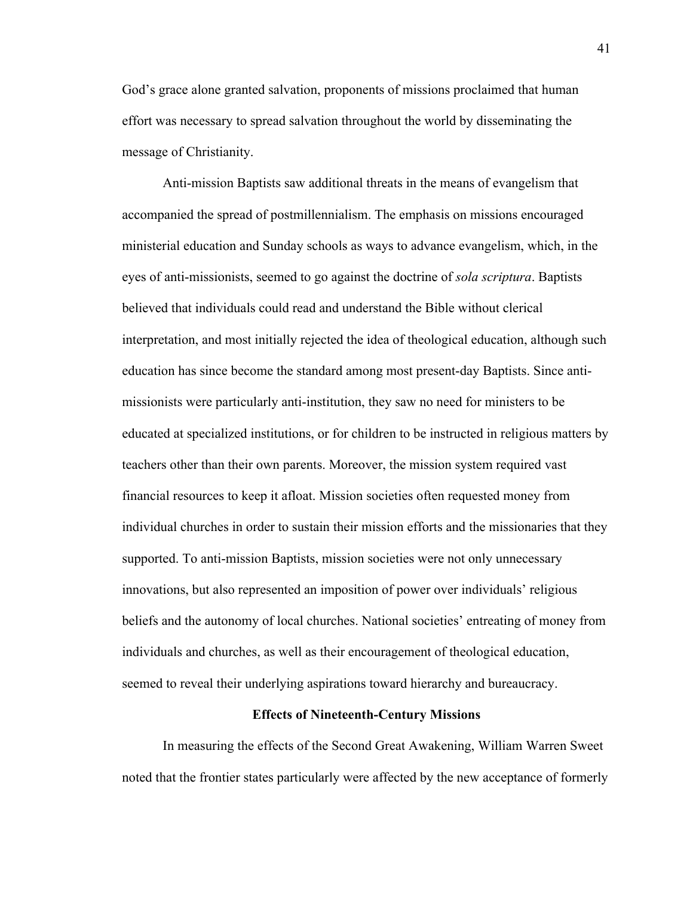God's grace alone granted salvation, proponents of missions proclaimed that human effort was necessary to spread salvation throughout the world by disseminating the message of Christianity.

Anti-mission Baptists saw additional threats in the means of evangelism that accompanied the spread of postmillennialism. The emphasis on missions encouraged ministerial education and Sunday schools as ways to advance evangelism, which, in the eyes of anti-missionists, seemed to go against the doctrine of *sola scriptura*. Baptists believed that individuals could read and understand the Bible without clerical interpretation, and most initially rejected the idea of theological education, although such education has since become the standard among most present-day Baptists. Since anti-missionists were particularly anti-institution, they saw no need for ministers to be educated at specialized institutions, or for children to be instructed in religious matters by teachers other than their own parents. Moreover, the mission system required vast financial resources to keep it afloat. Mission societies often requested money from individual churches in order to sustain their mission efforts and the missionaries that they supported. To anti-mission Baptists, mission societies were not only unnecessary innovations, but also represented an imposition of power over individuals' religious beliefs and the autonomy of local churches. National societies' entreating of money from individuals and churches, as well as their encouragement of theological education, seemed to reveal their underlying aspirations toward hierarchy and bureaucracy.

### Effects of Nineteenth-Century Missions

In measuring the effects of the Second Great Awakening, William Warren Sweet noted that the frontier states particularly were affected by the new acceptance of formerly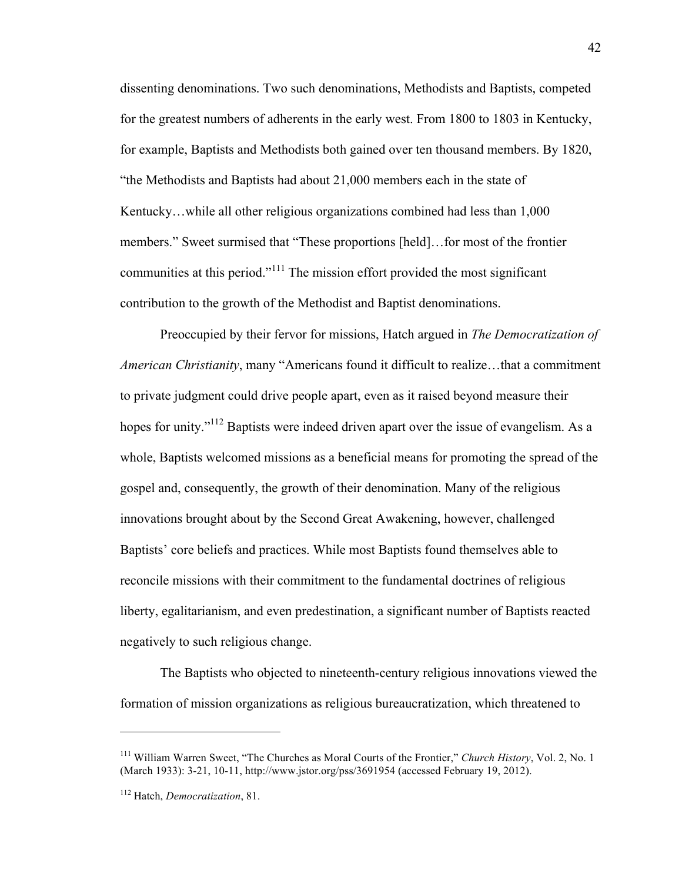dissenting denominations. Two such denominations, Methodists and Baptists, competed for the greatest numbers of adherents in the early west. From 1800 to 1803 in Kentucky, for example, Baptists and Methodists both gained over ten thousand members. By 1820, "the Methodists and Baptists had about 21,000 members each in the state of Kentucky…while all other religious organizations combined had less than 1,000 members." Sweet surmised that "These proportions [held]…for most of the frontier communities at this period."[111] The mission effort provided the most significant contribution to the growth of the Methodist and Baptist denominations.

Preoccupied by their fervor for missions, Hatch argued in *The Democratization of American Christianity*, many "Americans found it difficult to realize…that a commitment to private judgment could drive people apart, even as it raised beyond measure their hopes for unity."[112] Baptists were indeed driven apart over the issue of evangelism. As a whole, Baptists welcomed missions as a beneficial means for promoting the spread of the gospel and, consequently, the growth of their denomination. Many of the religious innovations brought about by the Second Great Awakening, however, challenged Baptists' core beliefs and practices. While most Baptists found themselves able to reconcile missions with their commitment to the fundamental doctrines of religious liberty, egalitarianism, and even predestination, a significant number of Baptists reacted negatively to such religious change.

The Baptists who objected to nineteenth-century religious innovations viewed the formation of mission organizations as religious bureaucratization, which threatened to

---

[111] William Warren Sweet, "The Churches as Moral Courts of the Frontier," *Church History*, Vol. 2, No. 1 (March 1933): 3-21, 10-11, http://www.jstor.org/pss/3691954 (accessed February 19, 2012).

[112] Hatch, *Democratization*, 81.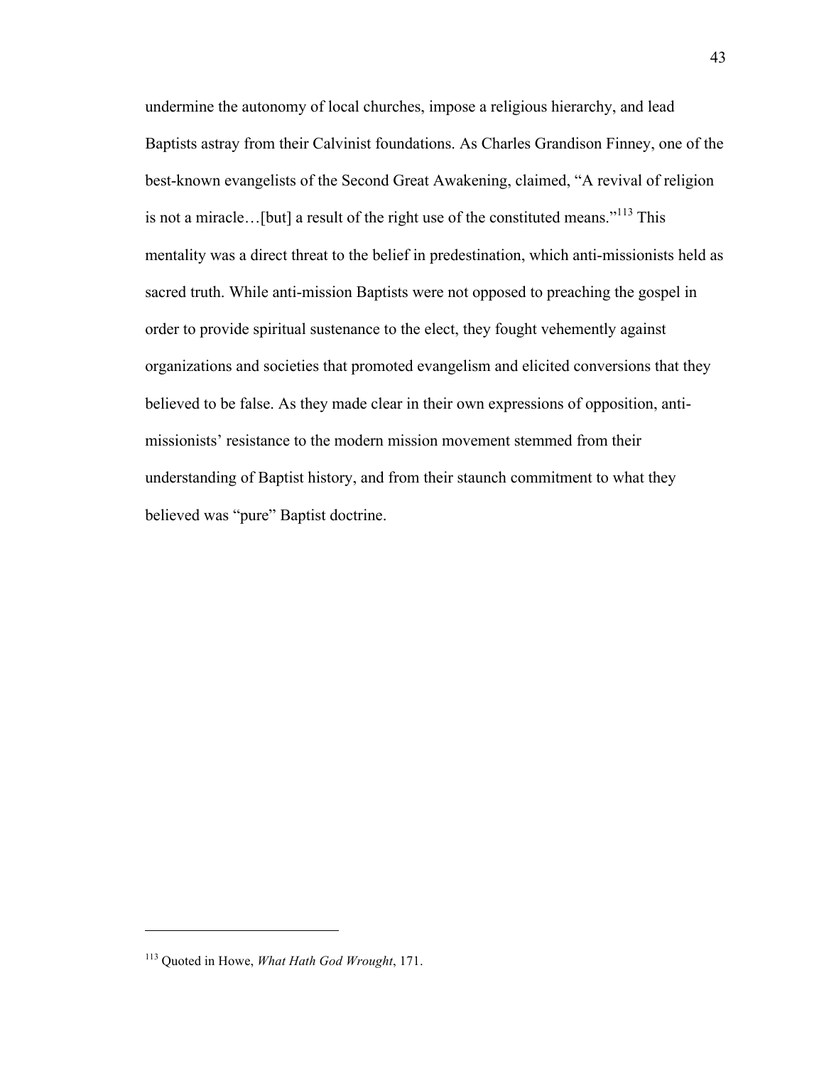undermine the autonomy of local churches, impose a religious hierarchy, and lead Baptists astray from their Calvinist foundations. As Charles Grandison Finney, one of the best-known evangelists of the Second Great Awakening, claimed, "A revival of religion is not a miracle…[but] a result of the right use of the constituted means."[113] This mentality was a direct threat to the belief in predestination, which anti-missionists held as sacred truth. While anti-mission Baptists were not opposed to preaching the gospel in order to provide spiritual sustenance to the elect, they fought vehemently against organizations and societies that promoted evangelism and elicited conversions that they believed to be false. As they made clear in their own expressions of opposition, anti-missionists' resistance to the modern mission movement stemmed from their understanding of Baptist history, and from their staunch commitment to what they believed was "pure" Baptist doctrine.

---

[113] Quoted in Howe, *What Hath God Wrought*, 171.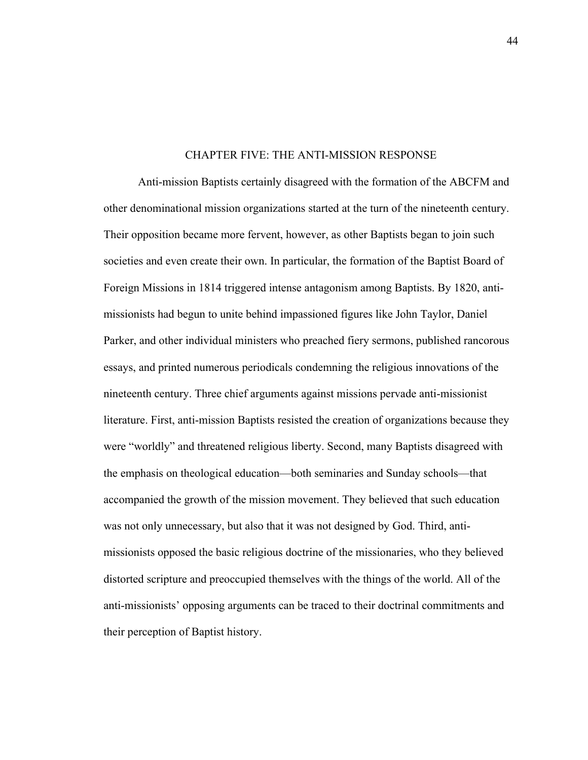# CHAPTER FIVE: THE ANTI-MISSION RESPONSE

Anti-mission Baptists certainly disagreed with the formation of the ABCFM and other denominational mission organizations started at the turn of the nineteenth century. Their opposition became more fervent, however, as other Baptists began to join such societies and even create their own. In particular, the formation of the Baptist Board of Foreign Missions in 1814 triggered intense antagonism among Baptists. By 1820, anti-missionists had begun to unite behind impassioned figures like John Taylor, Daniel Parker, and other individual ministers who preached fiery sermons, published rancorous essays, and printed numerous periodicals condemning the religious innovations of the nineteenth century. Three chief arguments against missions pervade anti-missionist literature. First, anti-mission Baptists resisted the creation of organizations because they were "worldly" and threatened religious liberty. Second, many Baptists disagreed with the emphasis on theological education—both seminaries and Sunday schools—that accompanied the growth of the mission movement. They believed that such education was not only unnecessary, but also that it was not designed by God. Third, anti-missionists opposed the basic religious doctrine of the missionaries, who they believed distorted scripture and preoccupied themselves with the things of the world. All of the anti-missionists' opposing arguments can be traced to their doctrinal commitments and their perception of Baptist history.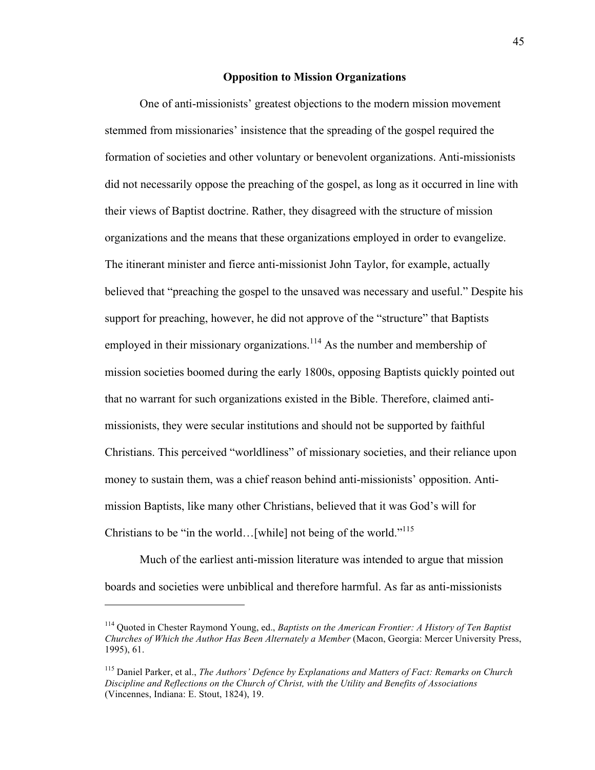## Opposition to Mission Organizations

One of anti-missionists' greatest objections to the modern mission movement stemmed from missionaries' insistence that the spreading of the gospel required the formation of societies and other voluntary or benevolent organizations. Anti-missionists did not necessarily oppose the preaching of the gospel, as long as it occurred in line with their views of Baptist doctrine. Rather, they disagreed with the structure of mission organizations and the means that these organizations employed in order to evangelize. The itinerant minister and fierce anti-missionist John Taylor, for example, actually believed that "preaching the gospel to the unsaved was necessary and useful." Despite his support for preaching, however, he did not approve of the "structure" that Baptists employed in their missionary organizations.[114] As the number and membership of mission societies boomed during the early 1800s, opposing Baptists quickly pointed out that no warrant for such organizations existed in the Bible. Therefore, claimed anti-missionists, they were secular institutions and should not be supported by faithful Christians. This perceived "worldliness" of missionary societies, and their reliance upon money to sustain them, was a chief reason behind anti-missionists' opposition. Anti-mission Baptists, like many other Christians, believed that it was God's will for Christians to be "in the world…[while] not being of the world."[115]

Much of the earliest anti-mission literature was intended to argue that mission boards and societies were unbiblical and therefore harmful. As far as anti-missionists

---

[114] Quoted in Chester Raymond Young, ed., *Baptists on the American Frontier: A History of Ten Baptist Churches of Which the Author Has Been Alternately a Member* (Macon, Georgia: Mercer University Press, 1995), 61.

[115] Daniel Parker, et al., *The Authors' Defence by Explanations and Matters of Fact: Remarks on Church Discipline and Reflections on the Church of Christ, with the Utility and Benefits of Associations* (Vincennes, Indiana: E. Stout, 1824), 19.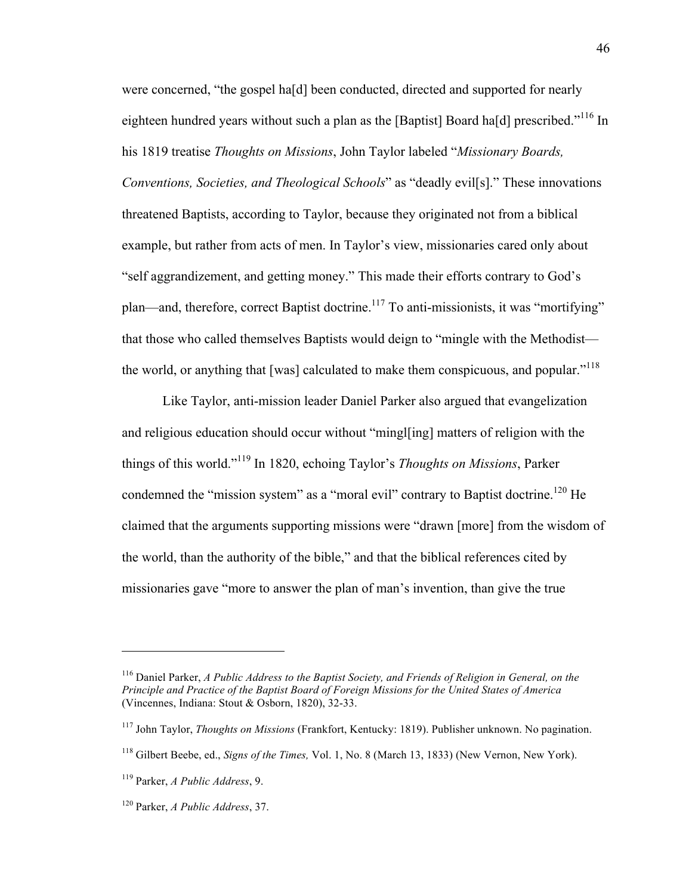were concerned, "the gospel ha[d] been conducted, directed and supported for nearly eighteen hundred years without such a plan as the [Baptist] Board ha[d] prescribed."[116] In his 1819 treatise *Thoughts on Missions*, John Taylor labeled "*Missionary Boards, Conventions, Societies, and Theological Schools*" as "deadly evil[s]." These innovations threatened Baptists, according to Taylor, because they originated not from a biblical example, but rather from acts of men. In Taylor's view, missionaries cared only about "self aggrandizement, and getting money." This made their efforts contrary to God's plan—and, therefore, correct Baptist doctrine.[117] To anti-missionists, it was "mortifying" that those who called themselves Baptists would deign to "mingle with the Methodist—the world, or anything that [was] calculated to make them conspicuous, and popular."[118]

Like Taylor, anti-mission leader Daniel Parker also argued that evangelization and religious education should occur without "mingl[ing] matters of religion with the things of this world."[119] In 1820, echoing Taylor's *Thoughts on Missions*, Parker condemned the "mission system" as a "moral evil" contrary to Baptist doctrine.[120] He claimed that the arguments supporting missions were "drawn [more] from the wisdom of the world, than the authority of the bible," and that the biblical references cited by missionaries gave "more to answer the plan of man's invention, than give the true

---

[116] Daniel Parker, *A Public Address to the Baptist Society, and Friends of Religion in General, on the Principle and Practice of the Baptist Board of Foreign Missions for the United States of America* (Vincennes, Indiana: Stout & Osborn, 1820), 32-33.

[117] John Taylor, *Thoughts on Missions* (Frankfort, Kentucky: 1819). Publisher unknown. No pagination.

[118] Gilbert Beebe, ed., *Signs of the Times,* Vol. 1, No. 8 (March 13, 1833) (New Vernon, New York).

[119] Parker, *A Public Address*, 9.

[120] Parker, *A Public Address*, 37.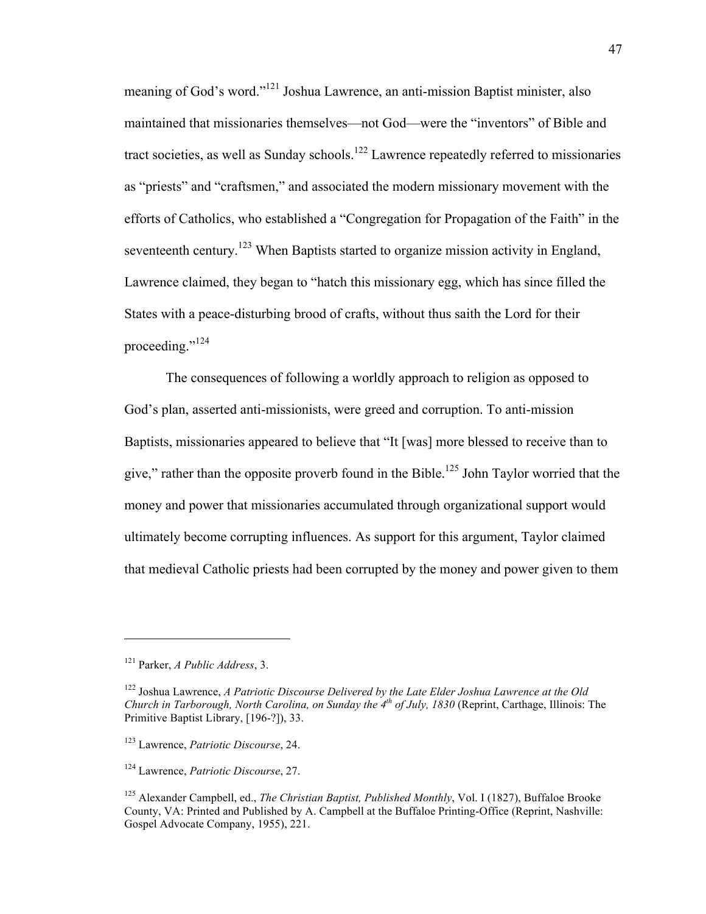meaning of God's word."[121] Joshua Lawrence, an anti-mission Baptist minister, also maintained that missionaries themselves—not God—were the "inventors" of Bible and tract societies, as well as Sunday schools.[122] Lawrence repeatedly referred to missionaries as "priests" and "craftsmen," and associated the modern missionary movement with the efforts of Catholics, who established a "Congregation for Propagation of the Faith" in the seventeenth century.[123] When Baptists started to organize mission activity in England, Lawrence claimed, they began to "hatch this missionary egg, which has since filled the States with a peace-disturbing brood of crafts, without thus saith the Lord for their proceeding."[124]

The consequences of following a worldly approach to religion as opposed to God's plan, asserted anti-missionists, were greed and corruption. To anti-mission Baptists, missionaries appeared to believe that "It [was] more blessed to receive than to give," rather than the opposite proverb found in the Bible.[125] John Taylor worried that the money and power that missionaries accumulated through organizational support would ultimately become corrupting influences. As support for this argument, Taylor claimed that medieval Catholic priests had been corrupted by the money and power given to them

---

[121] Parker, *A Public Address*, 3.

[122] Joshua Lawrence, *A Patriotic Discourse Delivered by the Late Elder Joshua Lawrence at the Old Church in Tarborough, North Carolina, on Sunday the 4th of July, 1830* (Reprint, Carthage, Illinois: The Primitive Baptist Library, [196-?]), 33.

[123] Lawrence, *Patriotic Discourse*, 24.

[124] Lawrence, *Patriotic Discourse*, 27.

[125] Alexander Campbell, ed., *The Christian Baptist, Published Monthly*, Vol. I (1827), Buffaloe Brooke County, VA: Printed and Published by A. Campbell at the Buffaloe Printing-Office (Reprint, Nashville: Gospel Advocate Company, 1955), 221.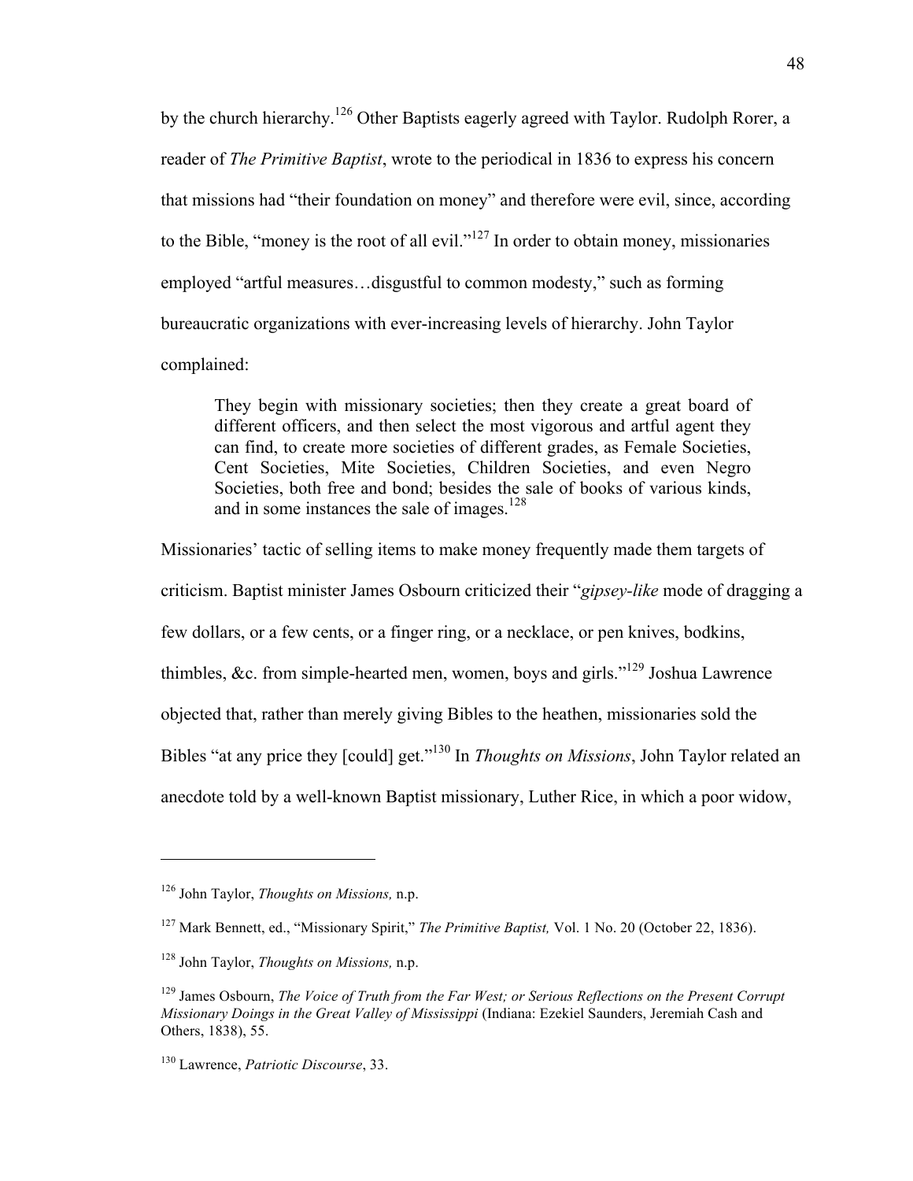by the church hierarchy.[126] Other Baptists eagerly agreed with Taylor. Rudolph Rorer, a reader of *The Primitive Baptist*, wrote to the periodical in 1836 to express his concern that missions had "their foundation on money" and therefore were evil, since, according to the Bible, "money is the root of all evil."[127] In order to obtain money, missionaries employed "artful measures…disgustful to common modesty," such as forming bureaucratic organizations with ever-increasing levels of hierarchy. John Taylor complained:

> They begin with missionary societies; then they create a great board of different officers, and then select the most vigorous and artful agent they can find, to create more societies of different grades, as Female Societies, Cent Societies, Mite Societies, Children Societies, and even Negro Societies, both free and bond; besides the sale of books of various kinds, and in some instances the sale of images.[128]

Missionaries' tactic of selling items to make money frequently made them targets of criticism. Baptist minister James Osbourn criticized their "*gipsey-like* mode of dragging a few dollars, or a few cents, or a finger ring, or a necklace, or pen knives, bodkins, thimbles, &c. from simple-hearted men, women, boys and girls."[129] Joshua Lawrence objected that, rather than merely giving Bibles to the heathen, missionaries sold the Bibles "at any price they [could] get."[130] In *Thoughts on Missions*, John Taylor related an anecdote told by a well-known Baptist missionary, Luther Rice, in which a poor widow,

---

[126] John Taylor, *Thoughts on Missions,* n.p.

[127] Mark Bennett, ed., "Missionary Spirit," *The Primitive Baptist,* Vol. 1 No. 20 (October 22, 1836).

[128] John Taylor, *Thoughts on Missions,* n.p.

[129] James Osbourn, *The Voice of Truth from the Far West; or Serious Reflections on the Present Corrupt Missionary Doings in the Great Valley of Mississippi* (Indiana: Ezekiel Saunders, Jeremiah Cash and Others, 1838), 55.

[130] Lawrence, *Patriotic Discourse*, 33.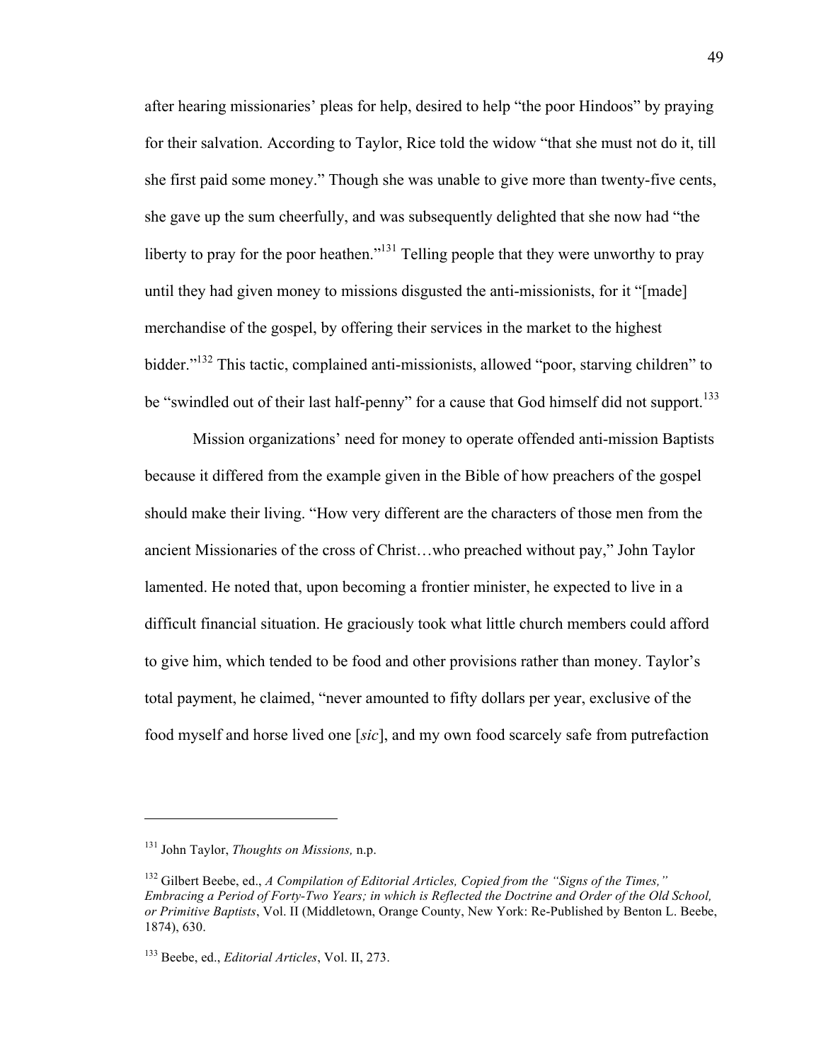after hearing missionaries' pleas for help, desired to help "the poor Hindoos" by praying for their salvation. According to Taylor, Rice told the widow "that she must not do it, till she first paid some money." Though she was unable to give more than twenty-five cents, she gave up the sum cheerfully, and was subsequently delighted that she now had "the liberty to pray for the poor heathen."[131] Telling people that they were unworthy to pray until they had given money to missions disgusted the anti-missionists, for it "[made] merchandise of the gospel, by offering their services in the market to the highest bidder."[132] This tactic, complained anti-missionists, allowed "poor, starving children" to be "swindled out of their last half-penny" for a cause that God himself did not support.[133]

Mission organizations' need for money to operate offended anti-mission Baptists because it differed from the example given in the Bible of how preachers of the gospel should make their living. "How very different are the characters of those men from the ancient Missionaries of the cross of Christ…who preached without pay," John Taylor lamented. He noted that, upon becoming a frontier minister, he expected to live in a difficult financial situation. He graciously took what little church members could afford to give him, which tended to be food and other provisions rather than money. Taylor's total payment, he claimed, "never amounted to fifty dollars per year, exclusive of the food myself and horse lived one [*sic*], and my own food scarcely safe from putrefaction

---

[131] John Taylor, *Thoughts on Missions,* n.p.

[132] Gilbert Beebe, ed., *A Compilation of Editorial Articles, Copied from the "Signs of the Times," Embracing a Period of Forty-Two Years; in which is Reflected the Doctrine and Order of the Old School, or Primitive Baptists*, Vol. II (Middletown, Orange County, New York: Re-Published by Benton L. Beebe, 1874), 630.

[133] Beebe, ed., *Editorial Articles*, Vol. II, 273.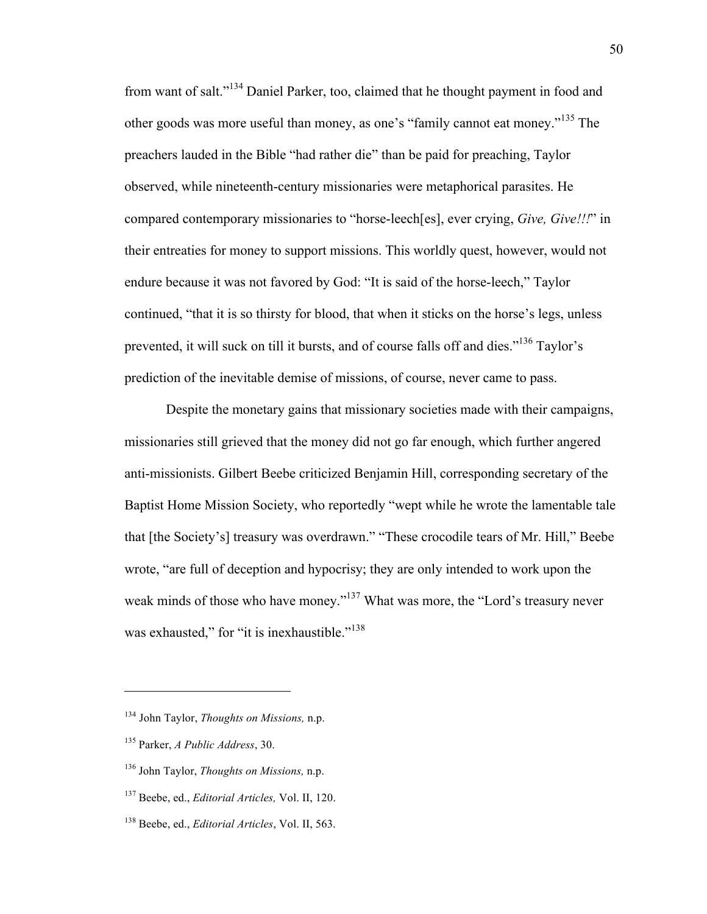from want of salt."[134] Daniel Parker, too, claimed that he thought payment in food and other goods was more useful than money, as one's "family cannot eat money."[135] The preachers lauded in the Bible "had rather die" than be paid for preaching, Taylor observed, while nineteenth-century missionaries were metaphorical parasites. He compared contemporary missionaries to "horse-leech[es], ever crying, *Give, Give!!!*" in their entreaties for money to support missions. This worldly quest, however, would not endure because it was not favored by God: "It is said of the horse-leech," Taylor continued, "that it is so thirsty for blood, that when it sticks on the horse's legs, unless prevented, it will suck on till it bursts, and of course falls off and dies."[136] Taylor's prediction of the inevitable demise of missions, of course, never came to pass.

Despite the monetary gains that missionary societies made with their campaigns, missionaries still grieved that the money did not go far enough, which further angered anti-missionists. Gilbert Beebe criticized Benjamin Hill, corresponding secretary of the Baptist Home Mission Society, who reportedly "wept while he wrote the lamentable tale that [the Society's] treasury was overdrawn." "These crocodile tears of Mr. Hill," Beebe wrote, "are full of deception and hypocrisy; they are only intended to work upon the weak minds of those who have money."[137] What was more, the "Lord's treasury never was exhausted," for "it is inexhaustible."[138]

---

[134] John Taylor, *Thoughts on Missions,* n.p.

[135] Parker, *A Public Address*, 30.

[136] John Taylor, *Thoughts on Missions,* n.p.

[137] Beebe, ed., *Editorial Articles,* Vol. II, 120.

[138] Beebe, ed., *Editorial Articles*, Vol. II, 563.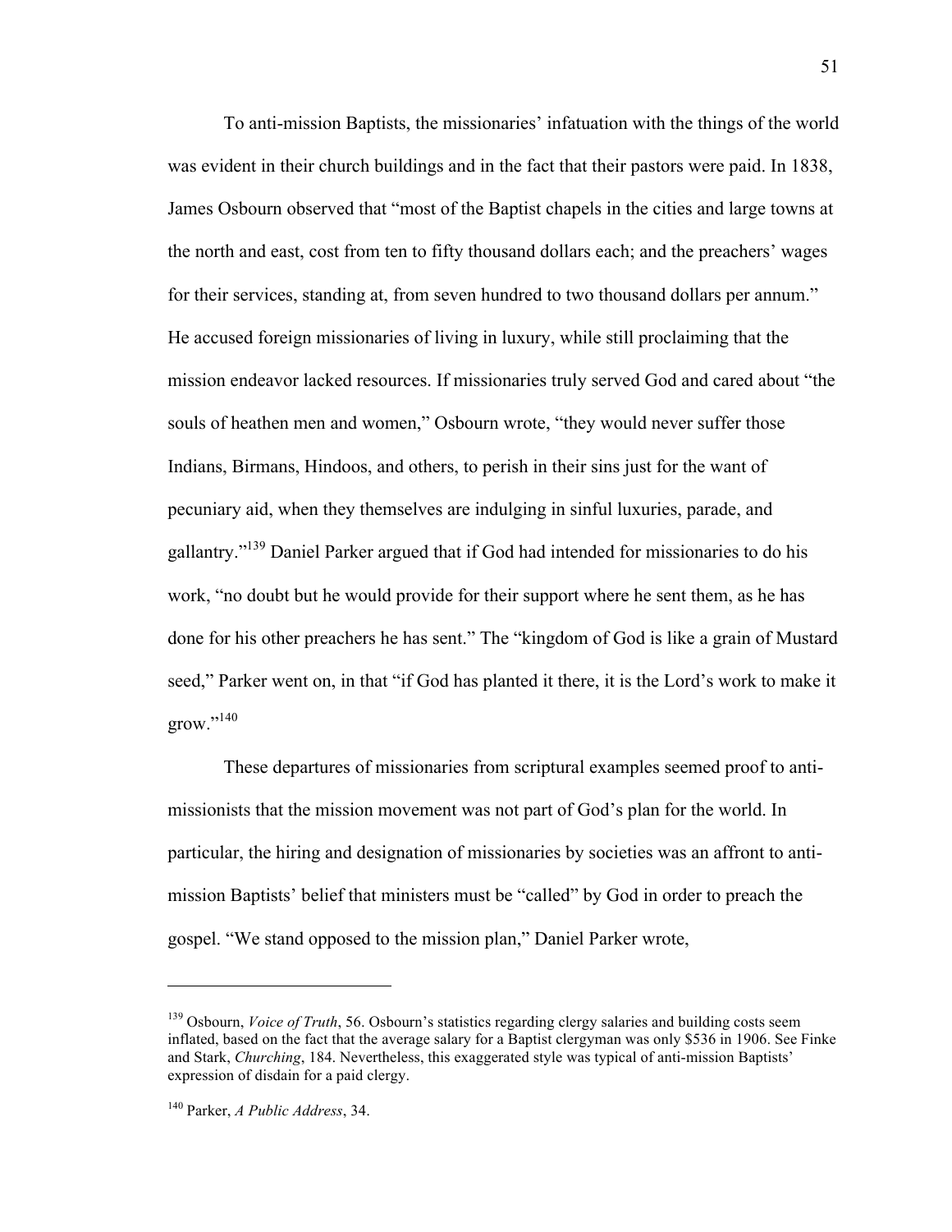To anti-mission Baptists, the missionaries' infatuation with the things of the world was evident in their church buildings and in the fact that their pastors were paid. In 1838, James Osbourn observed that "most of the Baptist chapels in the cities and large towns at the north and east, cost from ten to fifty thousand dollars each; and the preachers' wages for their services, standing at, from seven hundred to two thousand dollars per annum." He accused foreign missionaries of living in luxury, while still proclaiming that the mission endeavor lacked resources. If missionaries truly served God and cared about "the souls of heathen men and women," Osbourn wrote, "they would never suffer those Indians, Birmans, Hindoos, and others, to perish in their sins just for the want of pecuniary aid, when they themselves are indulging in sinful luxuries, parade, and gallantry."[139] Daniel Parker argued that if God had intended for missionaries to do his work, "no doubt but he would provide for their support where he sent them, as he has done for his other preachers he has sent." The "kingdom of God is like a grain of Mustard seed," Parker went on, in that "if God has planted it there, it is the Lord's work to make it grow."[140]

These departures of missionaries from scriptural examples seemed proof to anti-missionists that the mission movement was not part of God's plan for the world. In particular, the hiring and designation of missionaries by societies was an affront to anti-mission Baptists' belief that ministers must be "called" by God in order to preach the gospel. "We stand opposed to the mission plan," Daniel Parker wrote,

---

[139] Osbourn, *Voice of Truth*, 56. Osbourn's statistics regarding clergy salaries and building costs seem inflated, based on the fact that the average salary for a Baptist clergyman was only $536 in 1906. See Finke and Stark, *Churching*, 184. Nevertheless, this exaggerated style was typical of anti-mission Baptists' expression of disdain for a paid clergy.

[140] Parker, *A Public Address*, 34.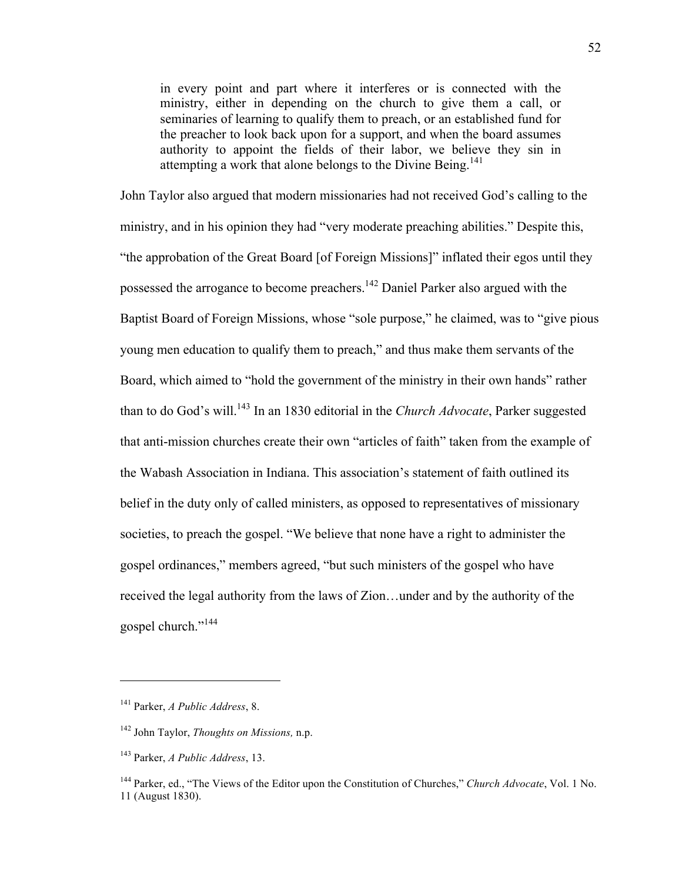> in every point and part where it interferes or is connected with the ministry, either in depending on the church to give them a call, or seminaries of learning to qualify them to preach, or an established fund for the preacher to look back upon for a support, and when the board assumes authority to appoint the fields of their labor, we believe they sin in attempting a work that alone belongs to the Divine Being.[141]

John Taylor also argued that modern missionaries had not received God's calling to the ministry, and in his opinion they had "very moderate preaching abilities." Despite this, "the approbation of the Great Board [of Foreign Missions]" inflated their egos until they possessed the arrogance to become preachers.[142] Daniel Parker also argued with the Baptist Board of Foreign Missions, whose "sole purpose," he claimed, was to "give pious young men education to qualify them to preach," and thus make them servants of the Board, which aimed to "hold the government of the ministry in their own hands" rather than to do God's will.[143] In an 1830 editorial in the *Church Advocate*, Parker suggested that anti-mission churches create their own "articles of faith" taken from the example of the Wabash Association in Indiana. This association's statement of faith outlined its belief in the duty only of called ministers, as opposed to representatives of missionary societies, to preach the gospel. "We believe that none have a right to administer the gospel ordinances," members agreed, "but such ministers of the gospel who have received the legal authority from the laws of Zion…under and by the authority of the gospel church."[144]

---

[141] Parker, *A Public Address*, 8.

[142] John Taylor, *Thoughts on Missions,* n.p.

[143] Parker, *A Public Address*, 13.

[144] Parker, ed., "The Views of the Editor upon the Constitution of Churches," *Church Advocate*, Vol. 1 No. 11 (August 1830).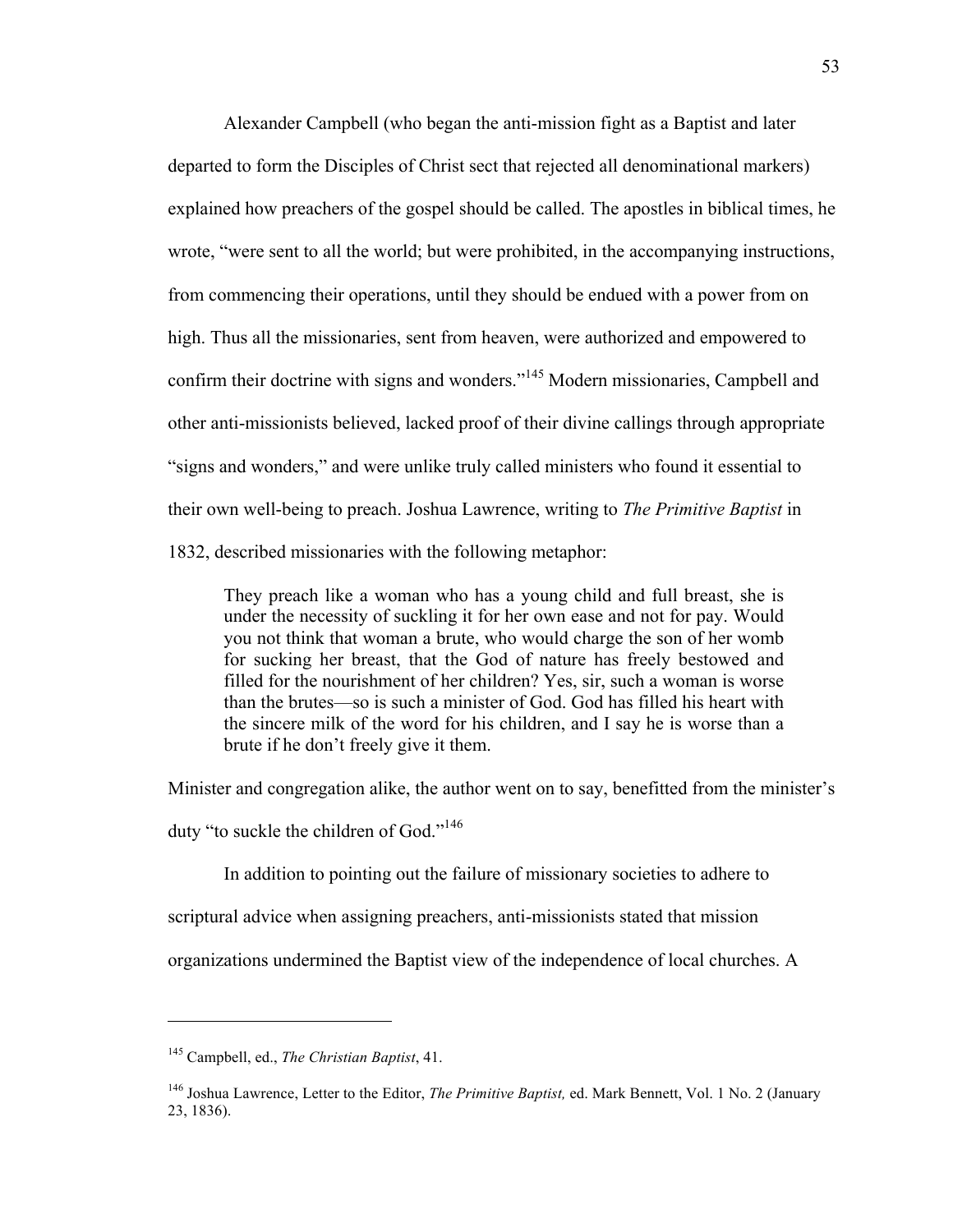Alexander Campbell (who began the anti-mission fight as a Baptist and later departed to form the Disciples of Christ sect that rejected all denominational markers) explained how preachers of the gospel should be called. The apostles in biblical times, he wrote, "were sent to all the world; but were prohibited, in the accompanying instructions, from commencing their operations, until they should be endued with a power from on high. Thus all the missionaries, sent from heaven, were authorized and empowered to confirm their doctrine with signs and wonders."[145] Modern missionaries, Campbell and other anti-missionists believed, lacked proof of their divine callings through appropriate "signs and wonders," and were unlike truly called ministers who found it essential to their own well-being to preach. Joshua Lawrence, writing to *The Primitive Baptist* in 1832, described missionaries with the following metaphor:

> They preach like a woman who has a young child and full breast, she is under the necessity of suckling it for her own ease and not for pay. Would you not think that woman a brute, who would charge the son of her womb for sucking her breast, that the God of nature has freely bestowed and filled for the nourishment of her children? Yes, sir, such a woman is worse than the brutes—so is such a minister of God. God has filled his heart with the sincere milk of the word for his children, and I say he is worse than a brute if he don't freely give it them.

Minister and congregation alike, the author went on to say, benefitted from the minister's duty "to suckle the children of God."[146]

In addition to pointing out the failure of missionary societies to adhere to scriptural advice when assigning preachers, anti-missionists stated that mission organizations undermined the Baptist view of the independence of local churches. A

---

[145] Campbell, ed., *The Christian Baptist*, 41.

[146] Joshua Lawrence, Letter to the Editor, *The Primitive Baptist,* ed. Mark Bennett, Vol. 1 No. 2 (January 23, 1836).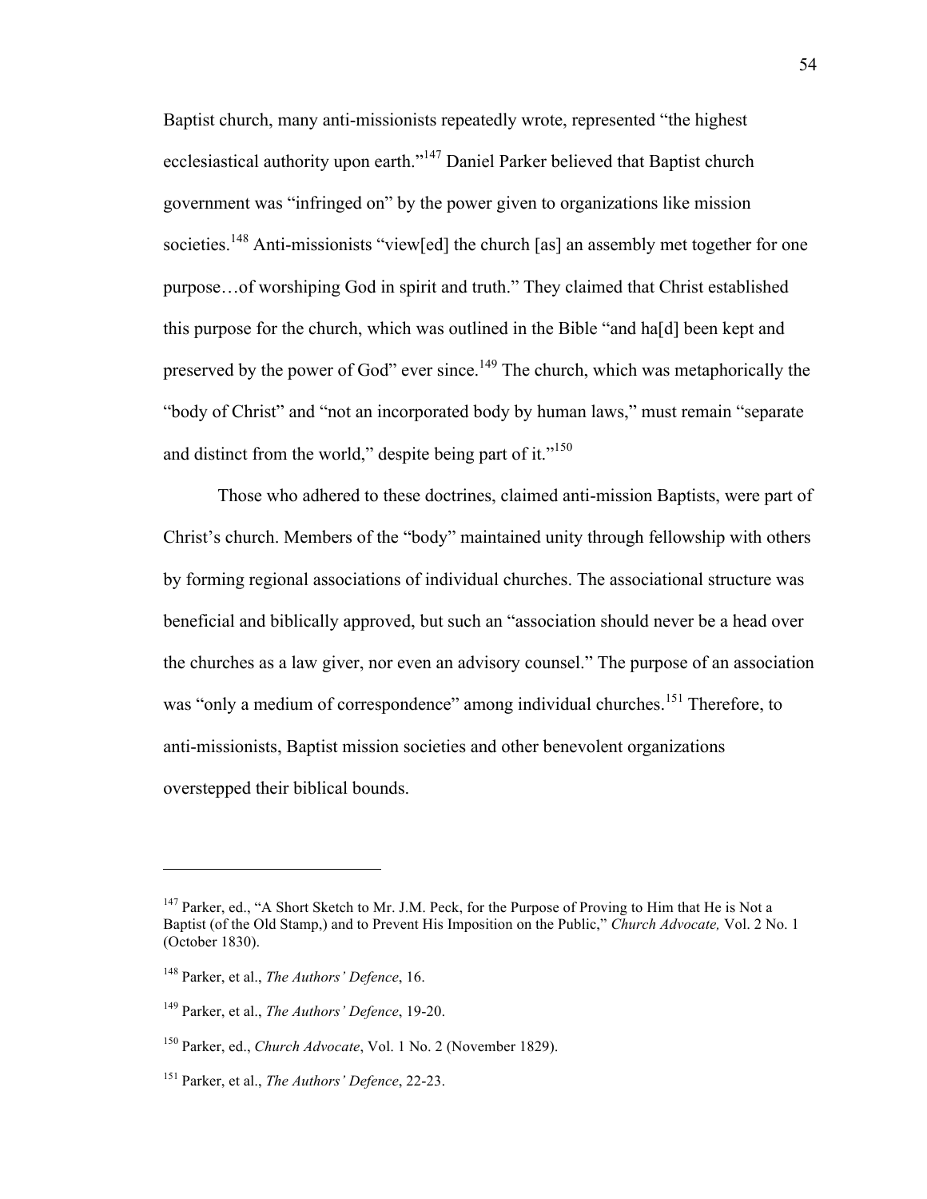Baptist church, many anti-missionists repeatedly wrote, represented "the highest ecclesiastical authority upon earth."[147] Daniel Parker believed that Baptist church government was "infringed on" by the power given to organizations like mission societies.[148] Anti-missionists "view[ed] the church [as] an assembly met together for one purpose…of worshiping God in spirit and truth." They claimed that Christ established this purpose for the church, which was outlined in the Bible "and ha[d] been kept and preserved by the power of God" ever since.[149] The church, which was metaphorically the "body of Christ" and "not an incorporated body by human laws," must remain "separate and distinct from the world," despite being part of it."[150]

Those who adhered to these doctrines, claimed anti-mission Baptists, were part of Christ's church. Members of the "body" maintained unity through fellowship with others by forming regional associations of individual churches. The associational structure was beneficial and biblically approved, but such an "association should never be a head over the churches as a law giver, nor even an advisory counsel." The purpose of an association was "only a medium of correspondence" among individual churches.[151] Therefore, to anti-missionists, Baptist mission societies and other benevolent organizations overstepped their biblical bounds.

---

[147] Parker, ed., "A Short Sketch to Mr. J.M. Peck, for the Purpose of Proving to Him that He is Not a Baptist (of the Old Stamp,) and to Prevent His Imposition on the Public," *Church Advocate,* Vol. 2 No. 1 (October 1830).

[148] Parker, et al., *The Authors' Defence*, 16.

[149] Parker, et al., *The Authors' Defence*, 19-20.

[150] Parker, ed., *Church Advocate*, Vol. 1 No. 2 (November 1829).

[151] Parker, et al., *The Authors' Defence*, 22-23.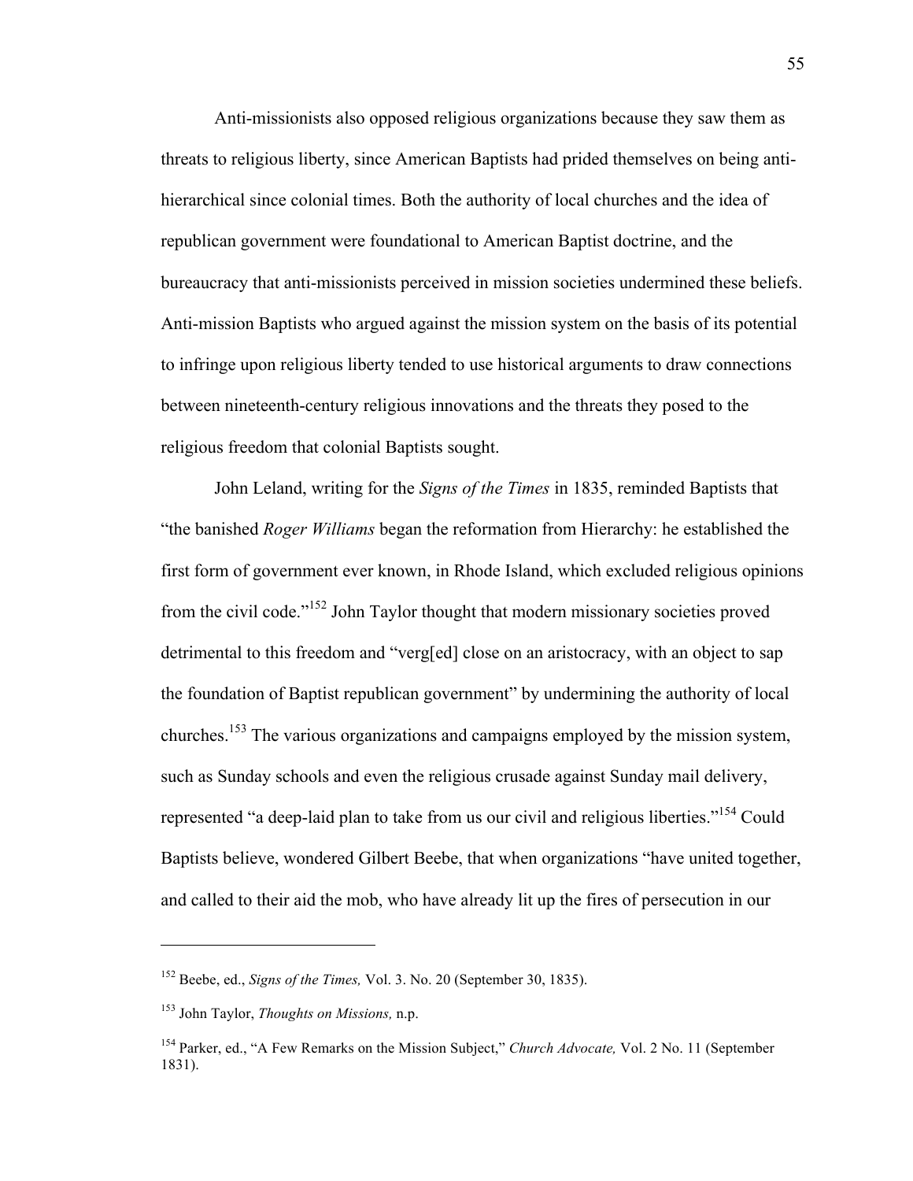Anti-missionists also opposed religious organizations because they saw them as threats to religious liberty, since American Baptists had prided themselves on being anti-hierarchical since colonial times. Both the authority of local churches and the idea of republican government were foundational to American Baptist doctrine, and the bureaucracy that anti-missionists perceived in mission societies undermined these beliefs. Anti-mission Baptists who argued against the mission system on the basis of its potential to infringe upon religious liberty tended to use historical arguments to draw connections between nineteenth-century religious innovations and the threats they posed to the religious freedom that colonial Baptists sought.

John Leland, writing for the *Signs of the Times* in 1835, reminded Baptists that "the banished *Roger Williams* began the reformation from Hierarchy: he established the first form of government ever known, in Rhode Island, which excluded religious opinions from the civil code."[152] John Taylor thought that modern missionary societies proved detrimental to this freedom and "verg[ed] close on an aristocracy, with an object to sap the foundation of Baptist republican government" by undermining the authority of local churches.[153] The various organizations and campaigns employed by the mission system, such as Sunday schools and even the religious crusade against Sunday mail delivery, represented "a deep-laid plan to take from us our civil and religious liberties."[154] Could Baptists believe, wondered Gilbert Beebe, that when organizations "have united together, and called to their aid the mob, who have already lit up the fires of persecution in our

---

[152] Beebe, ed., *Signs of the Times,* Vol. 3. No. 20 (September 30, 1835).

[153] John Taylor, *Thoughts on Missions,* n.p.

[154] Parker, ed., "A Few Remarks on the Mission Subject," *Church Advocate,* Vol. 2 No. 11 (September 1831).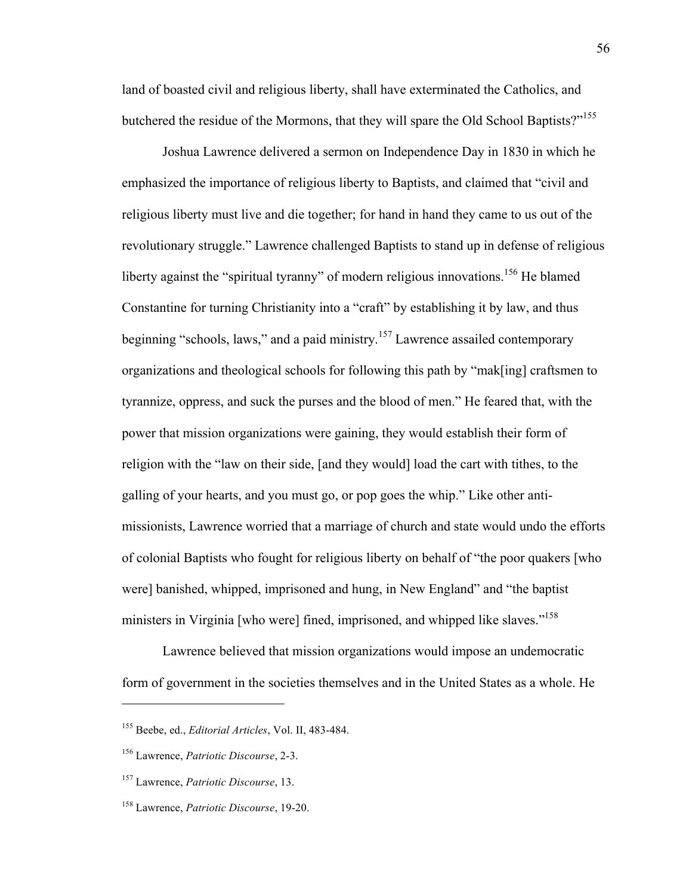land of boasted civil and religious liberty, shall have exterminated the Catholics, and butchered the residue of the Mormons, that they will spare the Old School Baptists?"[155]

Joshua Lawrence delivered a sermon on Independence Day in 1830 in which he emphasized the importance of religious liberty to Baptists, and claimed that "civil and religious liberty must live and die together; for hand in hand they came to us out of the revolutionary struggle." Lawrence challenged Baptists to stand up in defense of religious liberty against the "spiritual tyranny" of modern religious innovations.[156] He blamed Constantine for turning Christianity into a "craft" by establishing it by law, and thus beginning "schools, laws," and a paid ministry.[157] Lawrence assailed contemporary organizations and theological schools for following this path by "mak[ing] craftsmen to tyrannize, oppress, and suck the purses and the blood of men." He feared that, with the power that mission organizations were gaining, they would establish their form of religion with the "law on their side, [and they would] load the cart with tithes, to the galling of your hearts, and you must go, or pop goes the whip." Like other anti-missionists, Lawrence worried that a marriage of church and state would undo the efforts of colonial Baptists who fought for religious liberty on behalf of "the poor quakers [who were] banished, whipped, imprisoned and hung, in New England" and "the baptist ministers in Virginia [who were] fined, imprisoned, and whipped like slaves."[158]

Lawrence believed that mission organizations would impose an undemocratic form of government in the societies themselves and in the United States as a whole. He

---

[155] Beebe, ed., *Editorial Articles*, Vol. II, 483-484.

[156] Lawrence, *Patriotic Discourse*, 2-3.

[157] Lawrence, *Patriotic Discourse*, 13.

[158] Lawrence, *Patriotic Discourse*, 19-20.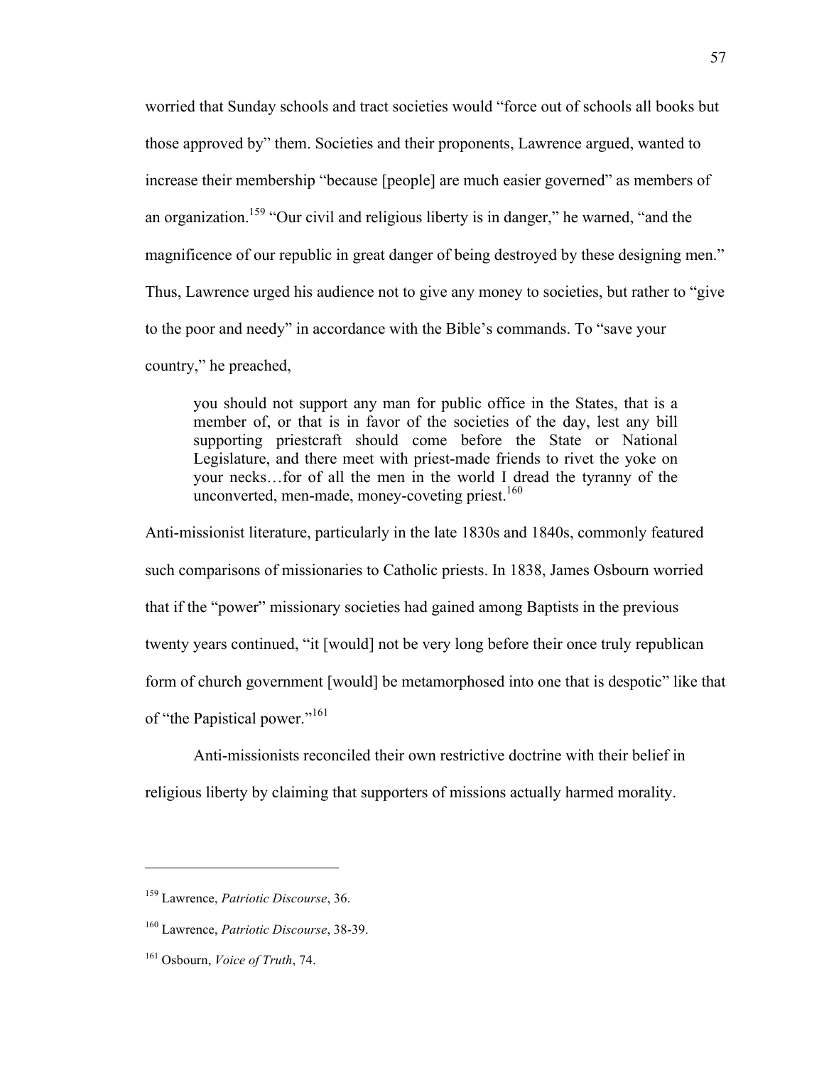worried that Sunday schools and tract societies would "force out of schools all books but those approved by" them. Societies and their proponents, Lawrence argued, wanted to increase their membership "because [people] are much easier governed" as members of an organization.[159] "Our civil and religious liberty is in danger," he warned, "and the magnificence of our republic in great danger of being destroyed by these designing men." Thus, Lawrence urged his audience not to give any money to societies, but rather to "give to the poor and needy" in accordance with the Bible's commands. To "save your country," he preached,

> you should not support any man for public office in the States, that is a member of, or that is in favor of the societies of the day, lest any bill supporting priestcraft should come before the State or National Legislature, and there meet with priest-made friends to rivet the yoke on your necks…for of all the men in the world I dread the tyranny of the unconverted, men-made, money-coveting priest.[160]

Anti-missionist literature, particularly in the late 1830s and 1840s, commonly featured such comparisons of missionaries to Catholic priests. In 1838, James Osbourn worried that if the "power" missionary societies had gained among Baptists in the previous twenty years continued, "it [would] not be very long before their once truly republican form of church government [would] be metamorphosed into one that is despotic" like that of "the Papistical power."[161]

Anti-missionists reconciled their own restrictive doctrine with their belief in religious liberty by claiming that supporters of missions actually harmed morality.

---

[159] Lawrence, *Patriotic Discourse*, 36.

[160] Lawrence, *Patriotic Discourse*, 38-39.

[161] Osbourn, *Voice of Truth*, 74.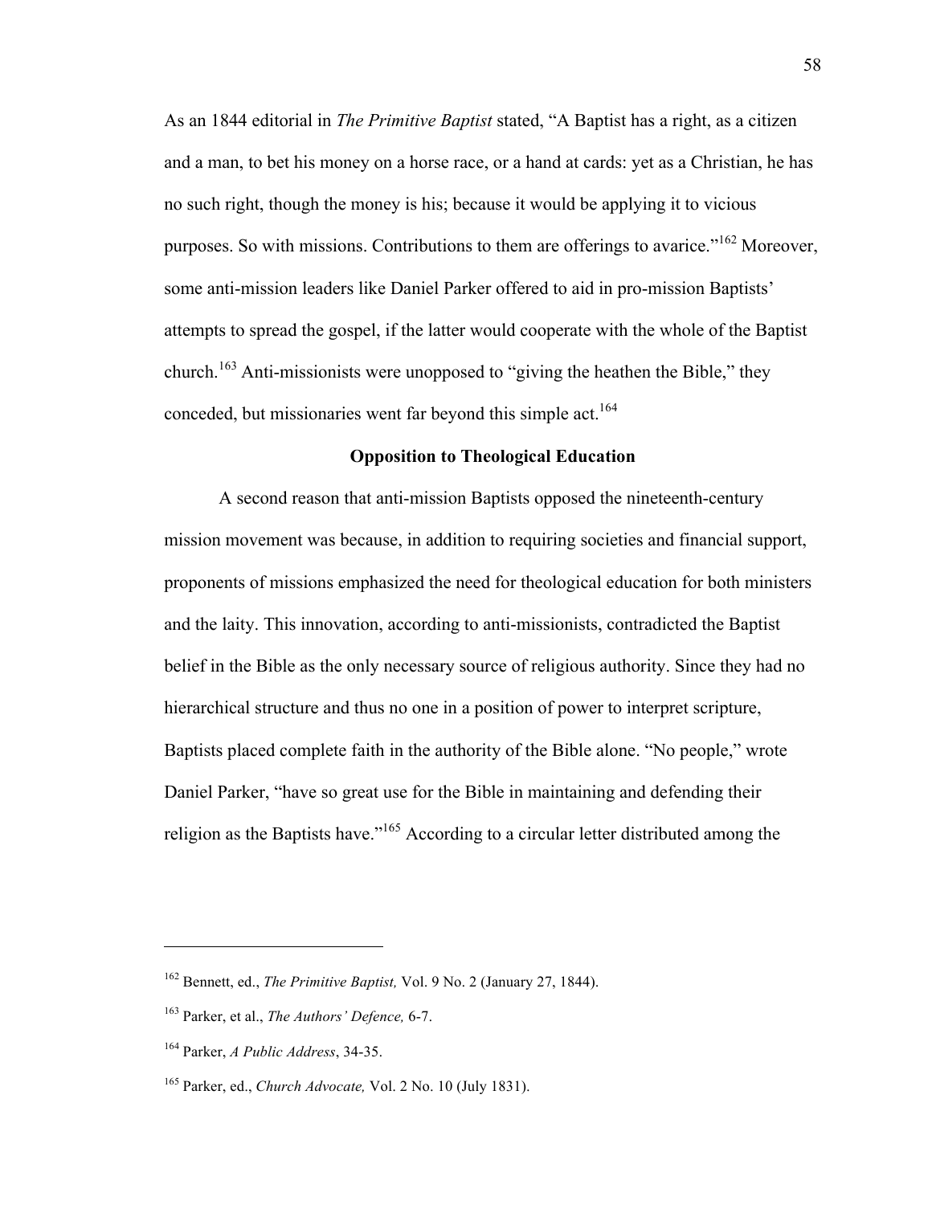As an 1844 editorial in *The Primitive Baptist* stated, "A Baptist has a right, as a citizen and a man, to bet his money on a horse race, or a hand at cards: yet as a Christian, he has no such right, though the money is his; because it would be applying it to vicious purposes. So with missions. Contributions to them are offerings to avarice."[162] Moreover, some anti-mission leaders like Daniel Parker offered to aid in pro-mission Baptists' attempts to spread the gospel, if the latter would cooperate with the whole of the Baptist church.[163] Anti-missionists were unopposed to "giving the heathen the Bible," they conceded, but missionaries went far beyond this simple act.[164]

**Opposition to Theological Education**

A second reason that anti-mission Baptists opposed the nineteenth-century mission movement was because, in addition to requiring societies and financial support, proponents of missions emphasized the need for theological education for both ministers and the laity. This innovation, according to anti-missionists, contradicted the Baptist belief in the Bible as the only necessary source of religious authority. Since they had no hierarchical structure and thus no one in a position of power to interpret scripture, Baptists placed complete faith in the authority of the Bible alone. "No people," wrote Daniel Parker, "have so great use for the Bible in maintaining and defending their religion as the Baptists have."[165] According to a circular letter distributed among the

---

[162] Bennett, ed., *The Primitive Baptist,* Vol. 9 No. 2 (January 27, 1844).

[163] Parker, et al., *The Authors' Defence,* 6-7.

[164] Parker, *A Public Address*, 34-35.

[165] Parker, ed., *Church Advocate,* Vol. 2 No. 10 (July 1831).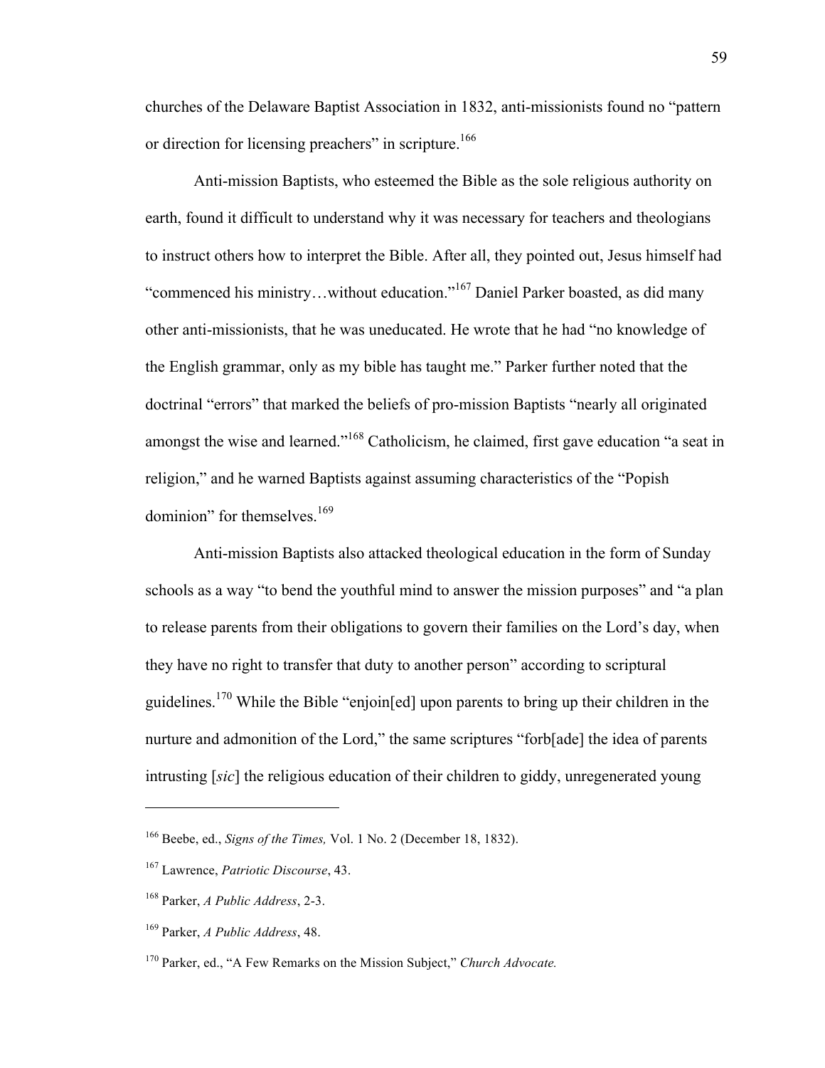churches of the Delaware Baptist Association in 1832, anti-missionists found no "pattern or direction for licensing preachers" in scripture.[166]

Anti-mission Baptists, who esteemed the Bible as the sole religious authority on earth, found it difficult to understand why it was necessary for teachers and theologians to instruct others how to interpret the Bible. After all, they pointed out, Jesus himself had "commenced his ministry…without education."[167] Daniel Parker boasted, as did many other anti-missionists, that he was uneducated. He wrote that he had "no knowledge of the English grammar, only as my bible has taught me." Parker further noted that the doctrinal "errors" that marked the beliefs of pro-mission Baptists "nearly all originated amongst the wise and learned."[168] Catholicism, he claimed, first gave education "a seat in religion," and he warned Baptists against assuming characteristics of the "Popish dominion" for themselves.[169]

Anti-mission Baptists also attacked theological education in the form of Sunday schools as a way "to bend the youthful mind to answer the mission purposes" and "a plan to release parents from their obligations to govern their families on the Lord's day, when they have no right to transfer that duty to another person" according to scriptural guidelines.[170] While the Bible "enjoin[ed] upon parents to bring up their children in the nurture and admonition of the Lord," the same scriptures "forb[ade] the idea of parents intrusting [*sic*] the religious education of their children to giddy, unregenerated young

---

[166] Beebe, ed., *Signs of the Times,* Vol. 1 No. 2 (December 18, 1832).

[167] Lawrence, *Patriotic Discourse*, 43.

[168] Parker, *A Public Address*, 2-3.

[169] Parker, *A Public Address*, 48.

[170] Parker, ed., "A Few Remarks on the Mission Subject," *Church Advocate.*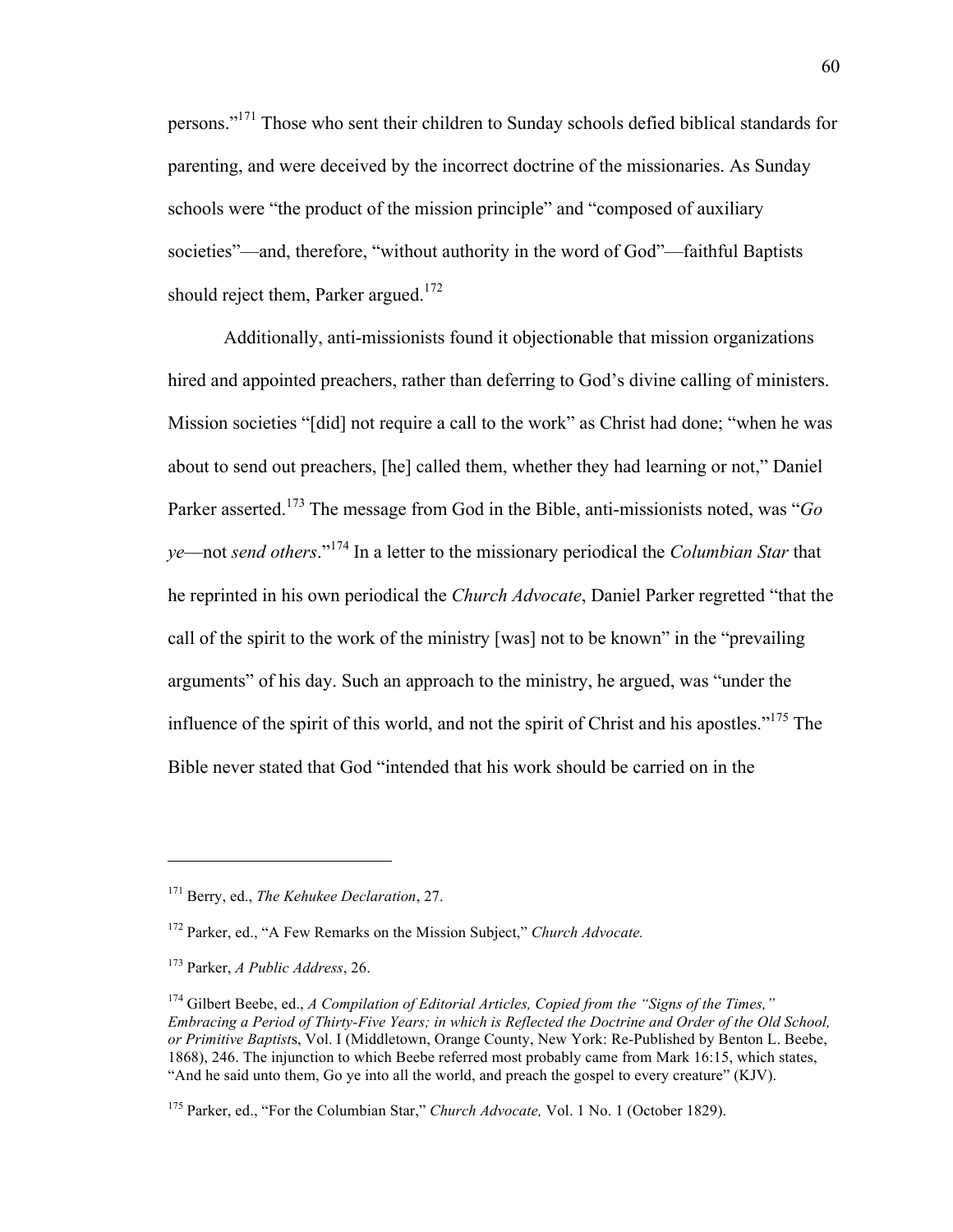persons."[171] Those who sent their children to Sunday schools defied biblical standards for parenting, and were deceived by the incorrect doctrine of the missionaries. As Sunday schools were "the product of the mission principle" and "composed of auxiliary societies"—and, therefore, "without authority in the word of God"—faithful Baptists should reject them, Parker argued.[172]

Additionally, anti-missionists found it objectionable that mission organizations hired and appointed preachers, rather than deferring to God's divine calling of ministers. Mission societies "[did] not require a call to the work" as Christ had done; "when he was about to send out preachers, [he] called them, whether they had learning or not," Daniel Parker asserted.[173] The message from God in the Bible, anti-missionists noted, was "*Go ye*—not *send others*."[174] In a letter to the missionary periodical the *Columbian Star* that he reprinted in his own periodical the *Church Advocate*, Daniel Parker regretted "that the call of the spirit to the work of the ministry [was] not to be known" in the "prevailing arguments" of his day. Such an approach to the ministry, he argued, was "under the influence of the spirit of this world, and not the spirit of Christ and his apostles."[175] The Bible never stated that God "intended that his work should be carried on in the

---

[171] Berry, ed., *The Kehukee Declaration*, 27.

[172] Parker, ed., "A Few Remarks on the Mission Subject," *Church Advocate.*

[173] Parker, *A Public Address*, 26.

[174] Gilbert Beebe, ed., *A Compilation of Editorial Articles, Copied from the "Signs of the Times," Embracing a Period of Thirty-Five Years; in which is Reflected the Doctrine and Order of the Old School, or Primitive Baptist*s, Vol. I (Middletown, Orange County, New York: Re-Published by Benton L. Beebe, 1868), 246. The injunction to which Beebe referred most probably came from Mark 16:15, which states, "And he said unto them, Go ye into all the world, and preach the gospel to every creature" (KJV).

[175] Parker, ed., "For the Columbian Star," *Church Advocate,* Vol. 1 No. 1 (October 1829).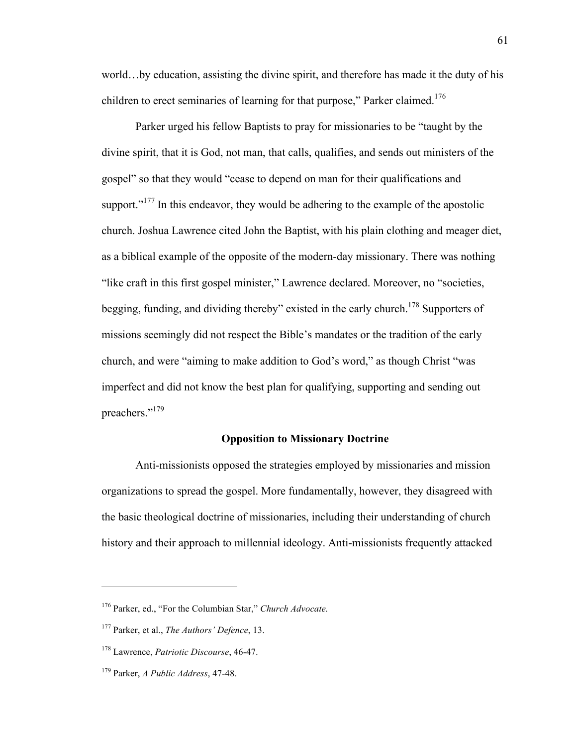world…by education, assisting the divine spirit, and therefore has made it the duty of his children to erect seminaries of learning for that purpose," Parker claimed.[176]

Parker urged his fellow Baptists to pray for missionaries to be "taught by the divine spirit, that it is God, not man, that calls, qualifies, and sends out ministers of the gospel" so that they would "cease to depend on man for their qualifications and support."[177] In this endeavor, they would be adhering to the example of the apostolic church. Joshua Lawrence cited John the Baptist, with his plain clothing and meager diet, as a biblical example of the opposite of the modern-day missionary. There was nothing "like craft in this first gospel minister," Lawrence declared. Moreover, no "societies, begging, funding, and dividing thereby" existed in the early church.[178] Supporters of missions seemingly did not respect the Bible's mandates or the tradition of the early church, and were "aiming to make addition to God's word," as though Christ "was imperfect and did not know the best plan for qualifying, supporting and sending out preachers."[179]

### Opposition to Missionary Doctrine

Anti-missionists opposed the strategies employed by missionaries and mission organizations to spread the gospel. More fundamentally, however, they disagreed with the basic theological doctrine of missionaries, including their understanding of church history and their approach to millennial ideology. Anti-missionists frequently attacked

---

[176] Parker, ed., "For the Columbian Star," *Church Advocate.*

[177] Parker, et al., *The Authors' Defence*, 13.

[178] Lawrence, *Patriotic Discourse*, 46-47.

[179] Parker, *A Public Address*, 47-48.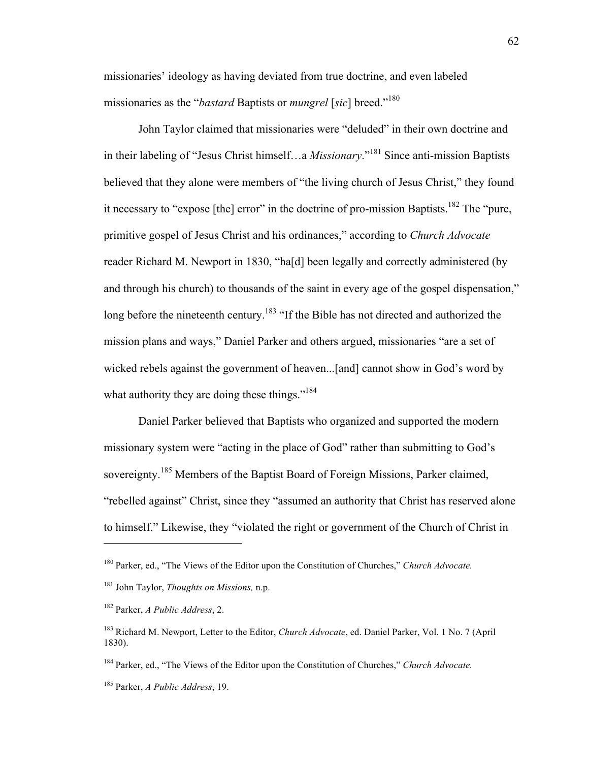missionaries' ideology as having deviated from true doctrine, and even labeled missionaries as the "*bastard* Baptists or *mungrel* [*sic*] breed."[180]

John Taylor claimed that missionaries were "deluded" in their own doctrine and in their labeling of "Jesus Christ himself…a *Missionary*."[181] Since anti-mission Baptists believed that they alone were members of "the living church of Jesus Christ," they found it necessary to "expose [the] error" in the doctrine of pro-mission Baptists.[182] The "pure, primitive gospel of Jesus Christ and his ordinances," according to *Church Advocate* reader Richard M. Newport in 1830, "ha[d] been legally and correctly administered (by and through his church) to thousands of the saint in every age of the gospel dispensation," long before the nineteenth century.[183] "If the Bible has not directed and authorized the mission plans and ways," Daniel Parker and others argued, missionaries "are a set of wicked rebels against the government of heaven...[and] cannot show in God's word by what authority they are doing these things."[184]

Daniel Parker believed that Baptists who organized and supported the modern missionary system were "acting in the place of God" rather than submitting to God's sovereignty.[185] Members of the Baptist Board of Foreign Missions, Parker claimed, "rebelled against" Christ, since they "assumed an authority that Christ has reserved alone to himself." Likewise, they "violated the right or government of the Church of Christ in

---

[180] Parker, ed., "The Views of the Editor upon the Constitution of Churches," *Church Advocate.*

[181] John Taylor, *Thoughts on Missions,* n.p.

[182] Parker, *A Public Address*, 2.

[183] Richard M. Newport, Letter to the Editor, *Church Advocate*, ed. Daniel Parker, Vol. 1 No. 7 (April 1830).

[184] Parker, ed., "The Views of the Editor upon the Constitution of Churches," *Church Advocate.*

[185] Parker, *A Public Address*, 19.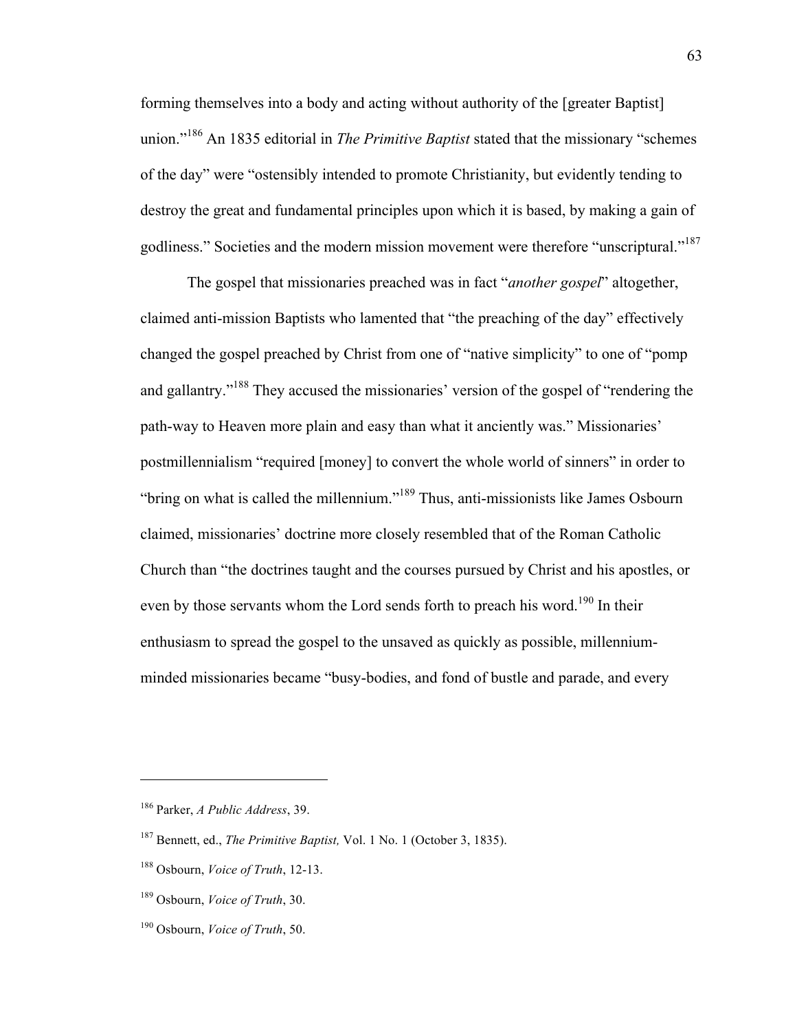forming themselves into a body and acting without authority of the [greater Baptist] union."[186] An 1835 editorial in *The Primitive Baptist* stated that the missionary "schemes of the day" were "ostensibly intended to promote Christianity, but evidently tending to destroy the great and fundamental principles upon which it is based, by making a gain of godliness." Societies and the modern mission movement were therefore "unscriptural."[187]

The gospel that missionaries preached was in fact "*another gospel*" altogether, claimed anti-mission Baptists who lamented that "the preaching of the day" effectively changed the gospel preached by Christ from one of "native simplicity" to one of "pomp and gallantry."[188] They accused the missionaries' version of the gospel of "rendering the path-way to Heaven more plain and easy than what it anciently was." Missionaries' postmillennialism "required [money] to convert the whole world of sinners" in order to "bring on what is called the millennium."[189] Thus, anti-missionists like James Osbourn claimed, missionaries' doctrine more closely resembled that of the Roman Catholic Church than "the doctrines taught and the courses pursued by Christ and his apostles, or even by those servants whom the Lord sends forth to preach his word.[190] In their enthusiasm to spread the gospel to the unsaved as quickly as possible, millennium-minded missionaries became "busy-bodies, and fond of bustle and parade, and every

---

[186] Parker, *A Public Address*, 39.

[187] Bennett, ed., *The Primitive Baptist,* Vol. 1 No. 1 (October 3, 1835).

[188] Osbourn, *Voice of Truth*, 12-13.

[189] Osbourn, *Voice of Truth*, 30.

[190] Osbourn, *Voice of Truth*, 50.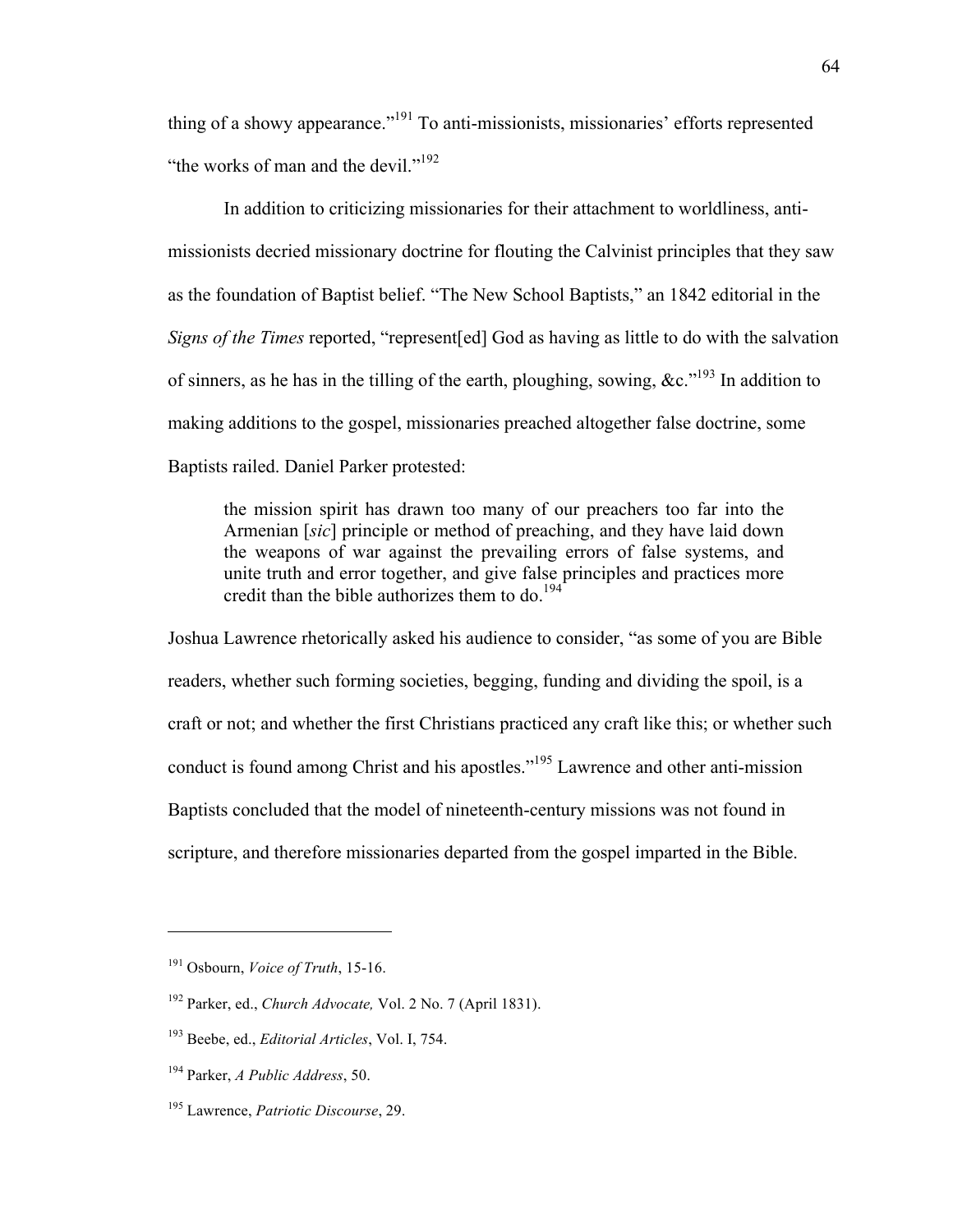thing of a showy appearance."[191] To anti-missionists, missionaries' efforts represented "the works of man and the devil."[192]

In addition to criticizing missionaries for their attachment to worldliness, anti-missionists decried missionary doctrine for flouting the Calvinist principles that they saw as the foundation of Baptist belief. "The New School Baptists," an 1842 editorial in the *Signs of the Times* reported, "represent[ed] God as having as little to do with the salvation of sinners, as he has in the tilling of the earth, ploughing, sowing, &c."[193] In addition to making additions to the gospel, missionaries preached altogether false doctrine, some Baptists railed. Daniel Parker protested:

> the mission spirit has drawn too many of our preachers too far into the Armenian [*sic*] principle or method of preaching, and they have laid down the weapons of war against the prevailing errors of false systems, and unite truth and error together, and give false principles and practices more credit than the bible authorizes them to do.[194]

Joshua Lawrence rhetorically asked his audience to consider, "as some of you are Bible readers, whether such forming societies, begging, funding and dividing the spoil, is a craft or not; and whether the first Christians practiced any craft like this; or whether such conduct is found among Christ and his apostles."[195] Lawrence and other anti-mission Baptists concluded that the model of nineteenth-century missions was not found in scripture, and therefore missionaries departed from the gospel imparted in the Bible.

---

[191] Osbourn, *Voice of Truth*, 15-16.

[192] Parker, ed., *Church Advocate,* Vol. 2 No. 7 (April 1831).

[193] Beebe, ed., *Editorial Articles*, Vol. I, 754.

[194] Parker, *A Public Address*, 50.

[195] Lawrence, *Patriotic Discourse*, 29.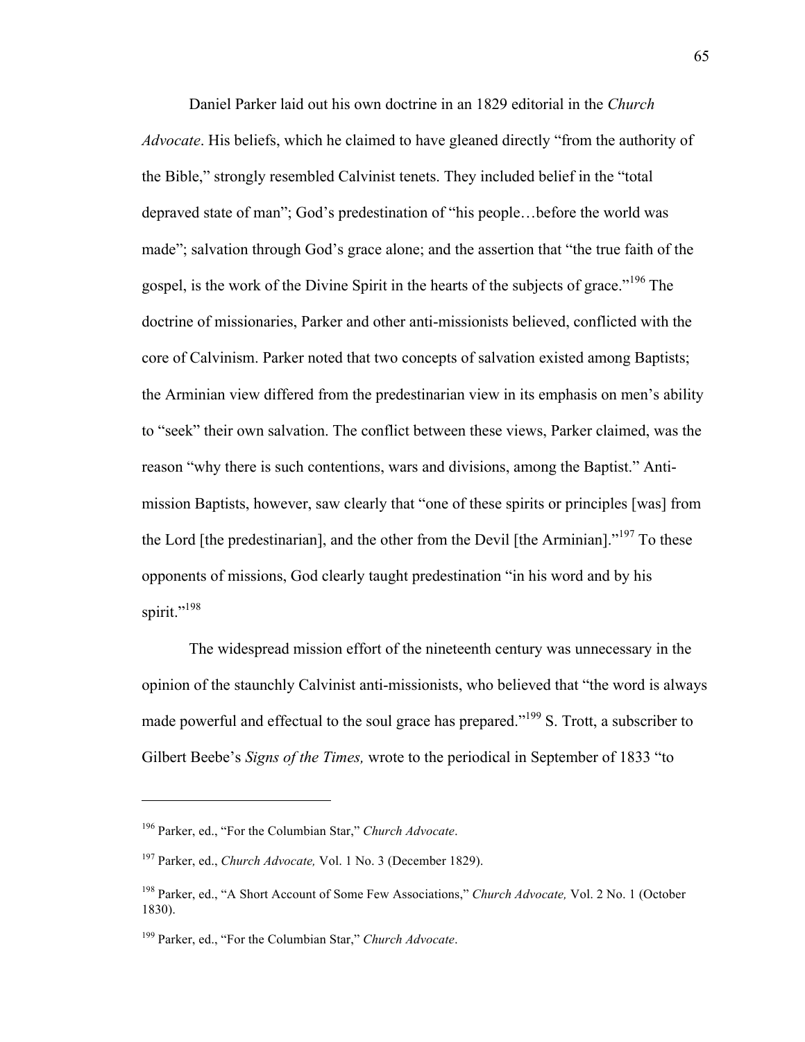Daniel Parker laid out his own doctrine in an 1829 editorial in the *Church Advocate*. His beliefs, which he claimed to have gleaned directly "from the authority of the Bible," strongly resembled Calvinist tenets. They included belief in the "total depraved state of man"; God's predestination of "his people…before the world was made"; salvation through God's grace alone; and the assertion that "the true faith of the gospel, is the work of the Divine Spirit in the hearts of the subjects of grace."[196] The doctrine of missionaries, Parker and other anti-missionists believed, conflicted with the core of Calvinism. Parker noted that two concepts of salvation existed among Baptists; the Arminian view differed from the predestinarian view in its emphasis on men's ability to "seek" their own salvation. The conflict between these views, Parker claimed, was the reason "why there is such contentions, wars and divisions, among the Baptist." Anti-mission Baptists, however, saw clearly that "one of these spirits or principles [was] from the Lord [the predestinarian], and the other from the Devil [the Arminian]."[197] To these opponents of missions, God clearly taught predestination "in his word and by his spirit."[198]

The widespread mission effort of the nineteenth century was unnecessary in the opinion of the staunchly Calvinist anti-missionists, who believed that "the word is always made powerful and effectual to the soul grace has prepared."[199] S. Trott, a subscriber to Gilbert Beebe's *Signs of the Times,* wrote to the periodical in September of 1833 "to

---

[196] Parker, ed., "For the Columbian Star," *Church Advocate*.

[197] Parker, ed., *Church Advocate,* Vol. 1 No. 3 (December 1829).

[198] Parker, ed., "A Short Account of Some Few Associations," *Church Advocate,* Vol. 2 No. 1 (October 1830).

[199] Parker, ed., "For the Columbian Star," *Church Advocate*.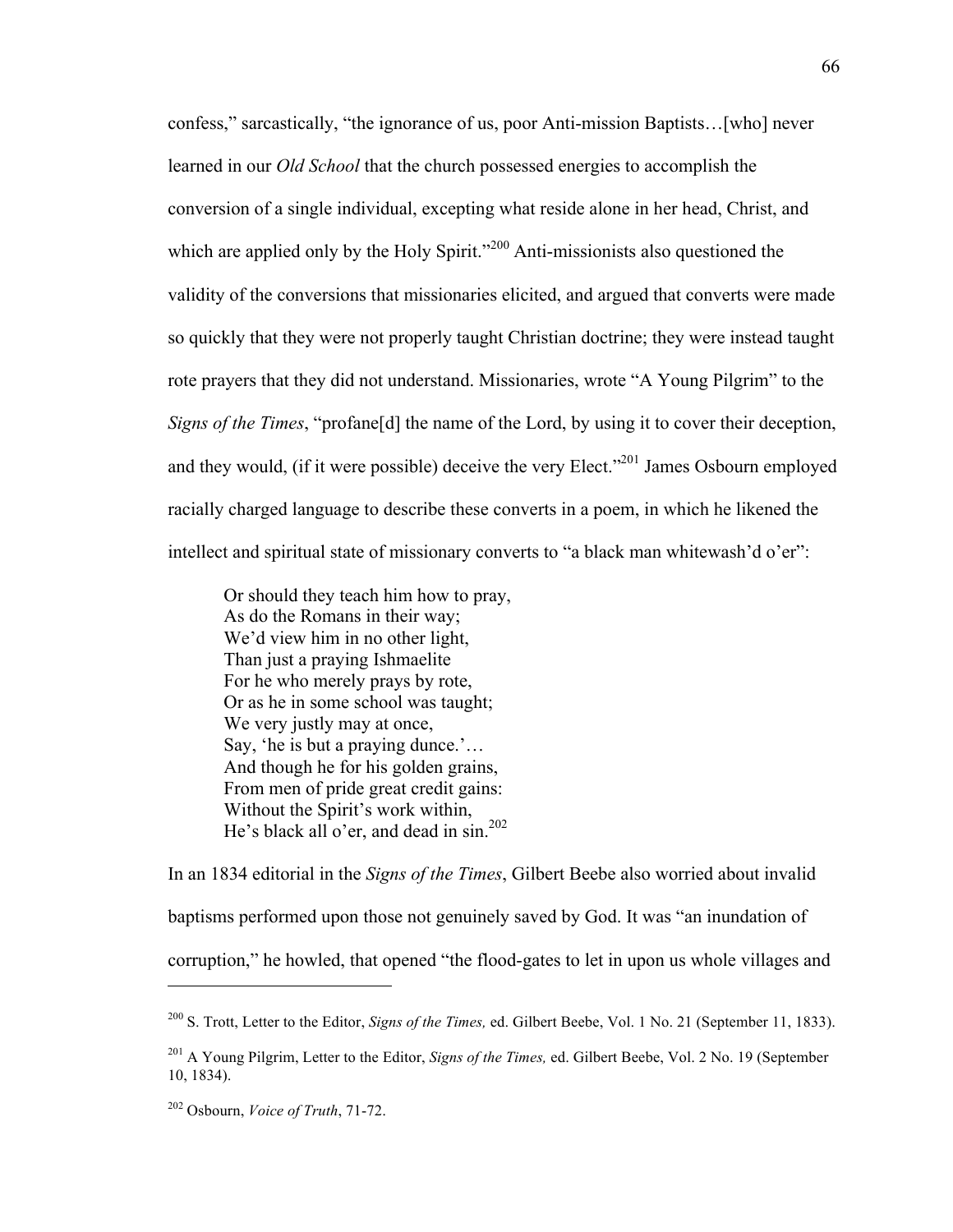confess," sarcastically, "the ignorance of us, poor Anti-mission Baptists…[who] never learned in our *Old School* that the church possessed energies to accomplish the conversion of a single individual, excepting what reside alone in her head, Christ, and which are applied only by the Holy Spirit."[200] Anti-missionists also questioned the validity of the conversions that missionaries elicited, and argued that converts were made so quickly that they were not properly taught Christian doctrine; they were instead taught rote prayers that they did not understand. Missionaries, wrote "A Young Pilgrim" to the *Signs of the Times*, "profane[d] the name of the Lord, by using it to cover their deception, and they would, (if it were possible) deceive the very Elect."[201] James Osbourn employed racially charged language to describe these converts in a poem, in which he likened the intellect and spiritual state of missionary converts to "a black man whitewash'd o'er":

> Or should they teach him how to pray,
> As do the Romans in their way;
> We'd view him in no other light,
> Than just a praying Ishmaelite
> For he who merely prays by rote,
> Or as he in some school was taught;
> We very justly may at once,
> Say, 'he is but a praying dunce.'…
> And though he for his golden grains,
> From men of pride great credit gains:
> Without the Spirit's work within,
> He's black all o'er, and dead in sin.[202]

In an 1834 editorial in the *Signs of the Times*, Gilbert Beebe also worried about invalid baptisms performed upon those not genuinely saved by God. It was "an inundation of corruption," he howled, that opened "the flood-gates to let in upon us whole villages and

---

[200] S. Trott, Letter to the Editor, *Signs of the Times,* ed. Gilbert Beebe, Vol. 1 No. 21 (September 11, 1833).

[201] A Young Pilgrim, Letter to the Editor, *Signs of the Times,* ed. Gilbert Beebe, Vol. 2 No. 19 (September 10, 1834).

[202] Osbourn, *Voice of Truth*, 71-72.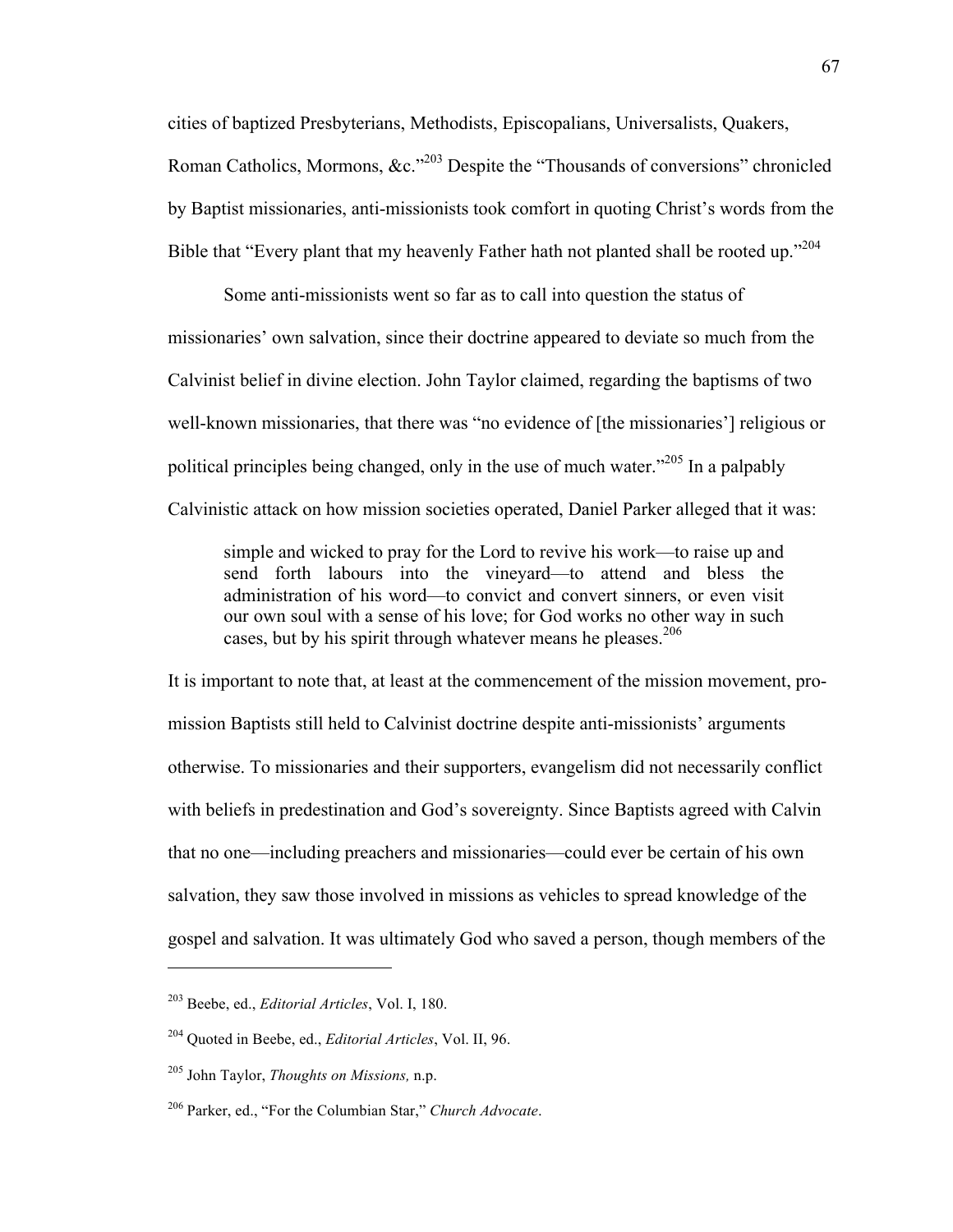cities of baptized Presbyterians, Methodists, Episcopalians, Universalists, Quakers, Roman Catholics, Mormons, &c."[203] Despite the "Thousands of conversions" chronicled by Baptist missionaries, anti-missionists took comfort in quoting Christ's words from the Bible that "Every plant that my heavenly Father hath not planted shall be rooted up."[204]

Some anti-missionists went so far as to call into question the status of missionaries' own salvation, since their doctrine appeared to deviate so much from the Calvinist belief in divine election. John Taylor claimed, regarding the baptisms of two well-known missionaries, that there was "no evidence of [the missionaries'] religious or political principles being changed, only in the use of much water."[205] In a palpably Calvinistic attack on how mission societies operated, Daniel Parker alleged that it was:

> simple and wicked to pray for the Lord to revive his work—to raise up and send forth labours into the vineyard—to attend and bless the administration of his word—to convict and convert sinners, or even visit our own soul with a sense of his love; for God works no other way in such cases, but by his spirit through whatever means he pleases.[206]

It is important to note that, at least at the commencement of the mission movement, pro-mission Baptists still held to Calvinist doctrine despite anti-missionists' arguments otherwise. To missionaries and their supporters, evangelism did not necessarily conflict with beliefs in predestination and God's sovereignty. Since Baptists agreed with Calvin that no one—including preachers and missionaries—could ever be certain of his own salvation, they saw those involved in missions as vehicles to spread knowledge of the gospel and salvation. It was ultimately God who saved a person, though members of the

---

[203] Beebe, ed., *Editorial Articles*, Vol. I, 180.

[204] Quoted in Beebe, ed., *Editorial Articles*, Vol. II, 96.

[205] John Taylor, *Thoughts on Missions,* n.p.

[206] Parker, ed., "For the Columbian Star," *Church Advocate*.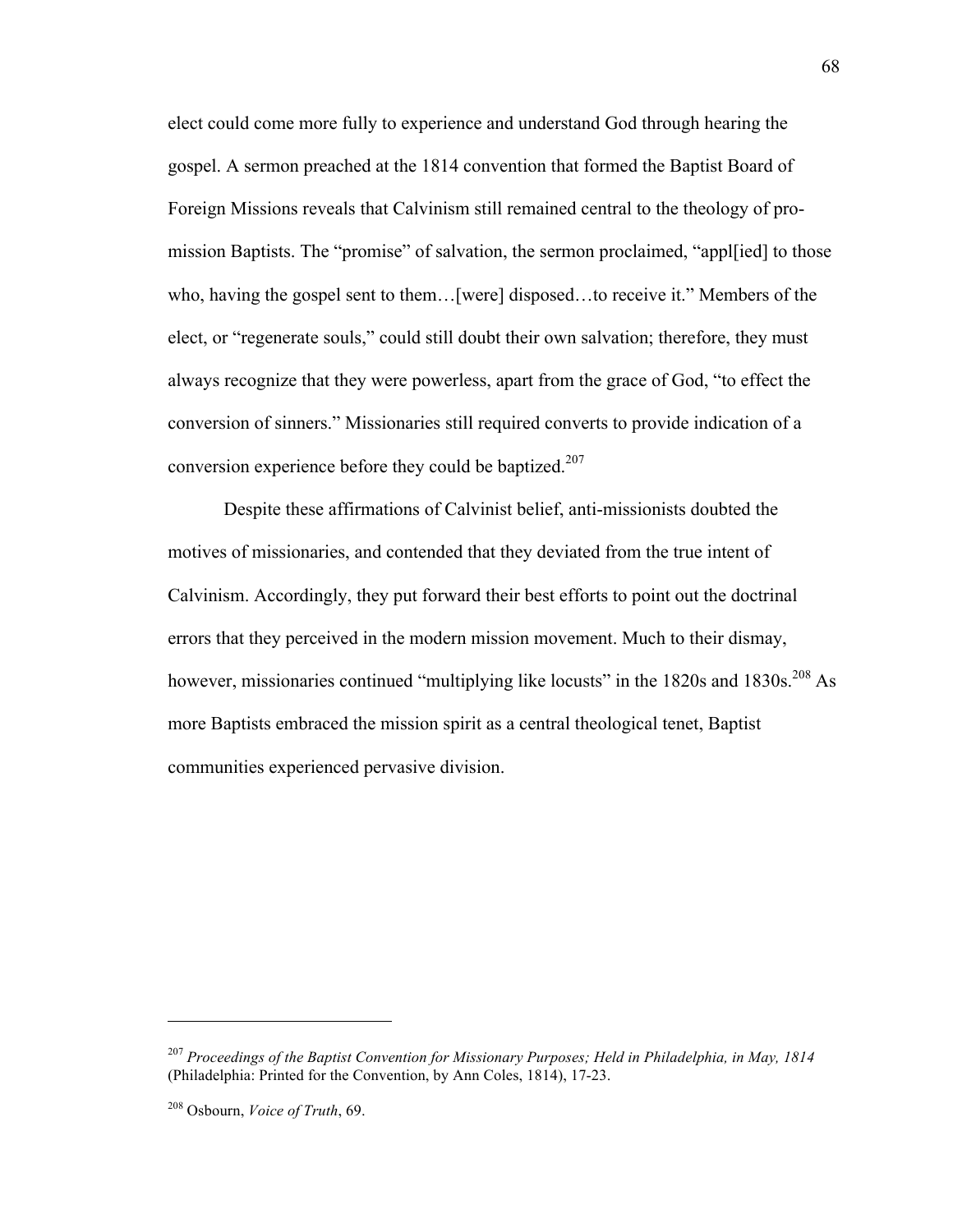elect could come more fully to experience and understand God through hearing the gospel. A sermon preached at the 1814 convention that formed the Baptist Board of Foreign Missions reveals that Calvinism still remained central to the theology of pro-mission Baptists. The "promise" of salvation, the sermon proclaimed, "appl[ied] to those who, having the gospel sent to them…[were] disposed…to receive it." Members of the elect, or "regenerate souls," could still doubt their own salvation; therefore, they must always recognize that they were powerless, apart from the grace of God, "to effect the conversion of sinners." Missionaries still required converts to provide indication of a conversion experience before they could be baptized.[207]

Despite these affirmations of Calvinist belief, anti-missionists doubted the motives of missionaries, and contended that they deviated from the true intent of Calvinism. Accordingly, they put forward their best efforts to point out the doctrinal errors that they perceived in the modern mission movement. Much to their dismay, however, missionaries continued "multiplying like locusts" in the 1820s and 1830s.[208] As more Baptists embraced the mission spirit as a central theological tenet, Baptist communities experienced pervasive division.

---

[207] *Proceedings of the Baptist Convention for Missionary Purposes; Held in Philadelphia, in May, 1814* (Philadelphia: Printed for the Convention, by Ann Coles, 1814), 17-23.

[208] Osbourn, *Voice of Truth*, 69.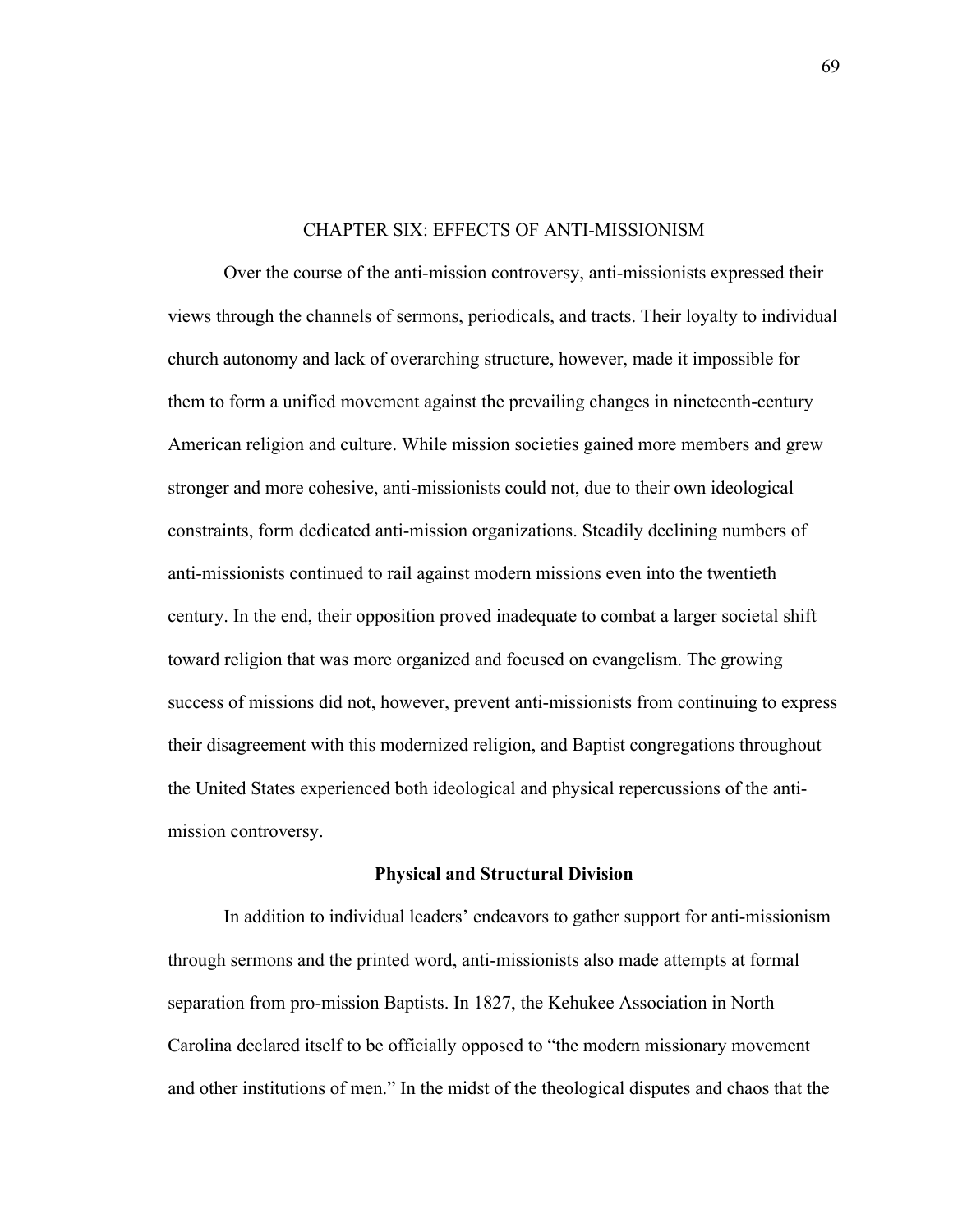## CHAPTER SIX: EFFECTS OF ANTI-MISSIONISM

Over the course of the anti-mission controversy, anti-missionists expressed their views through the channels of sermons, periodicals, and tracts. Their loyalty to individual church autonomy and lack of overarching structure, however, made it impossible for them to form a unified movement against the prevailing changes in nineteenth-century American religion and culture. While mission societies gained more members and grew stronger and more cohesive, anti-missionists could not, due to their own ideological constraints, form dedicated anti-mission organizations. Steadily declining numbers of anti-missionists continued to rail against modern missions even into the twentieth century. In the end, their opposition proved inadequate to combat a larger societal shift toward religion that was more organized and focused on evangelism. The growing success of missions did not, however, prevent anti-missionists from continuing to express their disagreement with this modernized religion, and Baptist congregations throughout the United States experienced both ideological and physical repercussions of the anti-mission controversy.

### Physical and Structural Division

In addition to individual leaders' endeavors to gather support for anti-missionism through sermons and the printed word, anti-missionists also made attempts at formal separation from pro-mission Baptists. In 1827, the Kehukee Association in North Carolina declared itself to be officially opposed to "the modern missionary movement and other institutions of men." In the midst of the theological disputes and chaos that the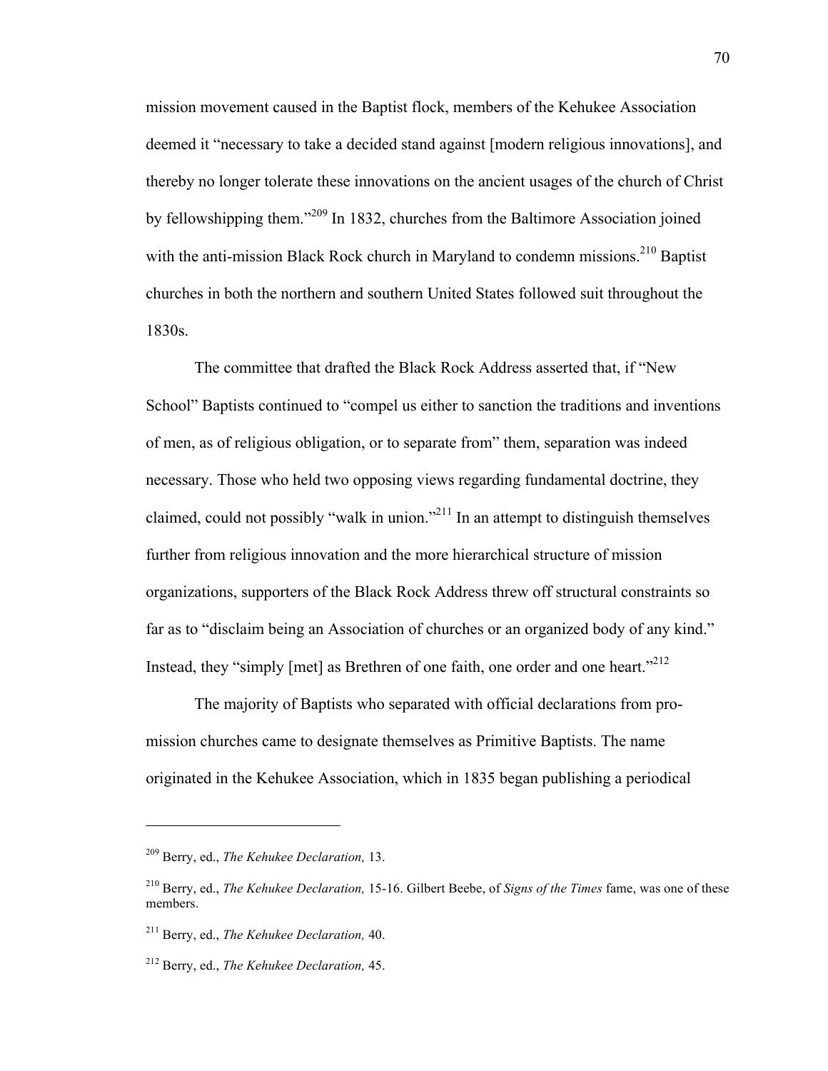mission movement caused in the Baptist flock, members of the Kehukee Association deemed it "necessary to take a decided stand against [modern religious innovations], and thereby no longer tolerate these innovations on the ancient usages of the church of Christ by fellowshipping them."[209] In 1832, churches from the Baltimore Association joined with the anti-mission Black Rock church in Maryland to condemn missions.[210] Baptist churches in both the northern and southern United States followed suit throughout the 1830s.

The committee that drafted the Black Rock Address asserted that, if "New School" Baptists continued to "compel us either to sanction the traditions and inventions of men, as of religious obligation, or to separate from" them, separation was indeed necessary. Those who held two opposing views regarding fundamental doctrine, they claimed, could not possibly "walk in union."[211] In an attempt to distinguish themselves further from religious innovation and the more hierarchical structure of mission organizations, supporters of the Black Rock Address threw off structural constraints so far as to "disclaim being an Association of churches or an organized body of any kind." Instead, they "simply [met] as Brethren of one faith, one order and one heart."[212]

The majority of Baptists who separated with official declarations from pro-mission churches came to designate themselves as Primitive Baptists. The name originated in the Kehukee Association, which in 1835 began publishing a periodical

---

[209] Berry, ed., *The Kehukee Declaration,* 13.

[210] Berry, ed., *The Kehukee Declaration,* 15-16. Gilbert Beebe, of *Signs of the Times* fame, was one of these members.

[211] Berry, ed., *The Kehukee Declaration,* 40.

[212] Berry, ed., *The Kehukee Declaration,* 45.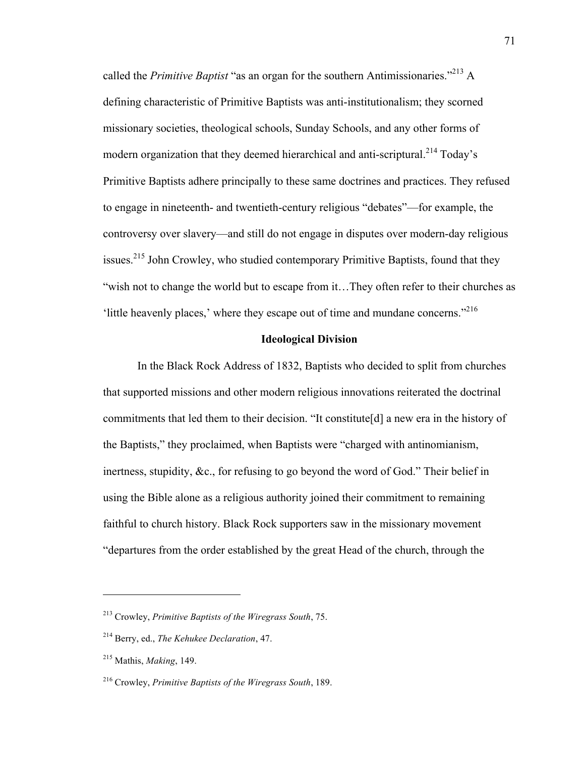called the *Primitive Baptist* "as an organ for the southern Antimissionaries."[213] A defining characteristic of Primitive Baptists was anti-institutionalism; they scorned missionary societies, theological schools, Sunday Schools, and any other forms of modern organization that they deemed hierarchical and anti-scriptural.[214] Today's Primitive Baptists adhere principally to these same doctrines and practices. They refused to engage in nineteenth- and twentieth-century religious "debates"—for example, the controversy over slavery—and still do not engage in disputes over modern-day religious issues.[215] John Crowley, who studied contemporary Primitive Baptists, found that they "wish not to change the world but to escape from it…They often refer to their churches as 'little heavenly places,' where they escape out of time and mundane concerns."[216]

### Ideological Division

In the Black Rock Address of 1832, Baptists who decided to split from churches that supported missions and other modern religious innovations reiterated the doctrinal commitments that led them to their decision. "It constitute[d] a new era in the history of the Baptists," they proclaimed, when Baptists were "charged with antinomianism, inertness, stupidity, &c., for refusing to go beyond the word of God." Their belief in using the Bible alone as a religious authority joined their commitment to remaining faithful to church history. Black Rock supporters saw in the missionary movement "departures from the order established by the great Head of the church, through the

---

[213] Crowley, *Primitive Baptists of the Wiregrass South*, 75.

[214] Berry, ed., *The Kehukee Declaration*, 47.

[215] Mathis, *Making*, 149.

[216] Crowley, *Primitive Baptists of the Wiregrass South*, 189.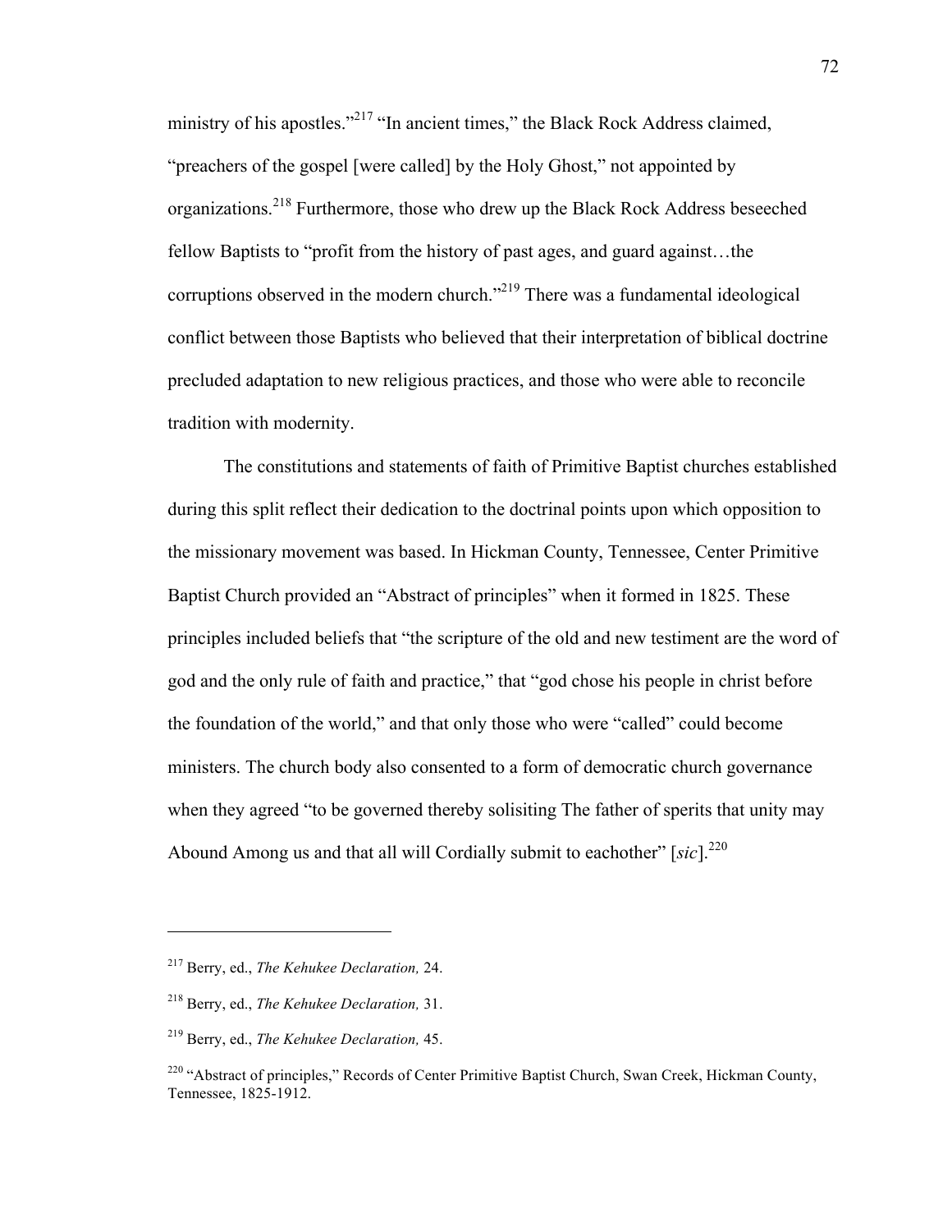ministry of his apostles."[217] "In ancient times," the Black Rock Address claimed, "preachers of the gospel [were called] by the Holy Ghost," not appointed by organizations.[218] Furthermore, those who drew up the Black Rock Address beseeched fellow Baptists to "profit from the history of past ages, and guard against…the corruptions observed in the modern church."[219] There was a fundamental ideological conflict between those Baptists who believed that their interpretation of biblical doctrine precluded adaptation to new religious practices, and those who were able to reconcile tradition with modernity.

The constitutions and statements of faith of Primitive Baptist churches established during this split reflect their dedication to the doctrinal points upon which opposition to the missionary movement was based. In Hickman County, Tennessee, Center Primitive Baptist Church provided an "Abstract of principles" when it formed in 1825. These principles included beliefs that "the scripture of the old and new testiment are the word of god and the only rule of faith and practice," that "god chose his people in christ before the foundation of the world," and that only those who were "called" could become ministers. The church body also consented to a form of democratic church governance when they agreed "to be governed thereby solisiting The father of sperits that unity may Abound Among us and that all will Cordially submit to eachother" [*sic*].[220]

---

[217] Berry, ed., *The Kehukee Declaration,* 24.

[218] Berry, ed., *The Kehukee Declaration,* 31.

[219] Berry, ed., *The Kehukee Declaration,* 45.

[220] "Abstract of principles," Records of Center Primitive Baptist Church, Swan Creek, Hickman County, Tennessee, 1825-1912.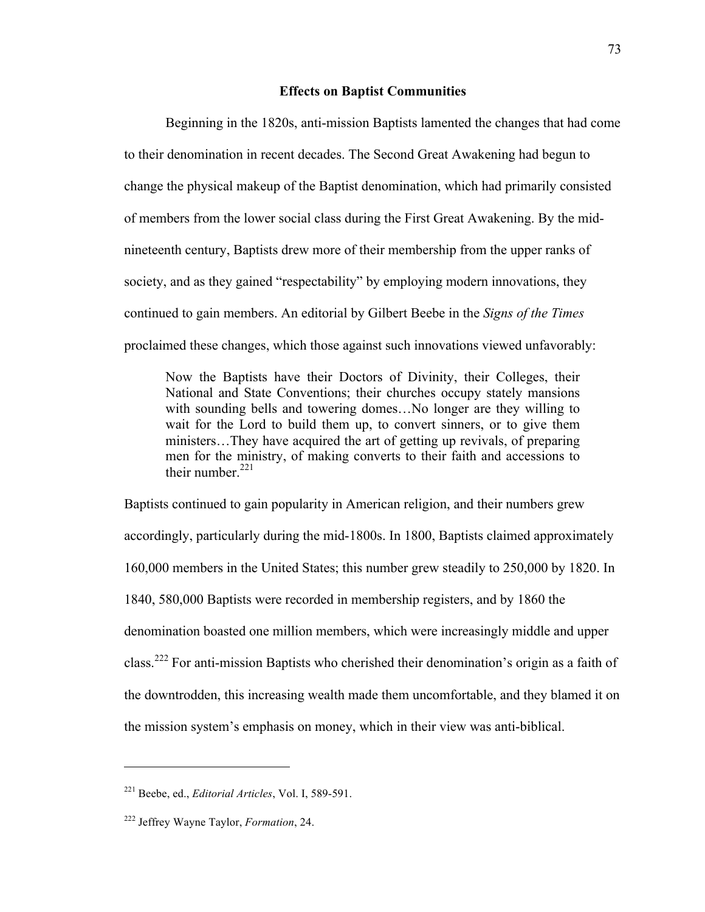## Effects on Baptist Communities

Beginning in the 1820s, anti-mission Baptists lamented the changes that had come to their denomination in recent decades. The Second Great Awakening had begun to change the physical makeup of the Baptist denomination, which had primarily consisted of members from the lower social class during the First Great Awakening. By the mid-nineteenth century, Baptists drew more of their membership from the upper ranks of society, and as they gained "respectability" by employing modern innovations, they continued to gain members. An editorial by Gilbert Beebe in the *Signs of the Times* proclaimed these changes, which those against such innovations viewed unfavorably:

> Now the Baptists have their Doctors of Divinity, their Colleges, their National and State Conventions; their churches occupy stately mansions with sounding bells and towering domes…No longer are they willing to wait for the Lord to build them up, to convert sinners, or to give them ministers…They have acquired the art of getting up revivals, of preparing men for the ministry, of making converts to their faith and accessions to their number.[221]

Baptists continued to gain popularity in American religion, and their numbers grew accordingly, particularly during the mid-1800s. In 1800, Baptists claimed approximately 160,000 members in the United States; this number grew steadily to 250,000 by 1820. In 1840, 580,000 Baptists were recorded in membership registers, and by 1860 the denomination boasted one million members, which were increasingly middle and upper class.[222] For anti-mission Baptists who cherished their denomination's origin as a faith of the downtrodden, this increasing wealth made them uncomfortable, and they blamed it on the mission system's emphasis on money, which in their view was anti-biblical.

---

[221] Beebe, ed., *Editorial Articles*, Vol. I, 589-591.

[222] Jeffrey Wayne Taylor, *Formation*, 24.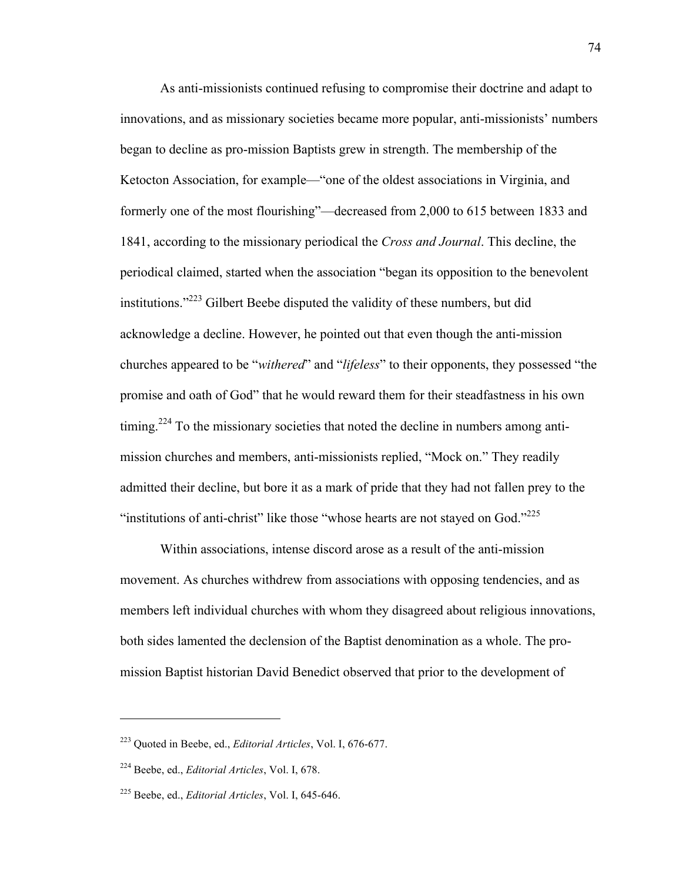As anti-missionists continued refusing to compromise their doctrine and adapt to innovations, and as missionary societies became more popular, anti-missionists' numbers began to decline as pro-mission Baptists grew in strength. The membership of the Ketocton Association, for example—"one of the oldest associations in Virginia, and formerly one of the most flourishing"—decreased from 2,000 to 615 between 1833 and 1841, according to the missionary periodical the *Cross and Journal*. This decline, the periodical claimed, started when the association "began its opposition to the benevolent institutions."[223] Gilbert Beebe disputed the validity of these numbers, but did acknowledge a decline. However, he pointed out that even though the anti-mission churches appeared to be "*withered*" and "*lifeless*" to their opponents, they possessed "the promise and oath of God" that he would reward them for their steadfastness in his own timing.[224] To the missionary societies that noted the decline in numbers among anti-mission churches and members, anti-missionists replied, "Mock on." They readily admitted their decline, but bore it as a mark of pride that they had not fallen prey to the "institutions of anti-christ" like those "whose hearts are not stayed on God."[225]

Within associations, intense discord arose as a result of the anti-mission movement. As churches withdrew from associations with opposing tendencies, and as members left individual churches with whom they disagreed about religious innovations, both sides lamented the declension of the Baptist denomination as a whole. The pro-mission Baptist historian David Benedict observed that prior to the development of

---

[223] Quoted in Beebe, ed., *Editorial Articles*, Vol. I, 676-677.

[224] Beebe, ed., *Editorial Articles*, Vol. I, 678.

[225] Beebe, ed., *Editorial Articles*, Vol. I, 645-646.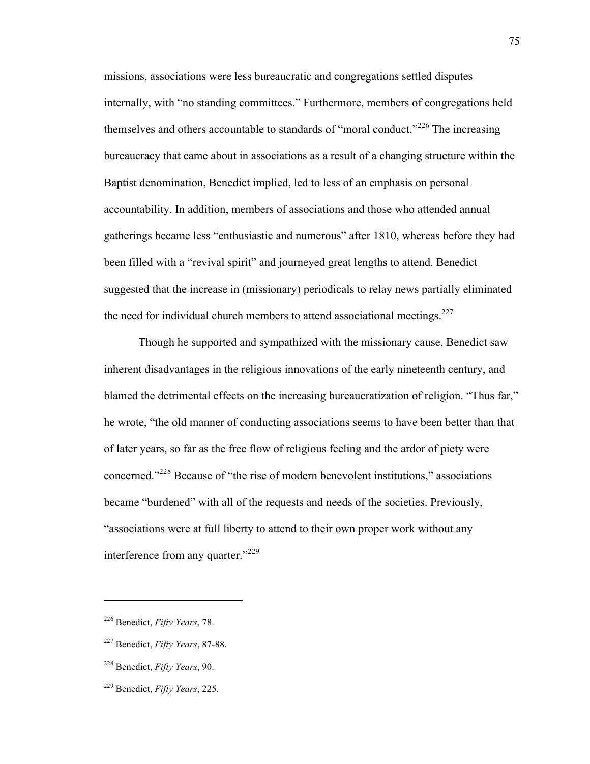missions, associations were less bureaucratic and congregations settled disputes internally, with "no standing committees." Furthermore, members of congregations held themselves and others accountable to standards of "moral conduct."[226] The increasing bureaucracy that came about in associations as a result of a changing structure within the Baptist denomination, Benedict implied, led to less of an emphasis on personal accountability. In addition, members of associations and those who attended annual gatherings became less "enthusiastic and numerous" after 1810, whereas before they had been filled with a "revival spirit" and journeyed great lengths to attend. Benedict suggested that the increase in (missionary) periodicals to relay news partially eliminated the need for individual church members to attend associational meetings.[227]

Though he supported and sympathized with the missionary cause, Benedict saw inherent disadvantages in the religious innovations of the early nineteenth century, and blamed the detrimental effects on the increasing bureaucratization of religion. "Thus far," he wrote, "the old manner of conducting associations seems to have been better than that of later years, so far as the free flow of religious feeling and the ardor of piety were concerned."[228] Because of "the rise of modern benevolent institutions," associations became "burdened" with all of the requests and needs of the societies. Previously, "associations were at full liberty to attend to their own proper work without any interference from any quarter."[229]

---

[226] Benedict, *Fifty Years*, 78.

[227] Benedict, *Fifty Years*, 87-88.

[228] Benedict, *Fifty Years*, 90.

[229] Benedict, *Fifty Years*, 225.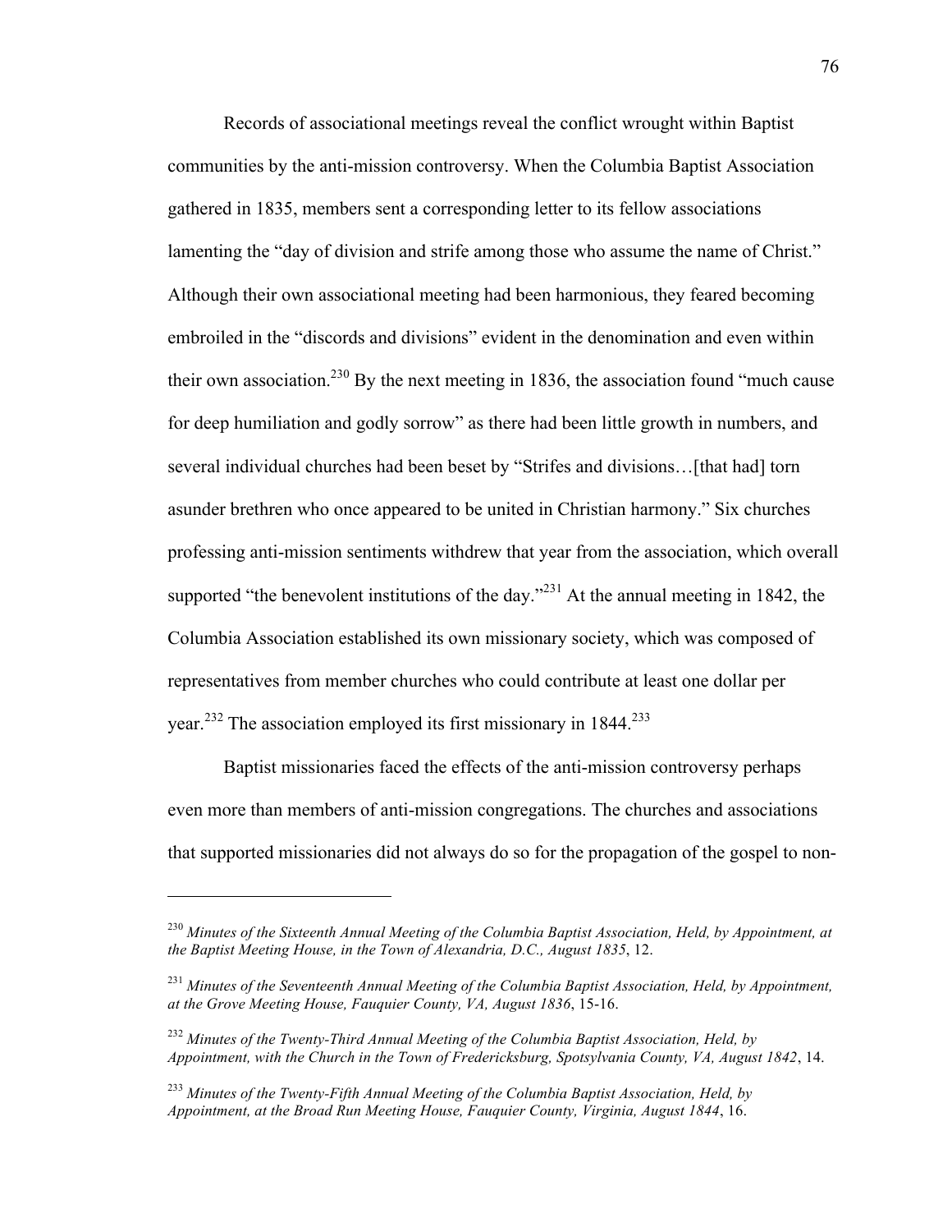Records of associational meetings reveal the conflict wrought within Baptist communities by the anti-mission controversy. When the Columbia Baptist Association gathered in 1835, members sent a corresponding letter to its fellow associations lamenting the "day of division and strife among those who assume the name of Christ." Although their own associational meeting had been harmonious, they feared becoming embroiled in the "discords and divisions" evident in the denomination and even within their own association.[230] By the next meeting in 1836, the association found "much cause for deep humiliation and godly sorrow" as there had been little growth in numbers, and several individual churches had been beset by "Strifes and divisions…[that had] torn asunder brethren who once appeared to be united in Christian harmony." Six churches professing anti-mission sentiments withdrew that year from the association, which overall supported "the benevolent institutions of the day."[231] At the annual meeting in 1842, the Columbia Association established its own missionary society, which was composed of representatives from member churches who could contribute at least one dollar per year.[232] The association employed its first missionary in 1844.[233]

Baptist missionaries faced the effects of the anti-mission controversy perhaps even more than members of anti-mission congregations. The churches and associations that supported missionaries did not always do so for the propagation of the gospel to non-

---

[230] *Minutes of the Sixteenth Annual Meeting of the Columbia Baptist Association, Held, by Appointment, at the Baptist Meeting House, in the Town of Alexandria, D.C., August 1835*, 12.

[231] *Minutes of the Seventeenth Annual Meeting of the Columbia Baptist Association, Held, by Appointment, at the Grove Meeting House, Fauquier County, VA, August 1836*, 15-16.

[232] *Minutes of the Twenty-Third Annual Meeting of the Columbia Baptist Association, Held, by Appointment, with the Church in the Town of Fredericksburg, Spotsylvania County, VA, August 1842*, 14.

[233] *Minutes of the Twenty-Fifth Annual Meeting of the Columbia Baptist Association, Held, by Appointment, at the Broad Run Meeting House, Fauquier County, Virginia, August 1844*, 16.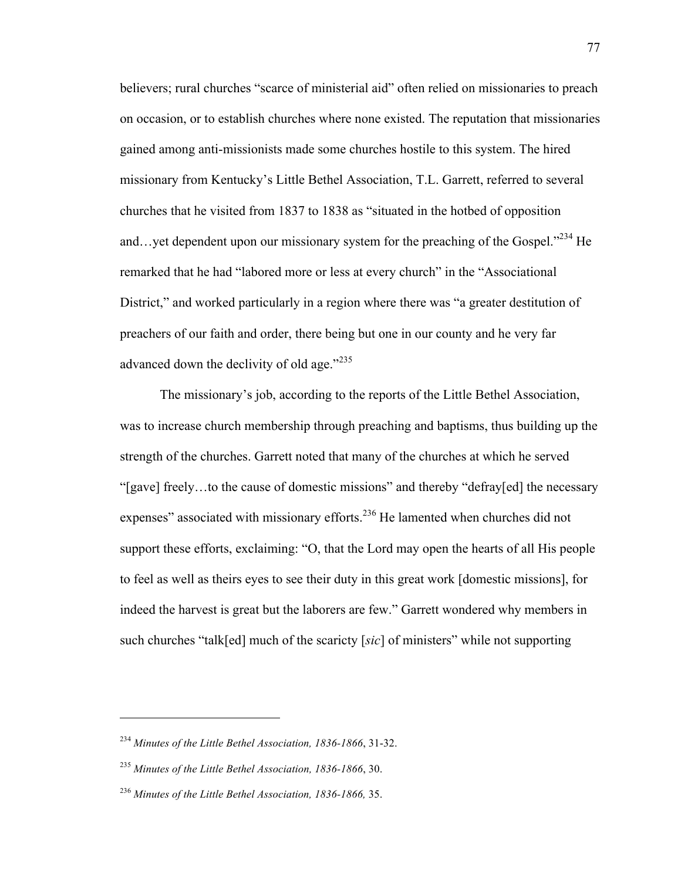believers; rural churches "scarce of ministerial aid" often relied on missionaries to preach on occasion, or to establish churches where none existed. The reputation that missionaries gained among anti-missionists made some churches hostile to this system. The hired missionary from Kentucky's Little Bethel Association, T.L. Garrett, referred to several churches that he visited from 1837 to 1838 as "situated in the hotbed of opposition and…yet dependent upon our missionary system for the preaching of the Gospel."[234] He remarked that he had "labored more or less at every church" in the "Associational District," and worked particularly in a region where there was "a greater destitution of preachers of our faith and order, there being but one in our county and he very far advanced down the declivity of old age."[235]

The missionary's job, according to the reports of the Little Bethel Association, was to increase church membership through preaching and baptisms, thus building up the strength of the churches. Garrett noted that many of the churches at which he served "[gave] freely…to the cause of domestic missions" and thereby "defray[ed] the necessary expenses" associated with missionary efforts.[236] He lamented when churches did not support these efforts, exclaiming: "O, that the Lord may open the hearts of all His people to feel as well as theirs eyes to see their duty in this great work [domestic missions], for indeed the harvest is great but the laborers are few." Garrett wondered why members in such churches "talk[ed] much of the scaricty [*sic*] of ministers" while not supporting

---

[234] *Minutes of the Little Bethel Association, 1836-1866*, 31-32.

[235] *Minutes of the Little Bethel Association, 1836-1866*, 30.

[236] *Minutes of the Little Bethel Association, 1836-1866,* 35.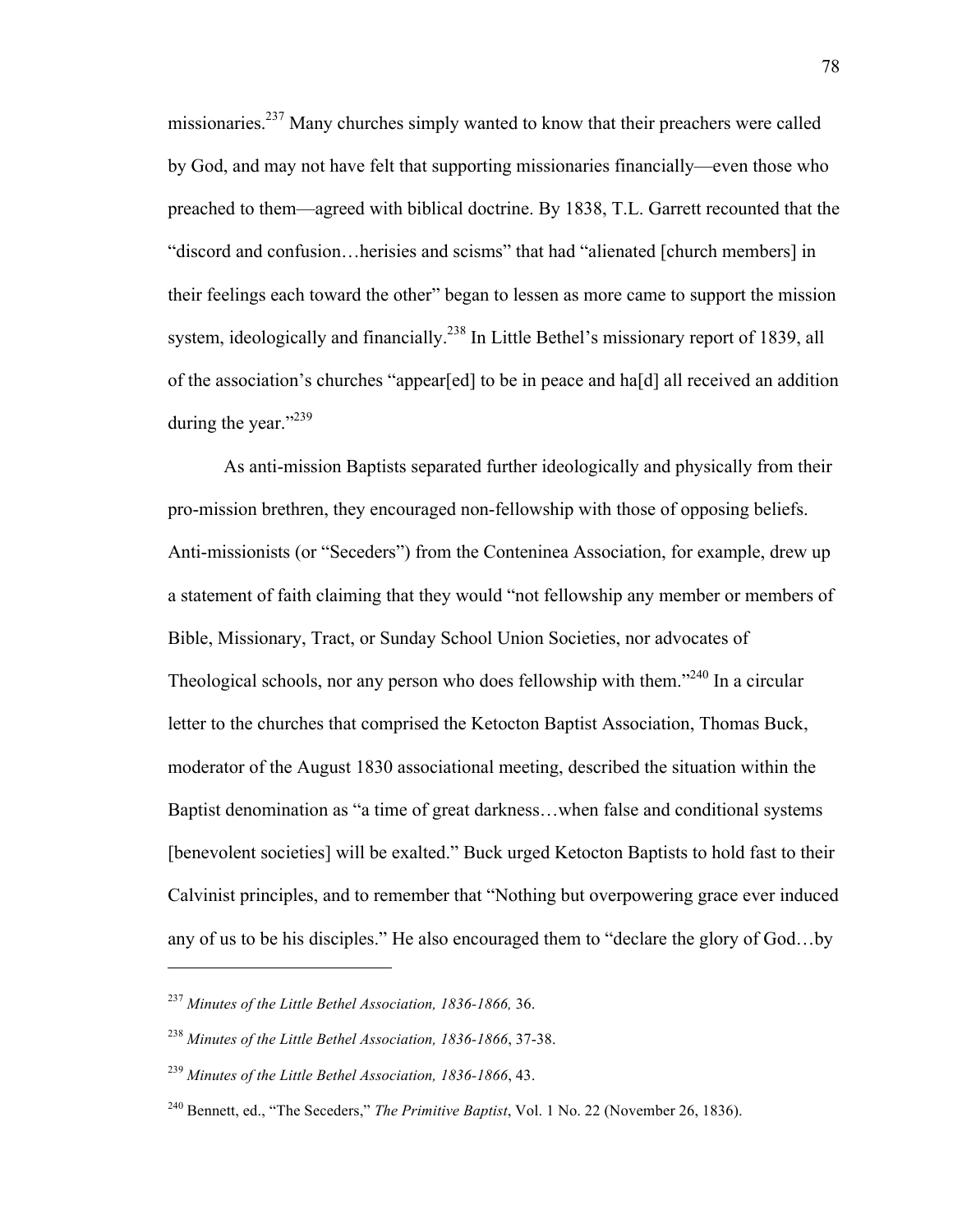missionaries.[237] Many churches simply wanted to know that their preachers were called by God, and may not have felt that supporting missionaries financially—even those who preached to them—agreed with biblical doctrine. By 1838, T.L. Garrett recounted that the "discord and confusion…herisies and scisms" that had "alienated [church members] in their feelings each toward the other" began to lessen as more came to support the mission system, ideologically and financially.[238] In Little Bethel's missionary report of 1839, all of the association's churches "appear[ed] to be in peace and ha[d] all received an addition during the year."[239]

As anti-mission Baptists separated further ideologically and physically from their pro-mission brethren, they encouraged non-fellowship with those of opposing beliefs. Anti-missionists (or "Seceders") from the Conteninea Association, for example, drew up a statement of faith claiming that they would "not fellowship any member or members of Bible, Missionary, Tract, or Sunday School Union Societies, nor advocates of Theological schools, nor any person who does fellowship with them."[240] In a circular letter to the churches that comprised the Ketocton Baptist Association, Thomas Buck, moderator of the August 1830 associational meeting, described the situation within the Baptist denomination as "a time of great darkness…when false and conditional systems [benevolent societies] will be exalted." Buck urged Ketocton Baptists to hold fast to their Calvinist principles, and to remember that "Nothing but overpowering grace ever induced any of us to be his disciples." He also encouraged them to "declare the glory of God…by

---

[237] *Minutes of the Little Bethel Association, 1836-1866,* 36.

[238] *Minutes of the Little Bethel Association, 1836-1866*, 37-38.

[239] *Minutes of the Little Bethel Association, 1836-1866*, 43.

[240] Bennett, ed., "The Seceders," *The Primitive Baptist*, Vol. 1 No. 22 (November 26, 1836).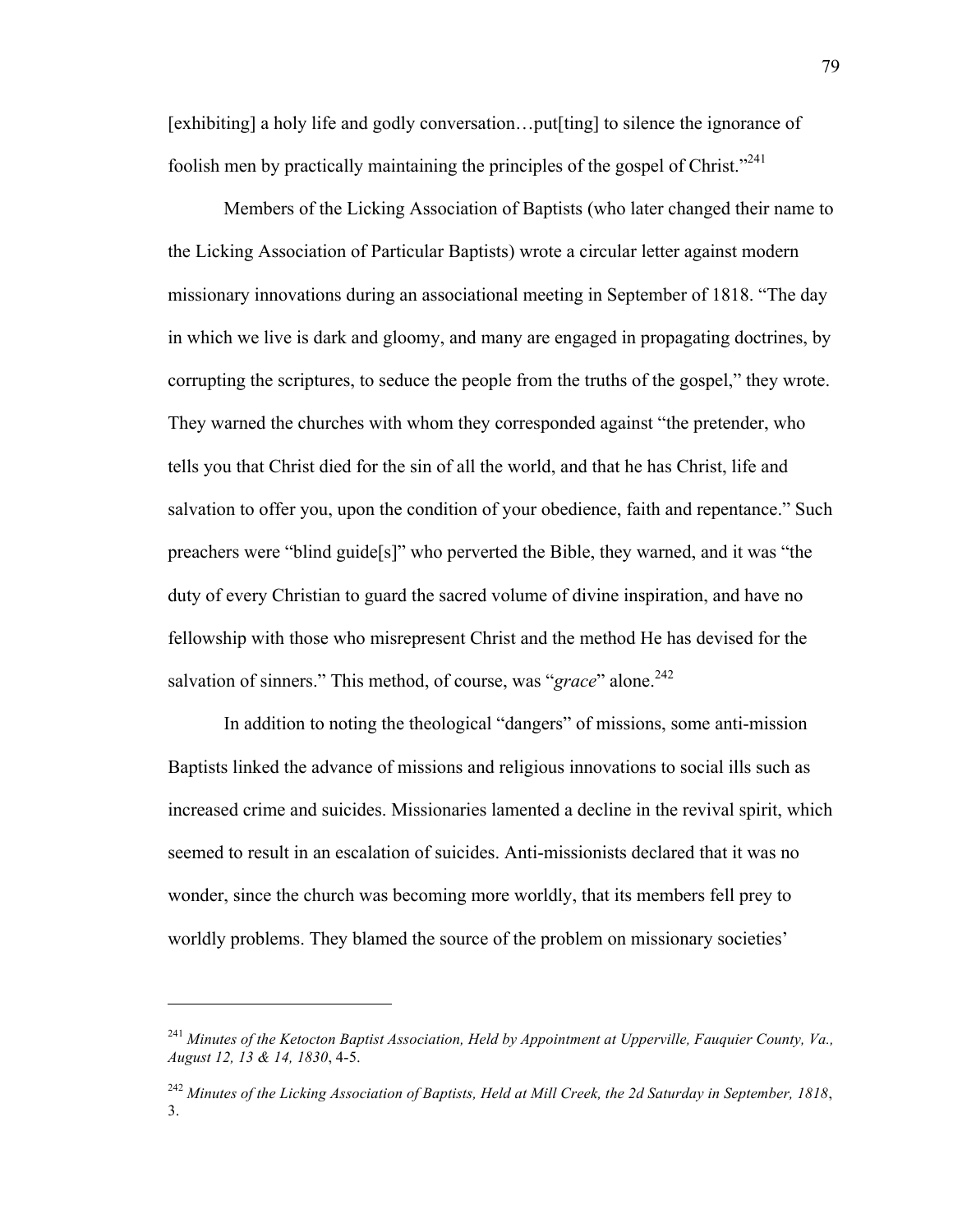[exhibiting] a holy life and godly conversation…put[ting] to silence the ignorance of foolish men by practically maintaining the principles of the gospel of Christ."[241]

Members of the Licking Association of Baptists (who later changed their name to the Licking Association of Particular Baptists) wrote a circular letter against modern missionary innovations during an associational meeting in September of 1818. "The day in which we live is dark and gloomy, and many are engaged in propagating doctrines, by corrupting the scriptures, to seduce the people from the truths of the gospel," they wrote. They warned the churches with whom they corresponded against "the pretender, who tells you that Christ died for the sin of all the world, and that he has Christ, life and salvation to offer you, upon the condition of your obedience, faith and repentance." Such preachers were "blind guide[s]" who perverted the Bible, they warned, and it was "the duty of every Christian to guard the sacred volume of divine inspiration, and have no fellowship with those who misrepresent Christ and the method He has devised for the salvation of sinners." This method, of course, was "*grace*" alone.[242]

In addition to noting the theological "dangers" of missions, some anti-mission Baptists linked the advance of missions and religious innovations to social ills such as increased crime and suicides. Missionaries lamented a decline in the revival spirit, which seemed to result in an escalation of suicides. Anti-missionists declared that it was no wonder, since the church was becoming more worldly, that its members fell prey to worldly problems. They blamed the source of the problem on missionary societies'

---

[241] *Minutes of the Ketocton Baptist Association, Held by Appointment at Upperville, Fauquier County, Va., August 12, 13 & 14, 1830*, 4-5.

[242] *Minutes of the Licking Association of Baptists, Held at Mill Creek, the 2d Saturday in September, 1818*, 3.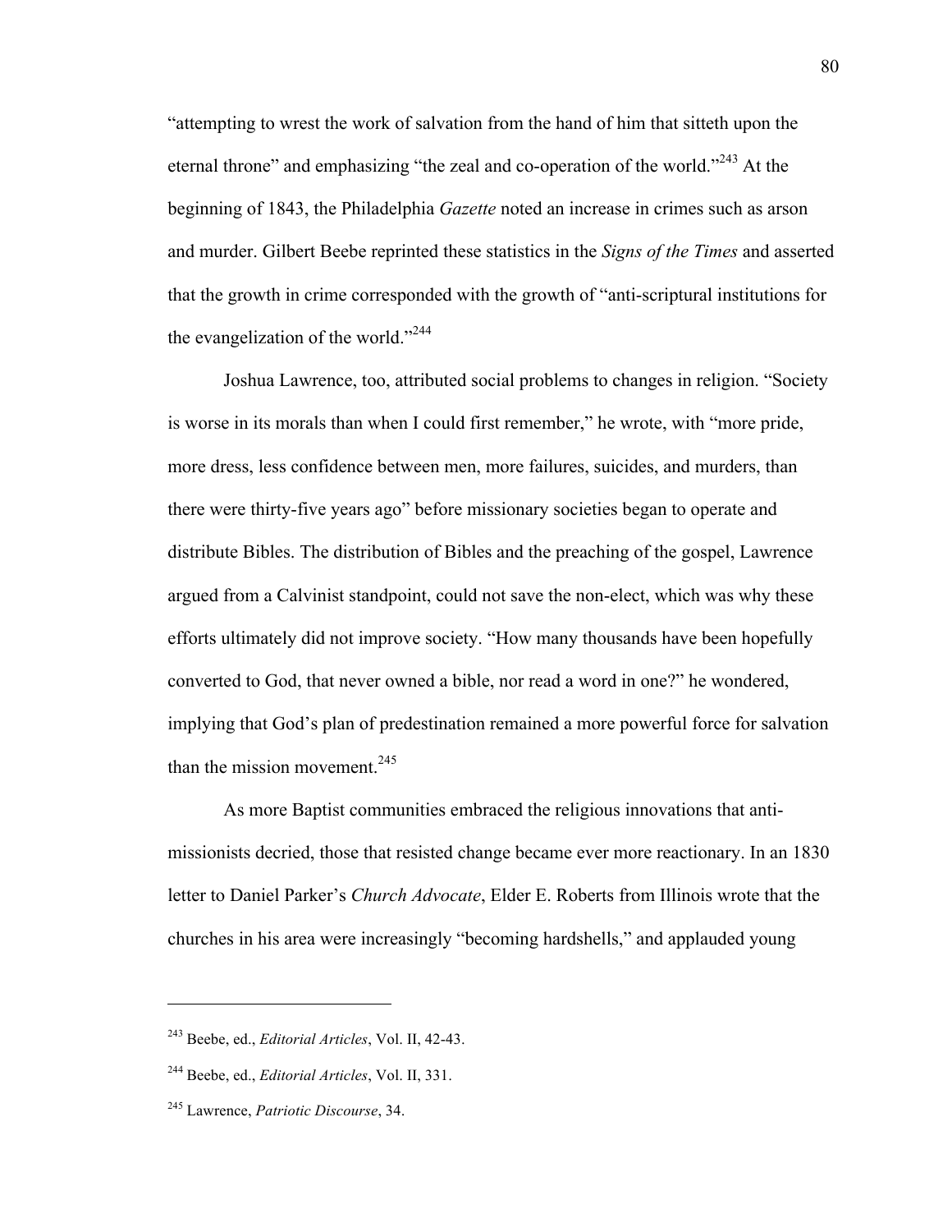"attempting to wrest the work of salvation from the hand of him that sitteth upon the eternal throne" and emphasizing "the zeal and co-operation of the world."[243] At the beginning of 1843, the Philadelphia *Gazette* noted an increase in crimes such as arson and murder. Gilbert Beebe reprinted these statistics in the *Signs of the Times* and asserted that the growth in crime corresponded with the growth of "anti-scriptural institutions for the evangelization of the world."[244]

Joshua Lawrence, too, attributed social problems to changes in religion. "Society is worse in its morals than when I could first remember," he wrote, with "more pride, more dress, less confidence between men, more failures, suicides, and murders, than there were thirty-five years ago" before missionary societies began to operate and distribute Bibles. The distribution of Bibles and the preaching of the gospel, Lawrence argued from a Calvinist standpoint, could not save the non-elect, which was why these efforts ultimately did not improve society. "How many thousands have been hopefully converted to God, that never owned a bible, nor read a word in one?" he wondered, implying that God's plan of predestination remained a more powerful force for salvation than the mission movement.[245]

As more Baptist communities embraced the religious innovations that anti-missionists decried, those that resisted change became ever more reactionary. In an 1830 letter to Daniel Parker's *Church Advocate*, Elder E. Roberts from Illinois wrote that the churches in his area were increasingly "becoming hardshells," and applauded young

---

[243] Beebe, ed., *Editorial Articles*, Vol. II, 42-43.

[244] Beebe, ed., *Editorial Articles*, Vol. II, 331.

[245] Lawrence, *Patriotic Discourse*, 34.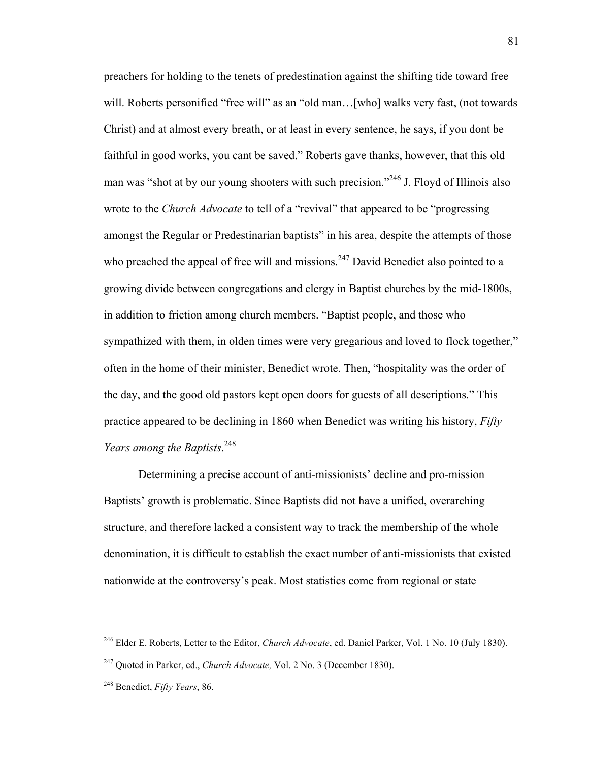preachers for holding to the tenets of predestination against the shifting tide toward free will. Roberts personified "free will" as an "old man…[who] walks very fast, (not towards Christ) and at almost every breath, or at least in every sentence, he says, if you dont be faithful in good works, you cant be saved." Roberts gave thanks, however, that this old man was "shot at by our young shooters with such precision."[246] J. Floyd of Illinois also wrote to the *Church Advocate* to tell of a "revival" that appeared to be "progressing amongst the Regular or Predestinarian baptists" in his area, despite the attempts of those who preached the appeal of free will and missions.[247] David Benedict also pointed to a growing divide between congregations and clergy in Baptist churches by the mid-1800s, in addition to friction among church members. "Baptist people, and those who sympathized with them, in olden times were very gregarious and loved to flock together," often in the home of their minister, Benedict wrote. Then, "hospitality was the order of the day, and the good old pastors kept open doors for guests of all descriptions." This practice appeared to be declining in 1860 when Benedict was writing his history, *Fifty Years among the Baptists*.[248]

Determining a precise account of anti-missionists' decline and pro-mission Baptists' growth is problematic. Since Baptists did not have a unified, overarching structure, and therefore lacked a consistent way to track the membership of the whole denomination, it is difficult to establish the exact number of anti-missionists that existed nationwide at the controversy's peak. Most statistics come from regional or state

---

[246] Elder E. Roberts, Letter to the Editor, *Church Advocate*, ed. Daniel Parker, Vol. 1 No. 10 (July 1830).

[247] Quoted in Parker, ed., *Church Advocate,* Vol. 2 No. 3 (December 1830).

[248] Benedict, *Fifty Years*, 86.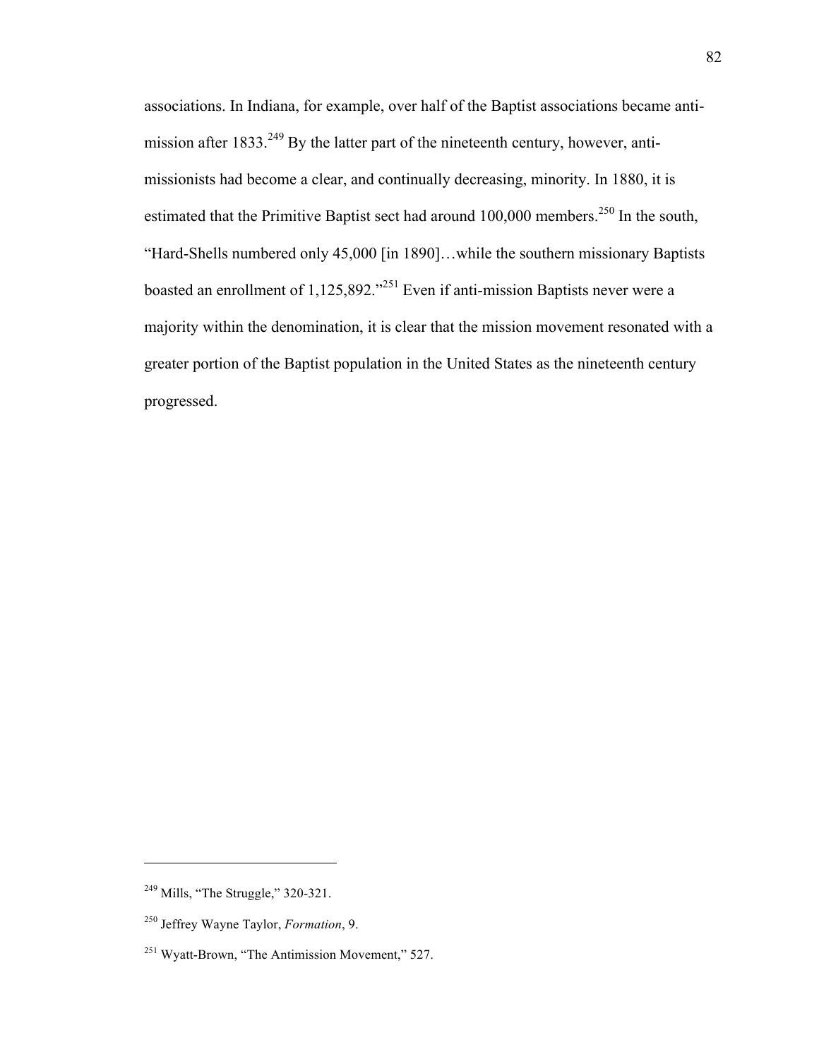associations. In Indiana, for example, over half of the Baptist associations became anti-mission after 1833.[249] By the latter part of the nineteenth century, however, anti-missionists had become a clear, and continually decreasing, minority. In 1880, it is estimated that the Primitive Baptist sect had around 100,000 members.[250] In the south, "Hard-Shells numbered only 45,000 [in 1890]…while the southern missionary Baptists boasted an enrollment of 1,125,892."[251] Even if anti-mission Baptists never were a majority within the denomination, it is clear that the mission movement resonated with a greater portion of the Baptist population in the United States as the nineteenth century progressed.

---

[249] Mills, "The Struggle," 320-321.

[250] Jeffrey Wayne Taylor, *Formation*, 9.

[251] Wyatt-Brown, "The Antimission Movement," 527.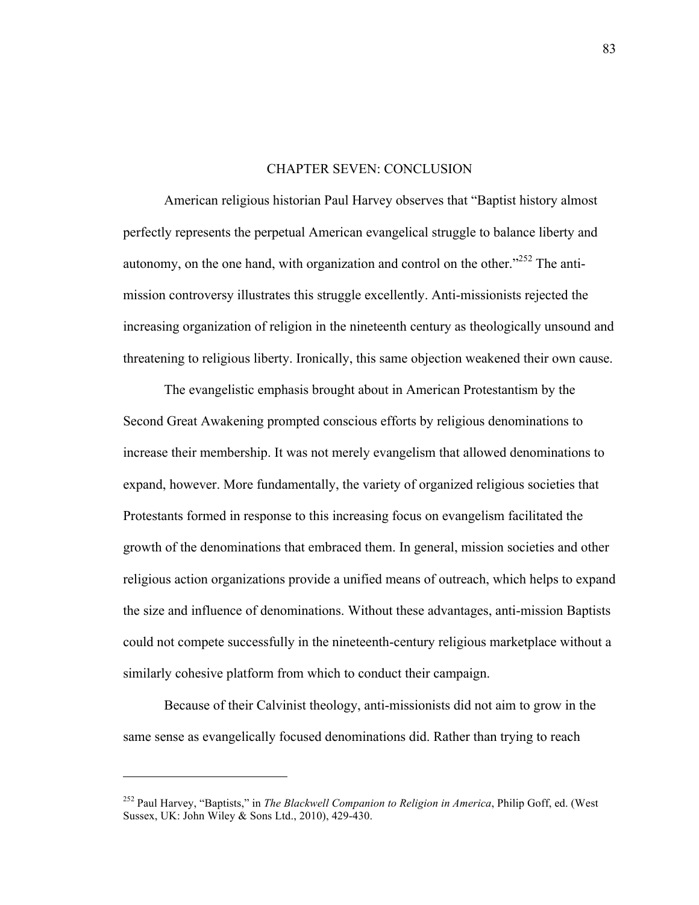# CHAPTER SEVEN: CONCLUSION

American religious historian Paul Harvey observes that "Baptist history almost perfectly represents the perpetual American evangelical struggle to balance liberty and autonomy, on the one hand, with organization and control on the other."[252] The anti-mission controversy illustrates this struggle excellently. Anti-missionists rejected the increasing organization of religion in the nineteenth century as theologically unsound and threatening to religious liberty. Ironically, this same objection weakened their own cause.

The evangelistic emphasis brought about in American Protestantism by the Second Great Awakening prompted conscious efforts by religious denominations to increase their membership. It was not merely evangelism that allowed denominations to expand, however. More fundamentally, the variety of organized religious societies that Protestants formed in response to this increasing focus on evangelism facilitated the growth of the denominations that embraced them. In general, mission societies and other religious action organizations provide a unified means of outreach, which helps to expand the size and influence of denominations. Without these advantages, anti-mission Baptists could not compete successfully in the nineteenth-century religious marketplace without a similarly cohesive platform from which to conduct their campaign.

Because of their Calvinist theology, anti-missionists did not aim to grow in the same sense as evangelically focused denominations did. Rather than trying to reach

---

[252] Paul Harvey, "Baptists," in *The Blackwell Companion to Religion in America*, Philip Goff, ed. (West Sussex, UK: John Wiley & Sons Ltd., 2010), 429-430.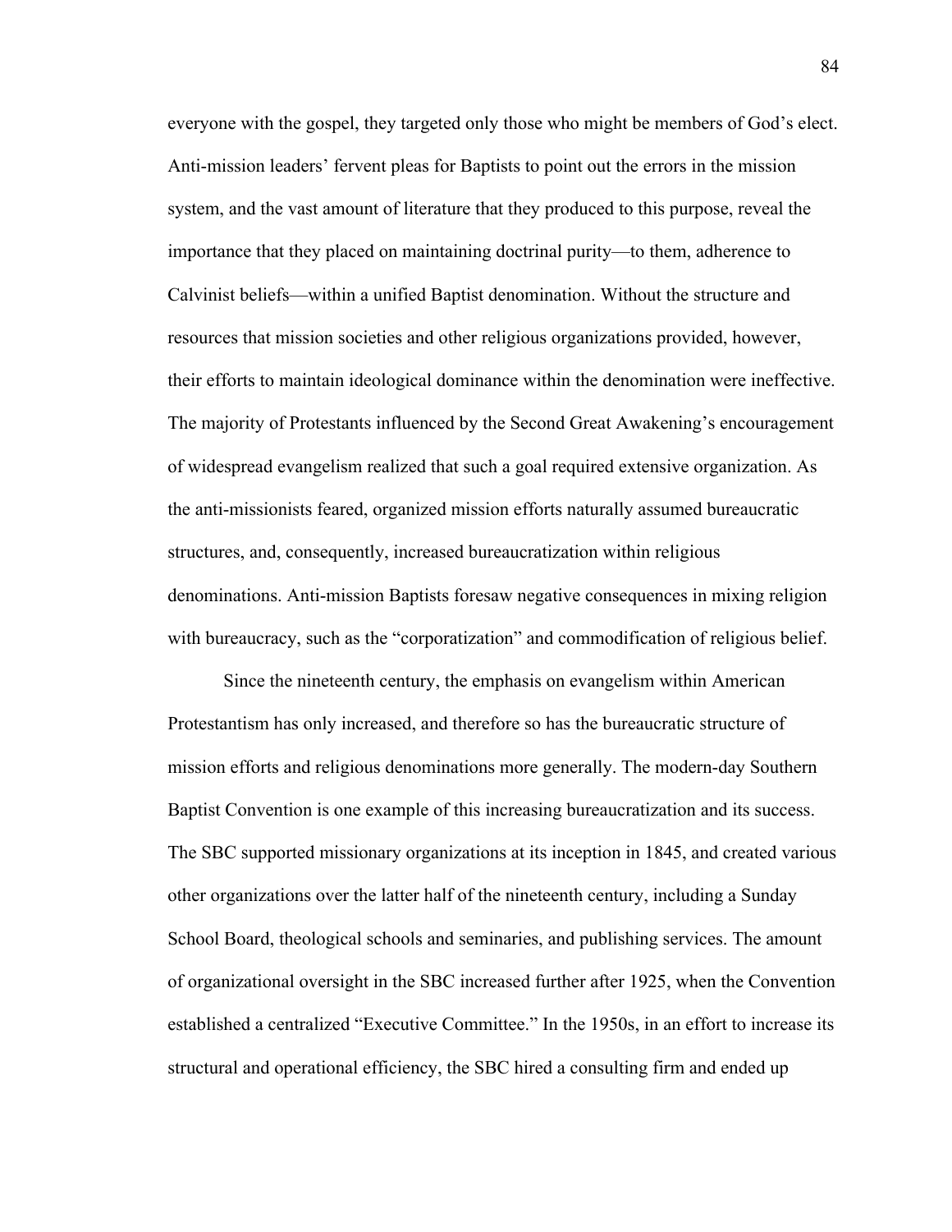everyone with the gospel, they targeted only those who might be members of God's elect. Anti-mission leaders' fervent pleas for Baptists to point out the errors in the mission system, and the vast amount of literature that they produced to this purpose, reveal the importance that they placed on maintaining doctrinal purity—to them, adherence to Calvinist beliefs—within a unified Baptist denomination. Without the structure and resources that mission societies and other religious organizations provided, however, their efforts to maintain ideological dominance within the denomination were ineffective. The majority of Protestants influenced by the Second Great Awakening's encouragement of widespread evangelism realized that such a goal required extensive organization. As the anti-missionists feared, organized mission efforts naturally assumed bureaucratic structures, and, consequently, increased bureaucratization within religious denominations. Anti-mission Baptists foresaw negative consequences in mixing religion with bureaucracy, such as the "corporatization" and commodification of religious belief.

Since the nineteenth century, the emphasis on evangelism within American Protestantism has only increased, and therefore so has the bureaucratic structure of mission efforts and religious denominations more generally. The modern-day Southern Baptist Convention is one example of this increasing bureaucratization and its success. The SBC supported missionary organizations at its inception in 1845, and created various other organizations over the latter half of the nineteenth century, including a Sunday School Board, theological schools and seminaries, and publishing services. The amount of organizational oversight in the SBC increased further after 1925, when the Convention established a centralized "Executive Committee." In the 1950s, in an effort to increase its structural and operational efficiency, the SBC hired a consulting firm and ended up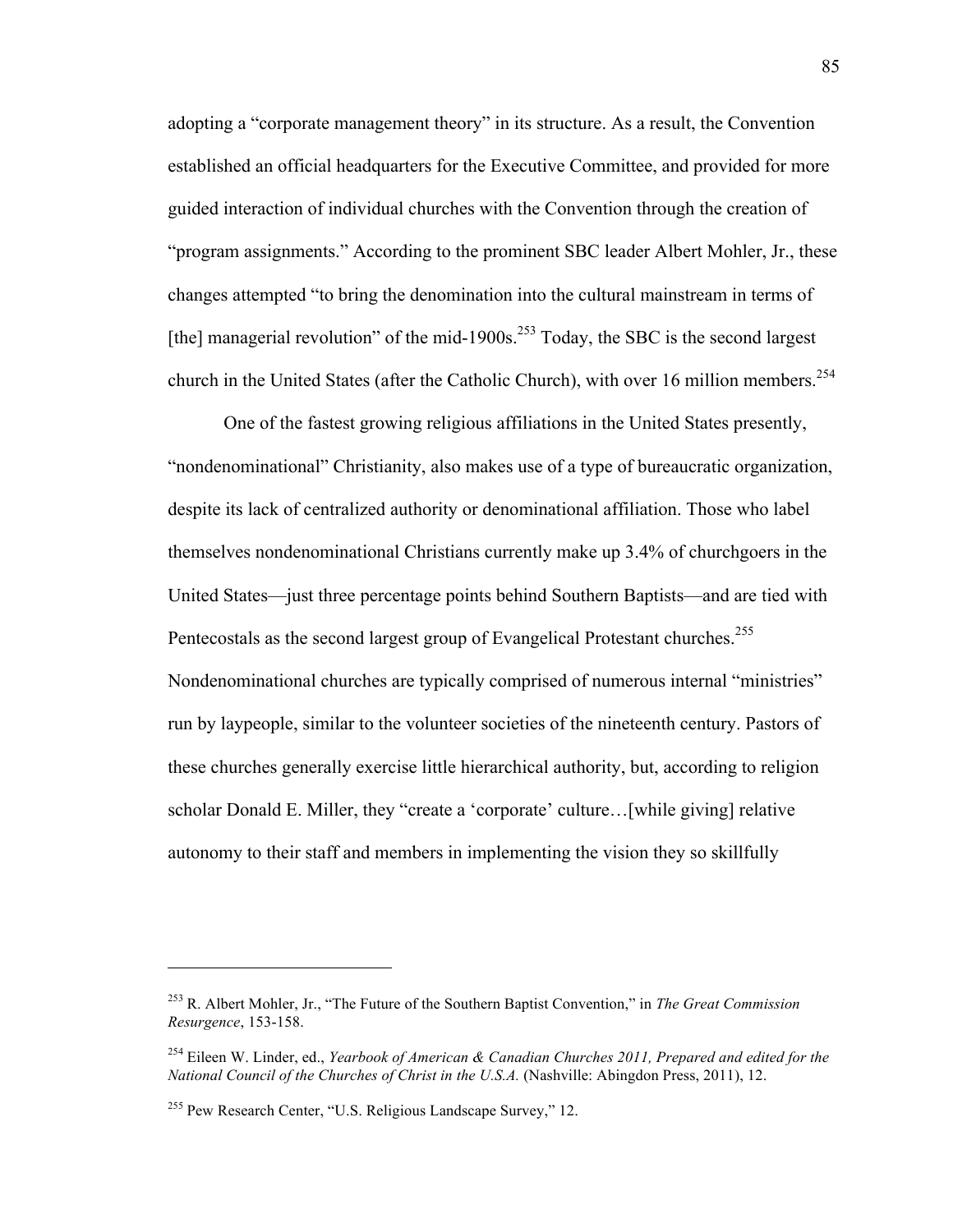adopting a "corporate management theory" in its structure. As a result, the Convention established an official headquarters for the Executive Committee, and provided for more guided interaction of individual churches with the Convention through the creation of "program assignments." According to the prominent SBC leader Albert Mohler, Jr., these changes attempted "to bring the denomination into the cultural mainstream in terms of [the] managerial revolution" of the mid-1900s.[253] Today, the SBC is the second largest church in the United States (after the Catholic Church), with over 16 million members.[254]

One of the fastest growing religious affiliations in the United States presently, "nondenominational" Christianity, also makes use of a type of bureaucratic organization, despite its lack of centralized authority or denominational affiliation. Those who label themselves nondenominational Christians currently make up 3.4% of churchgoers in the United States—just three percentage points behind Southern Baptists—and are tied with Pentecostals as the second largest group of Evangelical Protestant churches.[255] Nondenominational churches are typically comprised of numerous internal "ministries" run by laypeople, similar to the volunteer societies of the nineteenth century. Pastors of these churches generally exercise little hierarchical authority, but, according to religion scholar Donald E. Miller, they "create a 'corporate' culture…[while giving] relative autonomy to their staff and members in implementing the vision they so skillfully

---

[253] R. Albert Mohler, Jr., "The Future of the Southern Baptist Convention," in *The Great Commission Resurgence*, 153-158.

[254] Eileen W. Linder, ed., *Yearbook of American & Canadian Churches 2011, Prepared and edited for the National Council of the Churches of Christ in the U.S.A.* (Nashville: Abingdon Press, 2011), 12.

[255] Pew Research Center, "U.S. Religious Landscape Survey," 12.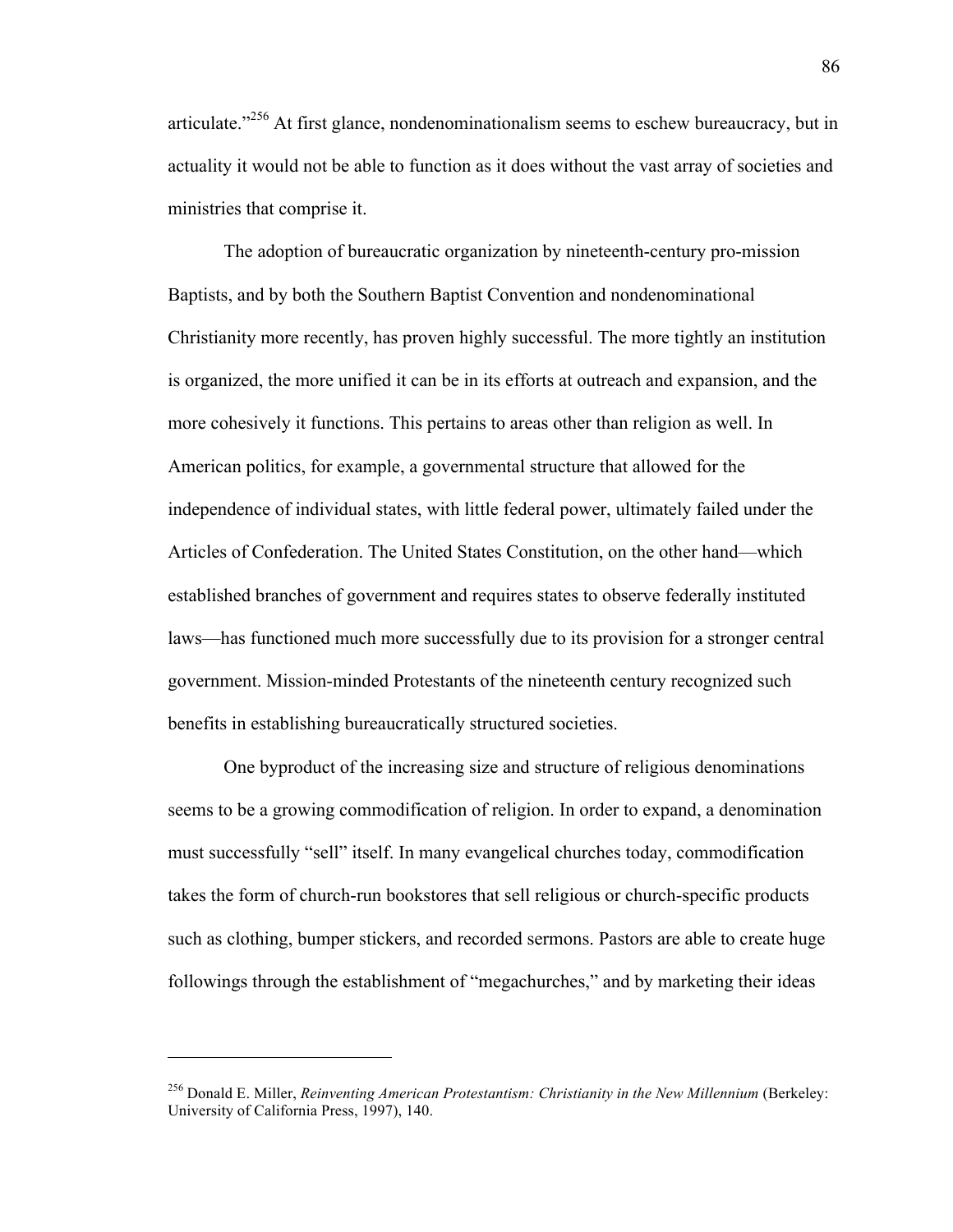articulate."[256] At first glance, nondenominationalism seems to eschew bureaucracy, but in actuality it would not be able to function as it does without the vast array of societies and ministries that comprise it.

The adoption of bureaucratic organization by nineteenth-century pro-mission Baptists, and by both the Southern Baptist Convention and nondenominational Christianity more recently, has proven highly successful. The more tightly an institution is organized, the more unified it can be in its efforts at outreach and expansion, and the more cohesively it functions. This pertains to areas other than religion as well. In American politics, for example, a governmental structure that allowed for the independence of individual states, with little federal power, ultimately failed under the Articles of Confederation. The United States Constitution, on the other hand—which established branches of government and requires states to observe federally instituted laws—has functioned much more successfully due to its provision for a stronger central government. Mission-minded Protestants of the nineteenth century recognized such benefits in establishing bureaucratically structured societies.

One byproduct of the increasing size and structure of religious denominations seems to be a growing commodification of religion. In order to expand, a denomination must successfully "sell" itself. In many evangelical churches today, commodification takes the form of church-run bookstores that sell religious or church-specific products such as clothing, bumper stickers, and recorded sermons. Pastors are able to create huge followings through the establishment of "megachurches," and by marketing their ideas

---

[256] Donald E. Miller, *Reinventing American Protestantism: Christianity in the New Millennium* (Berkeley: University of California Press, 1997), 140.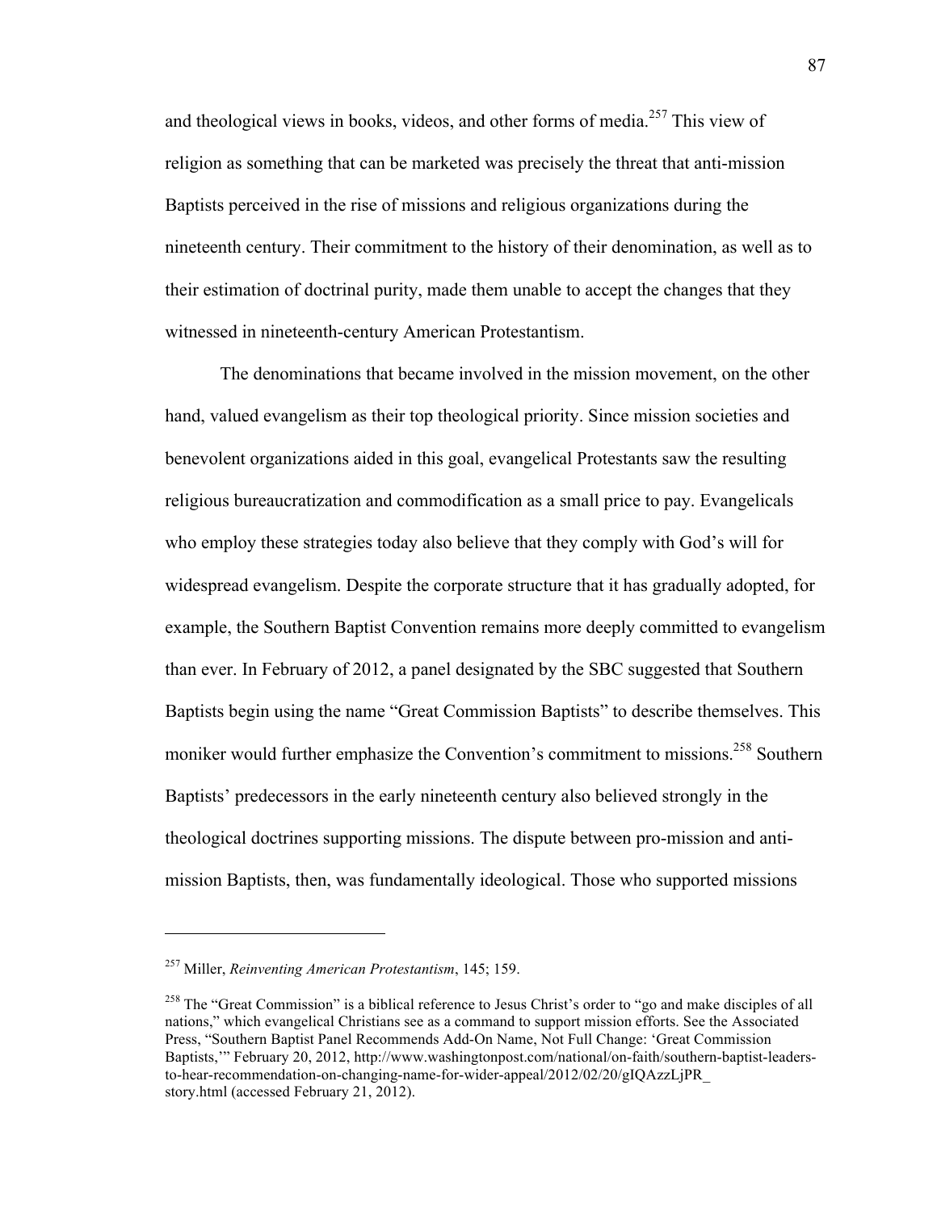and theological views in books, videos, and other forms of media.[257] This view of religion as something that can be marketed was precisely the threat that anti-mission Baptists perceived in the rise of missions and religious organizations during the nineteenth century. Their commitment to the history of their denomination, as well as to their estimation of doctrinal purity, made them unable to accept the changes that they witnessed in nineteenth-century American Protestantism.

The denominations that became involved in the mission movement, on the other hand, valued evangelism as their top theological priority. Since mission societies and benevolent organizations aided in this goal, evangelical Protestants saw the resulting religious bureaucratization and commodification as a small price to pay. Evangelicals who employ these strategies today also believe that they comply with God's will for widespread evangelism. Despite the corporate structure that it has gradually adopted, for example, the Southern Baptist Convention remains more deeply committed to evangelism than ever. In February of 2012, a panel designated by the SBC suggested that Southern Baptists begin using the name "Great Commission Baptists" to describe themselves. This moniker would further emphasize the Convention's commitment to missions.[258] Southern Baptists' predecessors in the early nineteenth century also believed strongly in the theological doctrines supporting missions. The dispute between pro-mission and anti-mission Baptists, then, was fundamentally ideological. Those who supported missions

---

[257] Miller, *Reinventing American Protestantism*, 145; 159.

[258] The "Great Commission" is a biblical reference to Jesus Christ's order to "go and make disciples of all nations," which evangelical Christians see as a command to support mission efforts. See the Associated Press, "Southern Baptist Panel Recommends Add-On Name, Not Full Change: 'Great Commission Baptists,'" February 20, 2012, http://www.washingtonpost.com/national/on-faith/southern-baptist-leaders-to-hear-recommendation-on-changing-name-for-wider-appeal/2012/02/20/gIQAzzLjPR_story.html (accessed February 21, 2012).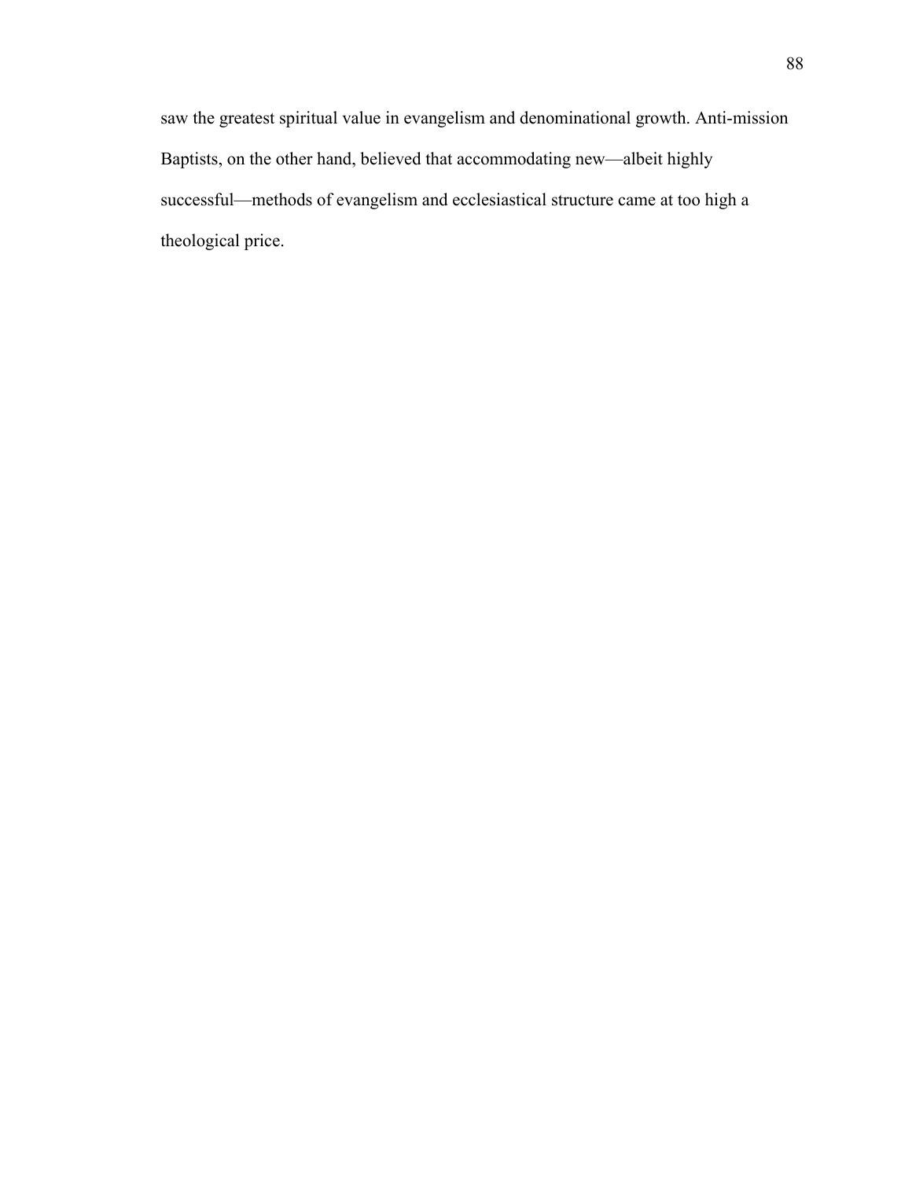saw the greatest spiritual value in evangelism and denominational growth. Anti-mission Baptists, on the other hand, believed that accommodating new—albeit highly successful—methods of evangelism and ecclesiastical structure came at too high a theological price.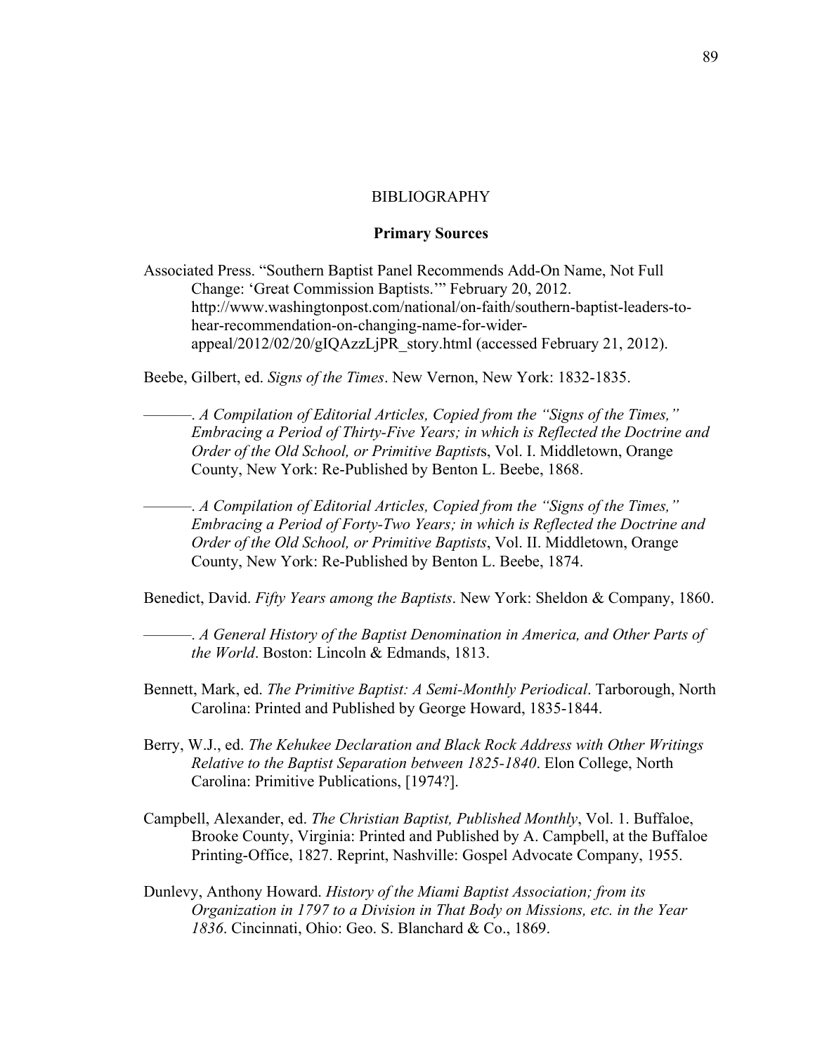# BIBLIOGRAPHY

## Primary Sources

Associated Press. "Southern Baptist Panel Recommends Add-On Name, Not Full Change: 'Great Commission Baptists.'" February 20, 2012. http://www.washingtonpost.com/national/on-faith/southern-baptist-leaders-to-hear-recommendation-on-changing-name-for-wider-appeal/2012/02/20/gIQAzzLjPR_story.html (accessed February 21, 2012).

Beebe, Gilbert, ed. *Signs of the Times*. New Vernon, New York: 1832-1835.

———. *A Compilation of Editorial Articles, Copied from the "Signs of the Times," Embracing a Period of Thirty-Five Years; in which is Reflected the Doctrine and Order of the Old School, or Primitive Baptists*, Vol. I. Middletown, Orange County, New York: Re-Published by Benton L. Beebe, 1868.

———. *A Compilation of Editorial Articles, Copied from the "Signs of the Times," Embracing a Period of Forty-Two Years; in which is Reflected the Doctrine and Order of the Old School, or Primitive Baptists*, Vol. II. Middletown, Orange County, New York: Re-Published by Benton L. Beebe, 1874.

Benedict, David. *Fifty Years among the Baptists*. New York: Sheldon & Company, 1860.

———. *A General History of the Baptist Denomination in America, and Other Parts of the World*. Boston: Lincoln & Edmands, 1813.

Bennett, Mark, ed. *The Primitive Baptist: A Semi-Monthly Periodical*. Tarborough, North Carolina: Printed and Published by George Howard, 1835-1844.

Berry, W.J., ed. *The Kehukee Declaration and Black Rock Address with Other Writings Relative to the Baptist Separation between 1825-1840*. Elon College, North Carolina: Primitive Publications, [1974?].

Campbell, Alexander, ed. *The Christian Baptist, Published Monthly*, Vol. 1. Buffaloe, Brooke County, Virginia: Printed and Published by A. Campbell, at the Buffaloe Printing-Office, 1827. Reprint, Nashville: Gospel Advocate Company, 1955.

Dunlevy, Anthony Howard. *History of the Miami Baptist Association; from its Organization in 1797 to a Division in That Body on Missions, etc. in the Year 1836*. Cincinnati, Ohio: Geo. S. Blanchard & Co., 1869.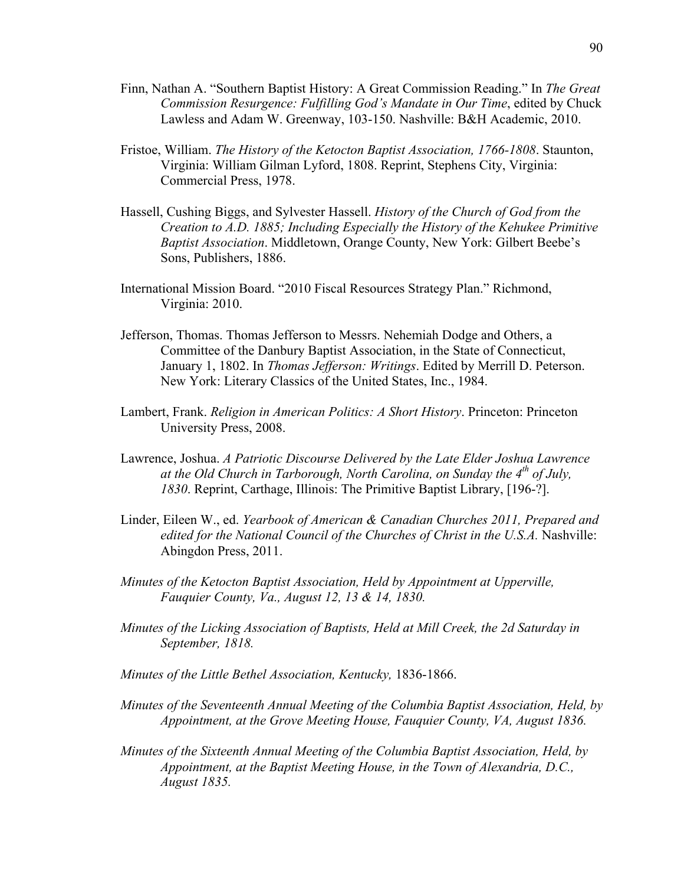Finn, Nathan A. "Southern Baptist History: A Great Commission Reading." In *The Great Commission Resurgence: Fulfilling God's Mandate in Our Time*, edited by Chuck Lawless and Adam W. Greenway, 103-150. Nashville: B&H Academic, 2010.

Fristoe, William. *The History of the Ketocton Baptist Association, 1766-1808*. Staunton, Virginia: William Gilman Lyford, 1808. Reprint, Stephens City, Virginia: Commercial Press, 1978.

Hassell, Cushing Biggs, and Sylvester Hassell. *History of the Church of God from the Creation to A.D. 1885; Including Especially the History of the Kehukee Primitive Baptist Association*. Middletown, Orange County, New York: Gilbert Beebe's Sons, Publishers, 1886.

International Mission Board. "2010 Fiscal Resources Strategy Plan." Richmond, Virginia: 2010.

Jefferson, Thomas. Thomas Jefferson to Messrs. Nehemiah Dodge and Others, a Committee of the Danbury Baptist Association, in the State of Connecticut, January 1, 1802. In *Thomas Jefferson: Writings*. Edited by Merrill D. Peterson. New York: Literary Classics of the United States, Inc., 1984.

Lambert, Frank. *Religion in American Politics: A Short History*. Princeton: Princeton University Press, 2008.

Lawrence, Joshua. *A Patriotic Discourse Delivered by the Late Elder Joshua Lawrence at the Old Church in Tarborough, North Carolina, on Sunday the 4th of July, 1830*. Reprint, Carthage, Illinois: The Primitive Baptist Library, [196-?].

Linder, Eileen W., ed. *Yearbook of American & Canadian Churches 2011, Prepared and edited for the National Council of the Churches of Christ in the U.S.A.* Nashville: Abingdon Press, 2011.

*Minutes of the Ketocton Baptist Association, Held by Appointment at Upperville, Fauquier County, Va., August 12, 13 & 14, 1830.*

*Minutes of the Licking Association of Baptists, Held at Mill Creek, the 2d Saturday in September, 1818.*

*Minutes of the Little Bethel Association, Kentucky,* 1836-1866.

*Minutes of the Seventeenth Annual Meeting of the Columbia Baptist Association, Held, by Appointment, at the Grove Meeting House, Fauquier County, VA, August 1836.*

*Minutes of the Sixteenth Annual Meeting of the Columbia Baptist Association, Held, by Appointment, at the Baptist Meeting House, in the Town of Alexandria, D.C., August 1835.*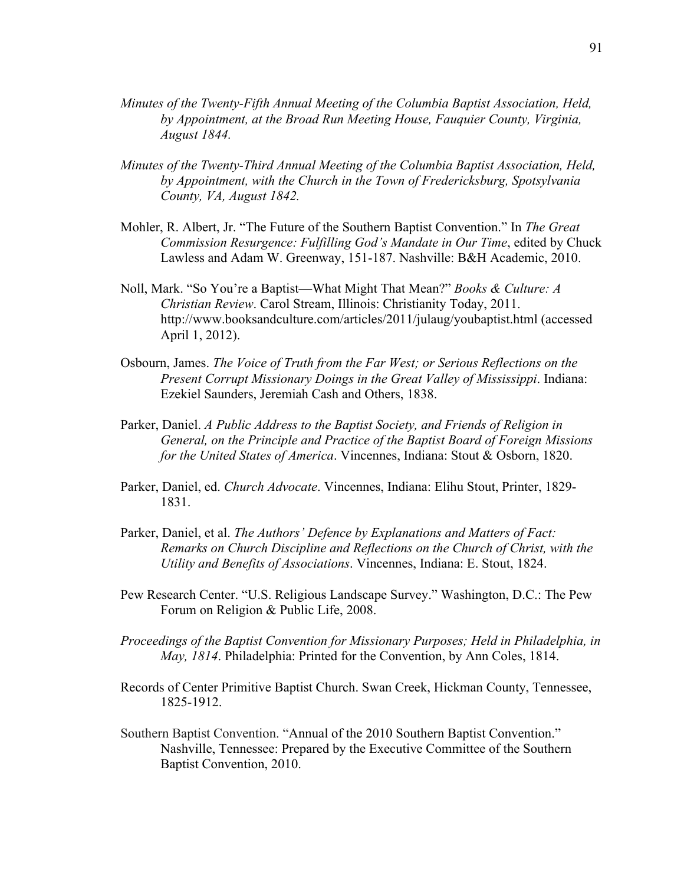*Minutes of the Twenty-Fifth Annual Meeting of the Columbia Baptist Association, Held, by Appointment, at the Broad Run Meeting House, Fauquier County, Virginia, August 1844.*

*Minutes of the Twenty-Third Annual Meeting of the Columbia Baptist Association, Held, by Appointment, with the Church in the Town of Fredericksburg, Spotsylvania County, VA, August 1842.*

Mohler, R. Albert, Jr. "The Future of the Southern Baptist Convention." In *The Great Commission Resurgence: Fulfilling God's Mandate in Our Time*, edited by Chuck Lawless and Adam W. Greenway, 151-187. Nashville: B&H Academic, 2010.

Noll, Mark. "So You're a Baptist—What Might That Mean?" *Books & Culture: A Christian Review*. Carol Stream, Illinois: Christianity Today, 2011. http://www.booksandculture.com/articles/2011/julaug/youbaptist.html (accessed April 1, 2012).

Osbourn, James. *The Voice of Truth from the Far West; or Serious Reflections on the Present Corrupt Missionary Doings in the Great Valley of Mississippi*. Indiana: Ezekiel Saunders, Jeremiah Cash and Others, 1838.

Parker, Daniel. *A Public Address to the Baptist Society, and Friends of Religion in General, on the Principle and Practice of the Baptist Board of Foreign Missions for the United States of America*. Vincennes, Indiana: Stout & Osborn, 1820.

Parker, Daniel, ed. *Church Advocate*. Vincennes, Indiana: Elihu Stout, Printer, 1829-1831.

Parker, Daniel, et al. *The Authors' Defence by Explanations and Matters of Fact: Remarks on Church Discipline and Reflections on the Church of Christ, with the Utility and Benefits of Associations*. Vincennes, Indiana: E. Stout, 1824.

Pew Research Center. "U.S. Religious Landscape Survey." Washington, D.C.: The Pew Forum on Religion & Public Life, 2008.

*Proceedings of the Baptist Convention for Missionary Purposes; Held in Philadelphia, in May, 1814*. Philadelphia: Printed for the Convention, by Ann Coles, 1814.

Records of Center Primitive Baptist Church. Swan Creek, Hickman County, Tennessee, 1825-1912.

Southern Baptist Convention. "Annual of the 2010 Southern Baptist Convention." Nashville, Tennessee: Prepared by the Executive Committee of the Southern Baptist Convention, 2010.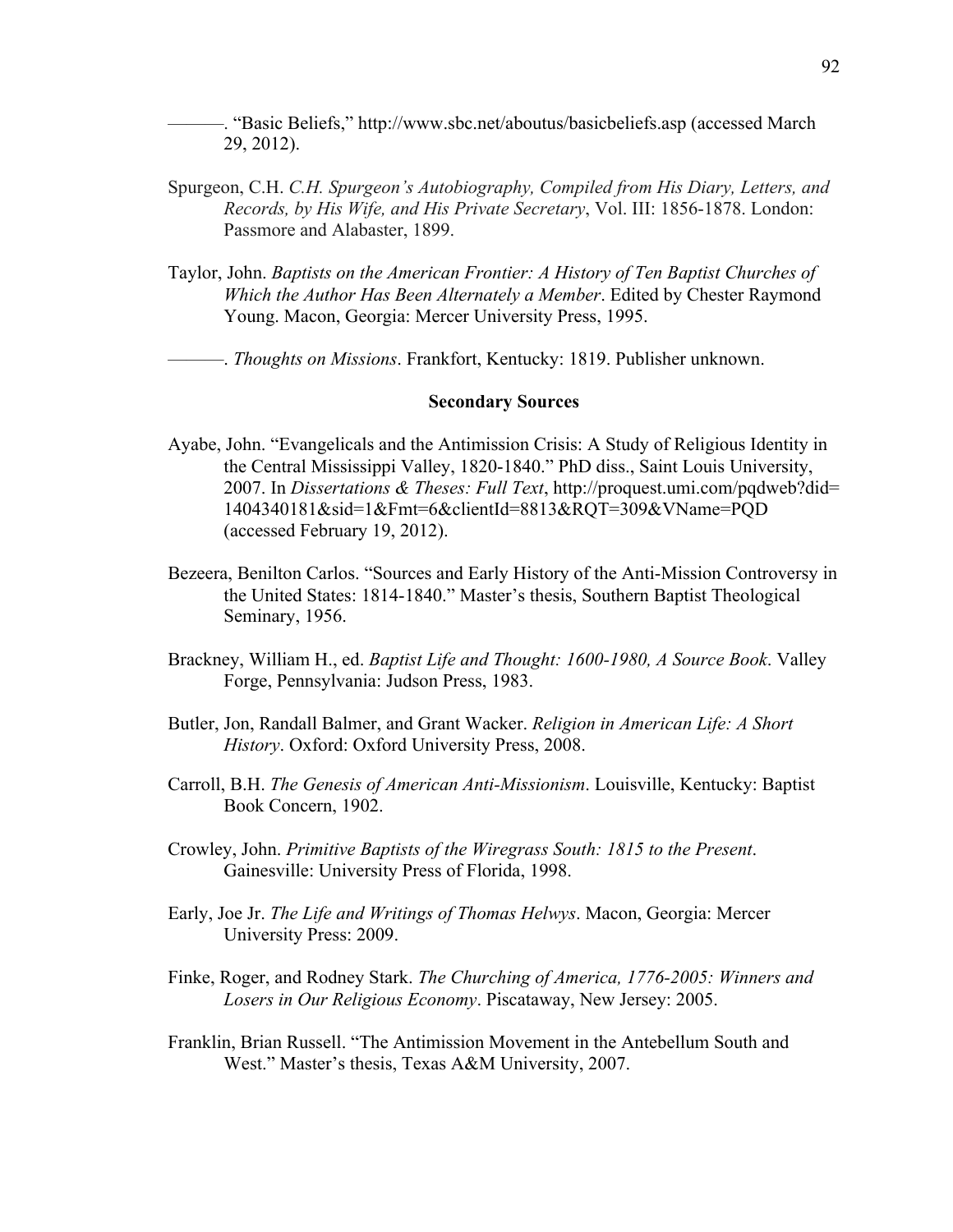———. "Basic Beliefs," http://www.sbc.net/aboutus/basicbeliefs.asp (accessed March 29, 2012).

Spurgeon, C.H. *C.H. Spurgeon's Autobiography, Compiled from His Diary, Letters, and Records, by His Wife, and His Private Secretary*, Vol. III: 1856-1878. London: Passmore and Alabaster, 1899.

Taylor, John. *Baptists on the American Frontier: A History of Ten Baptist Churches of Which the Author Has Been Alternately a Member*. Edited by Chester Raymond Young. Macon, Georgia: Mercer University Press, 1995.

———. *Thoughts on Missions*. Frankfort, Kentucky: 1819. Publisher unknown.

**Secondary Sources**

Ayabe, John. "Evangelicals and the Antimission Crisis: A Study of Religious Identity in the Central Mississippi Valley, 1820-1840." PhD diss., Saint Louis University, 2007. In *Dissertations & Theses: Full Text*, http://proquest.umi.com/pqdweb?did=1404340181&sid=1&Fmt=6&clientId=8813&RQT=309&VName=PQD (accessed February 19, 2012).

Bezeera, Benilton Carlos. "Sources and Early History of the Anti-Mission Controversy in the United States: 1814-1840." Master's thesis, Southern Baptist Theological Seminary, 1956.

Brackney, William H., ed. *Baptist Life and Thought: 1600-1980, A Source Book*. Valley Forge, Pennsylvania: Judson Press, 1983.

Butler, Jon, Randall Balmer, and Grant Wacker. *Religion in American Life: A Short History*. Oxford: Oxford University Press, 2008.

Carroll, B.H. *The Genesis of American Anti-Missionism*. Louisville, Kentucky: Baptist Book Concern, 1902.

Crowley, John. *Primitive Baptists of the Wiregrass South: 1815 to the Present*. Gainesville: University Press of Florida, 1998.

Early, Joe Jr. *The Life and Writings of Thomas Helwys*. Macon, Georgia: Mercer University Press: 2009.

Finke, Roger, and Rodney Stark. *The Churching of America, 1776-2005: Winners and Losers in Our Religious Economy*. Piscataway, New Jersey: 2005.

Franklin, Brian Russell. "The Antimission Movement in the Antebellum South and West." Master's thesis, Texas A&M University, 2007.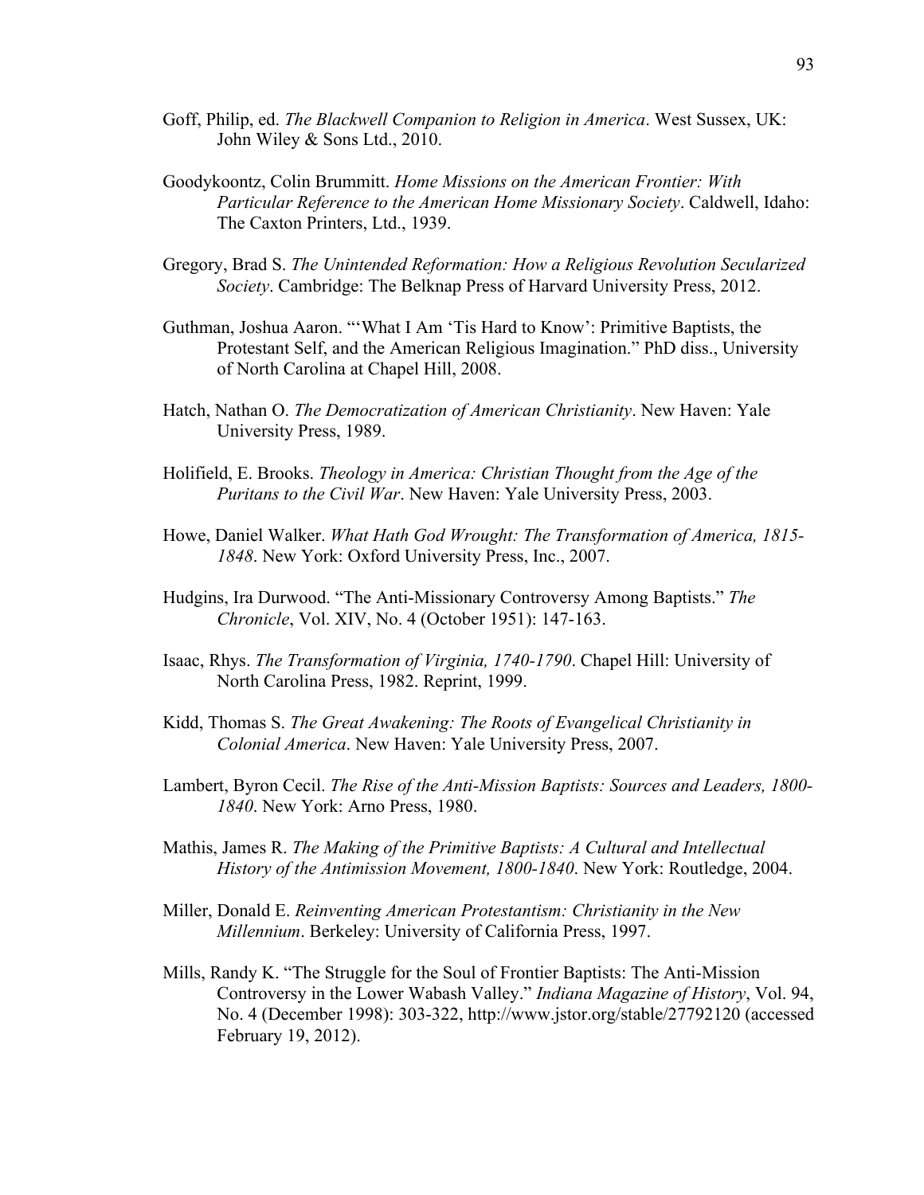Goff, Philip, ed. *The Blackwell Companion to Religion in America*. West Sussex, UK: John Wiley & Sons Ltd., 2010.

Goodykoontz, Colin Brummitt. *Home Missions on the American Frontier: With Particular Reference to the American Home Missionary Society*. Caldwell, Idaho: The Caxton Printers, Ltd., 1939.

Gregory, Brad S. *The Unintended Reformation: How a Religious Revolution Secularized Society*. Cambridge: The Belknap Press of Harvard University Press, 2012.

Guthman, Joshua Aaron. "'What I Am 'Tis Hard to Know': Primitive Baptists, the Protestant Self, and the American Religious Imagination." PhD diss., University of North Carolina at Chapel Hill, 2008.

Hatch, Nathan O. *The Democratization of American Christianity*. New Haven: Yale University Press, 1989.

Holifield, E. Brooks. *Theology in America: Christian Thought from the Age of the Puritans to the Civil War*. New Haven: Yale University Press, 2003.

Howe, Daniel Walker. *What Hath God Wrought: The Transformation of America, 1815-1848*. New York: Oxford University Press, Inc., 2007.

Hudgins, Ira Durwood. "The Anti-Missionary Controversy Among Baptists." *The Chronicle*, Vol. XIV, No. 4 (October 1951): 147-163.

Isaac, Rhys. *The Transformation of Virginia, 1740-1790*. Chapel Hill: University of North Carolina Press, 1982. Reprint, 1999.

Kidd, Thomas S. *The Great Awakening: The Roots of Evangelical Christianity in Colonial America*. New Haven: Yale University Press, 2007.

Lambert, Byron Cecil. *The Rise of the Anti-Mission Baptists: Sources and Leaders, 1800-1840*. New York: Arno Press, 1980.

Mathis, James R. *The Making of the Primitive Baptists: A Cultural and Intellectual History of the Antimission Movement, 1800-1840*. New York: Routledge, 2004.

Miller, Donald E. *Reinventing American Protestantism: Christianity in the New Millennium*. Berkeley: University of California Press, 1997.

Mills, Randy K. "The Struggle for the Soul of Frontier Baptists: The Anti-Mission Controversy in the Lower Wabash Valley." *Indiana Magazine of History*, Vol. 94, No. 4 (December 1998): 303-322, http://www.jstor.org/stable/27792120 (accessed February 19, 2012).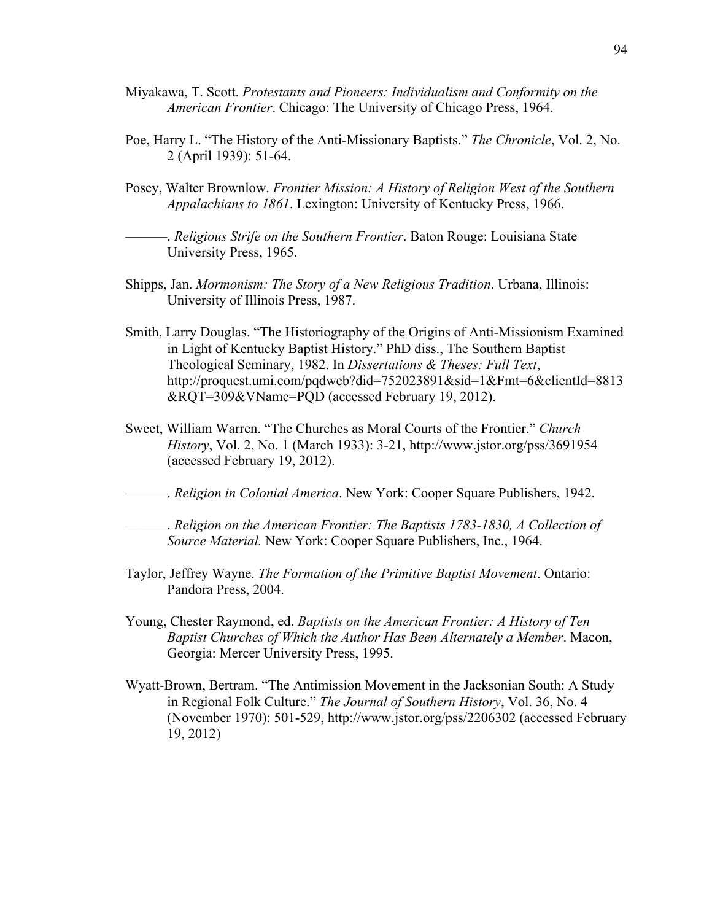Miyakawa, T. Scott. *Protestants and Pioneers: Individualism and Conformity on the American Frontier*. Chicago: The University of Chicago Press, 1964.

Poe, Harry L. "The History of the Anti-Missionary Baptists." *The Chronicle*, Vol. 2, No. 2 (April 1939): 51-64.

Posey, Walter Brownlow. *Frontier Mission: A History of Religion West of the Southern Appalachians to 1861*. Lexington: University of Kentucky Press, 1966.

———. *Religious Strife on the Southern Frontier*. Baton Rouge: Louisiana State University Press, 1965.

Shipps, Jan. *Mormonism: The Story of a New Religious Tradition*. Urbana, Illinois: University of Illinois Press, 1987.

Smith, Larry Douglas. "The Historiography of the Origins of Anti-Missionism Examined in Light of Kentucky Baptist History." PhD diss., The Southern Baptist Theological Seminary, 1982. In *Dissertations & Theses: Full Text*, http://proquest.umi.com/pqdweb?did=752023891&sid=1&Fmt=6&clientId=8813&RQT=309&VName=PQD (accessed February 19, 2012).

Sweet, William Warren. "The Churches as Moral Courts of the Frontier." *Church History*, Vol. 2, No. 1 (March 1933): 3-21, http://www.jstor.org/pss/3691954 (accessed February 19, 2012).

———. *Religion in Colonial America*. New York: Cooper Square Publishers, 1942.

———. *Religion on the American Frontier: The Baptists 1783-1830, A Collection of Source Material.* New York: Cooper Square Publishers, Inc., 1964.

Taylor, Jeffrey Wayne. *The Formation of the Primitive Baptist Movement*. Ontario: Pandora Press, 2004.

Young, Chester Raymond, ed. *Baptists on the American Frontier: A History of Ten Baptist Churches of Which the Author Has Been Alternately a Member*. Macon, Georgia: Mercer University Press, 1995.

Wyatt-Brown, Bertram. "The Antimission Movement in the Jacksonian South: A Study in Regional Folk Culture." *The Journal of Southern History*, Vol. 36, No. 4 (November 1970): 501-529, http://www.jstor.org/pss/2206302 (accessed February 19, 2012)